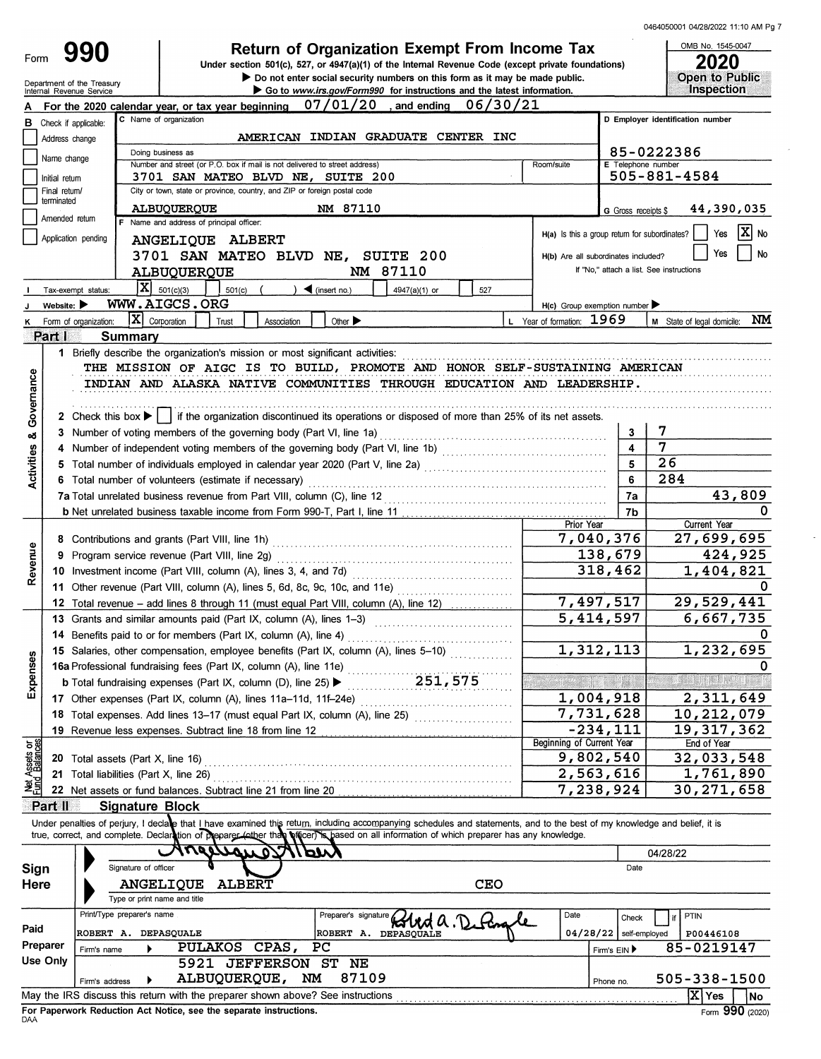0464050001 04/28/2022 11:10 AM Pg 7

# Form 990 — Return of Organization Exempt From Income Tax

Under section 501(c), 527, or 4947(a)(1) of the Internal Revenue Code (except private foundations)

▶ Do not enter social security numbers on this form as it may be made public.

▶ Go to www.irs.gov/Form990 for instructions and the latest information.

Department of the Treasury
Internal Revenue Service

OMB No. 1545-0047

**2020**

**Open to Public Inspection**

**A** For the 2020 calendar year, or tax year beginning 07/01/20, and ending 06/30/21

**B** Check if applicable:
- [ ] Address change
- [ ] Name change
- [ ] Initial return
- [ ] Final return/terminated
- [ ] Amended return
- [ ] Application pending

**C** Name of organization: AMERICAN INDIAN GRADUATE CENTER INC

Doing business as:

Number and street (or P.O. box if mail is not delivered to street address): 3701 SAN MATEO BLVD NE, SUITE 200 — Room/suite:

City or town, state or province, country, and ZIP or foreign postal code: ALBUQUERQUE NM 87110

**D** Employer identification number: 85-0222386

**E** Telephone number: 505-881-4584

**G** Gross receipts $ 44,390,035

**F** Name and address of principal officer:
ANGELIQUE ALBERT
3701 SAN MATEO BLVD NE, SUITE 200
ALBUQUERQUE NM 87110

**H(a)** Is this a group return for subordinates? [ ] Yes [X] No

**H(b)** Are all subordinates included? [ ] Yes [ ] No — If "No," attach a list. See instructions

**H(c)** Group exemption number ▶

**I** Tax-exempt status: [X] 501(c)(3) [ ] 501(c) ( ) ◀ (insert no.) [ ] 4947(a)(1) or [ ] 527

**J** Website: ▶ WWW.AIGCS.ORG

**K** Form of organization: [X] Corporation [ ] Trust [ ] Association [ ] Other ▶

**L** Year of formation: 1969

**M** State of legal domicile: NM

## Part I Summary

### Activities & Governance

1 Briefly describe the organization's mission or most significant activities:
THE MISSION OF AIGC IS TO BUILD, PROMOTE AND HONOR SELF-SUSTAINING AMERICAN INDIAN AND ALASKA NATIVE COMMUNITIES THROUGH EDUCATION AND LEADERSHIP.

2 Check this box ▶ [ ] if the organization discontinued its operations or disposed of more than 25% of its net assets.

| | | Line | Value |
|---|---|---|---|
| 3 | Number of voting members of the governing body (Part VI, line 1a) | 3 | 7 |
| 4 | Number of independent voting members of the governing body (Part VI, line 1b) | 4 | 7 |
| 5 | Total number of individuals employed in calendar year 2020 (Part V, line 2a) | 5 | 26 |
| 6 | Total number of volunteers (estimate if necessary) | 6 | 284 |
| 7a | Total unrelated business revenue from Part VIII, column (C), line 12 | 7a | 43,809 |
| 7b | Net unrelated business taxable income from Form 990-T, Part I, line 11 | 7b | 0 |

### Revenue

| | | Prior Year | Current Year |
|---|---|---|---|
| 8 | Contributions and grants (Part VIII, line 1h) | 7,040,376 | 27,699,695 |
| 9 | Program service revenue (Part VIII, line 2g) | 138,679 | 424,925 |
| 10 | Investment income (Part VIII, column (A), lines 3, 4, and 7d) | 318,462 | 1,404,821 |
| 11 | Other revenue (Part VIII, column (A), lines 5, 6d, 8c, 9c, 10c, and 11e) | | 0 |
| 12 | Total revenue – add lines 8 through 11 (must equal Part VIII, column (A), line 12) | 7,497,517 | 29,529,441 |

### Expenses

| | | Prior Year | Current Year |
|---|---|---|---|
| 13 | Grants and similar amounts paid (Part IX, column (A), lines 1–3) | 5,414,597 | 6,667,735 |
| 14 | Benefits paid to or for members (Part IX, column (A), line 4) | | 0 |
| 15 | Salaries, other compensation, employee benefits (Part IX, column (A), lines 5–10) | 1,312,113 | 1,232,695 |
| 16a | Professional fundraising fees (Part IX, column (A), line 11e) | | 0 |
| b | Total fundraising expenses (Part IX, column (D), line 25) ▶ 251,575 | | |
| 17 | Other expenses (Part IX, column (A), lines 11a–11d, 11f–24e) | 1,004,918 | 2,311,649 |
| 18 | Total expenses. Add lines 13–17 (must equal Part IX, column (A), line 25) | 7,731,628 | 10,212,079 |
| 19 | Revenue less expenses. Subtract line 18 from line 12 | -234,111 | 19,317,362 |

### Net Assets or Fund Balances

| | | Beginning of Current Year | End of Year |
|---|---|---|---|
| 20 | Total assets (Part X, line 16) | 9,802,540 | 32,033,548 |
| 21 | Total liabilities (Part X, line 26) | 2,563,616 | 1,761,890 |
| 22 | Net assets or fund balances. Subtract line 21 from line 20 | 7,238,924 | 30,271,658 |

## Part II Signature Block

Under penalties of perjury, I declare that I have examined this return, including accompanying schedules and statements, and to the best of my knowledge and belief, it is true, correct, and complete. Declaration of preparer (other than officer) is based on all information of which preparer has any knowledge.

**Sign Here**

Signature of officer: [signature] — Date: 04/28/22

Type or print name and title: ANGELIQUE ALBERT, CEO

**Paid Preparer Use Only**

| Print/Type preparer's name | Preparer's signature | Date | Check if self-employed | PTIN |
|---|---|---|---|---|
| ROBERT A. DEPASQUALE | ROBERT A. DEPASQUALE | 04/28/22 | [ ] | P00446108 |

Firm's name ▶ PULAKOS CPAS, PC — Firm's EIN ▶ 85-0219147

Firm's address ▶ 5921 JEFFERSON ST NE, ALBUQUERQUE, NM 87109 — Phone no. 505-338-1500

May the IRS discuss this return with the preparer shown above? See instructions [X] Yes [ ] No

For Paperwork Reduction Act Notice, see the separate instructions.

DAA — Form 990 (2020)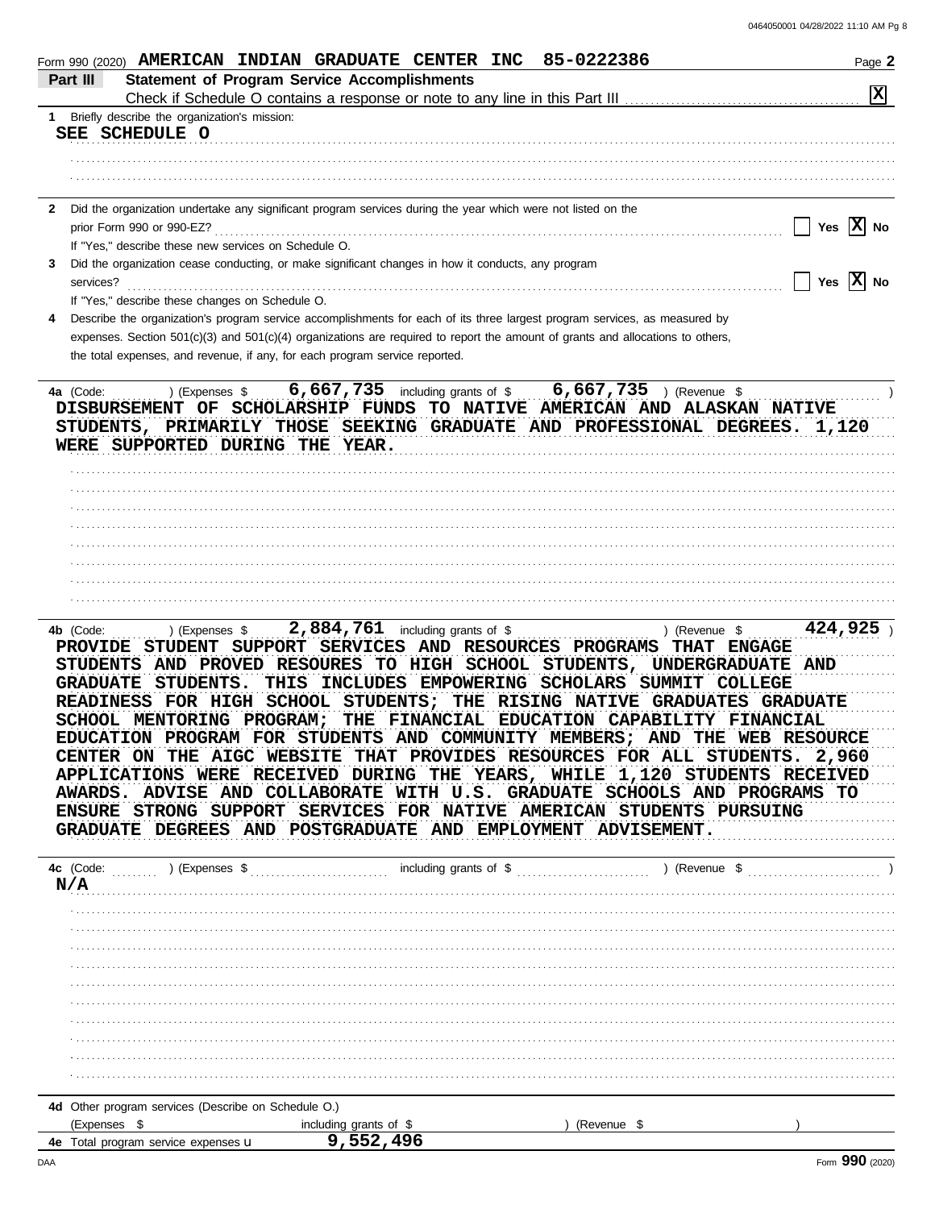Form 990 (2020) **AMERICAN INDIAN GRADUATE CENTER INC 85-0222386** Page **2**

## Part III Statement of Program Service Accomplishments

Check if Schedule O contains a response or note to any line in this Part III .......... [X]

**1** Briefly describe the organization's mission:

SEE SCHEDULE O

**2** Did the organization undertake any significant program services during the year which were not listed on the prior Form 990 or 990-EZ? .......... [ ] Yes [X] No

If "Yes," describe these new services on Schedule O.

**3** Did the organization cease conducting, or make significant changes in how it conducts, any program services? .......... [ ] Yes [X] No

If "Yes," describe these changes on Schedule O.

**4** Describe the organization's program service accomplishments for each of its three largest program services, as measured by expenses. Section 501(c)(3) and 501(c)(4) organizations are required to report the amount of grants and allocations to others, the total expenses, and revenue, if any, for each program service reported.

**4a** (Code: ) (Expenses $ 6,667,735 including grants of $ 6,667,735 ) (Revenue $ )

DISBURSEMENT OF SCHOLARSHIP FUNDS TO NATIVE AMERICAN AND ALASKAN NATIVE STUDENTS, PRIMARILY THOSE SEEKING GRADUATE AND PROFESSIONAL DEGREES. 1,120 WERE SUPPORTED DURING THE YEAR.

**4b** (Code: ) (Expenses $ 2,884,761 including grants of $ ) (Revenue $ 424,925 )

PROVIDE STUDENT SUPPORT SERVICES AND RESOURCES PROGRAMS THAT ENGAGE STUDENTS AND PROVED RESOURES TO HIGH SCHOOL STUDENTS, UNDERGRADUATE AND GRADUATE STUDENTS. THIS INCLUDES EMPOWERING SCHOLARS SUMMIT COLLEGE READINESS FOR HIGH SCHOOL STUDENTS; THE RISING NATIVE GRADUATES GRADUATE SCHOOL MENTORING PROGRAM; THE FINANCIAL EDUCATION CAPABILITY FINANCIAL EDUCATION PROGRAM FOR STUDENTS AND COMMUNITY MEMBERS; AND THE WEB RESOURCE CENTER ON THE AIGC WEBSITE THAT PROVIDES RESOURCES FOR ALL STUDENTS. 2,960 APPLICATIONS WERE RECEIVED DURING THE YEARS, WHILE 1,120 STUDENTS RECEIVED AWARDS. ADVISE AND COLLABORATE WITH U.S. GRADUATE SCHOOLS AND PROGRAMS TO ENSURE STRONG SUPPORT SERVICES FOR NATIVE AMERICAN STUDENTS PURSUING GRADUATE DEGREES AND POSTGRADUATE AND EMPLOYMENT ADVISEMENT.

**4c** (Code: ) (Expenses $ including grants of $ ) (Revenue $ )

N/A

**4d** Other program services (Describe on Schedule O.)

(Expenses $ including grants of $ ) (Revenue $ )

**4e** Total program service expenses u 9,552,496

DAA Form **990** (2020)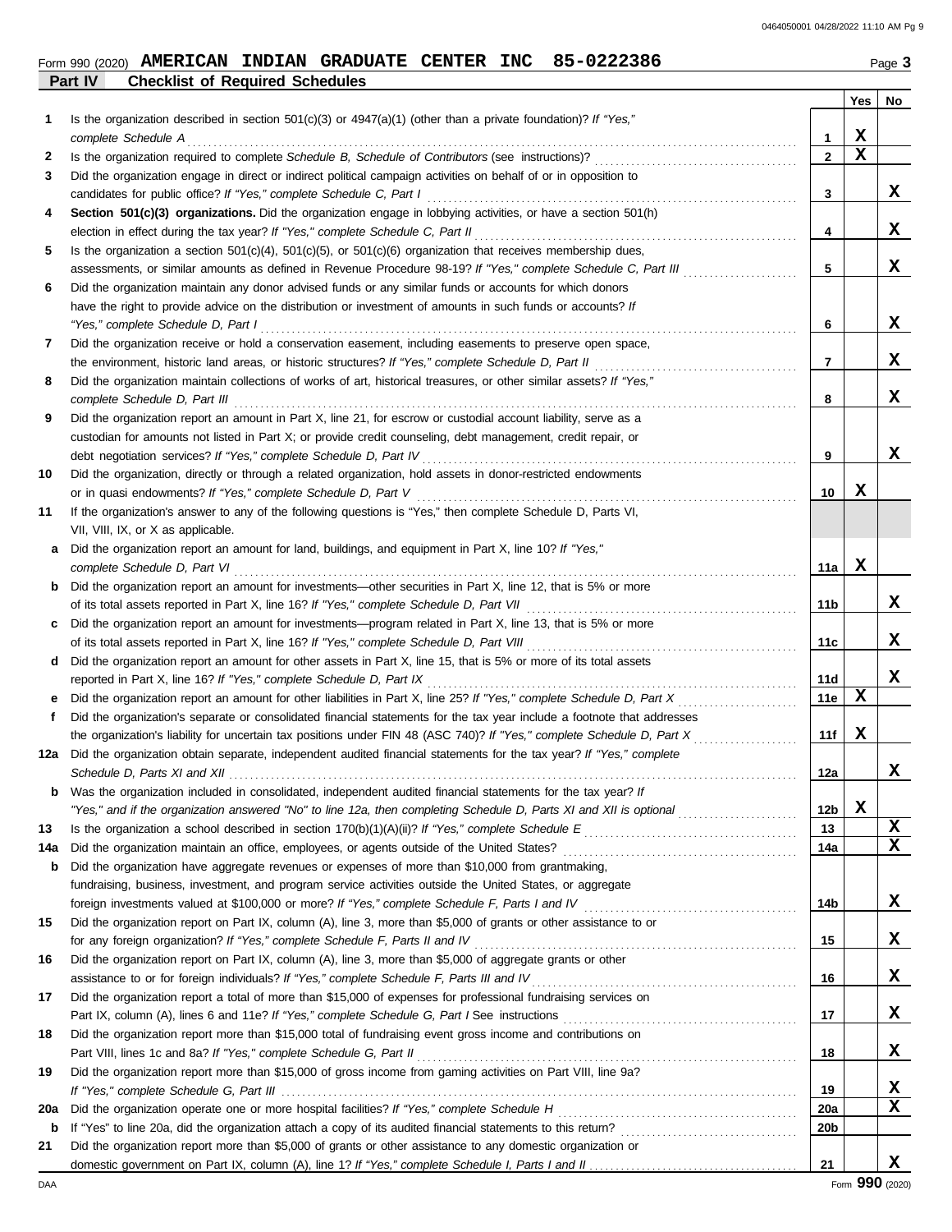Form 990 (2020) **AMERICAN INDIAN GRADUATE CENTER INC 85-0222386** Page **3**

## Part IV Checklist of Required Schedules

| | | | Yes | No |
|---|---|---|---|---|
| **1** | Is the organization described in section 501(c)(3) or 4947(a)(1) (other than a private foundation)? *If "Yes," complete Schedule A* | 1 | X | |
| **2** | Is the organization required to complete *Schedule B, Schedule of Contributors* (see instructions)? | 2 | X | |
| **3** | Did the organization engage in direct or indirect political campaign activities on behalf of or in opposition to candidates for public office? *If "Yes," complete Schedule C, Part I* | 3 | | X |
| **4** | **Section 501(c)(3) organizations.** Did the organization engage in lobbying activities, or have a section 501(h) election in effect during the tax year? *If "Yes," complete Schedule C, Part II* | 4 | | X |
| **5** | Is the organization a section 501(c)(4), 501(c)(5), or 501(c)(6) organization that receives membership dues, assessments, or similar amounts as defined in Revenue Procedure 98-19? *If "Yes," complete Schedule C, Part III* | 5 | | X |
| **6** | Did the organization maintain any donor advised funds or any similar funds or accounts for which donors have the right to provide advice on the distribution or investment of amounts in such funds or accounts? *If "Yes," complete Schedule D, Part I* | 6 | | X |
| **7** | Did the organization receive or hold a conservation easement, including easements to preserve open space, the environment, historic land areas, or historic structures? *If "Yes," complete Schedule D, Part II* | 7 | | X |
| **8** | Did the organization maintain collections of works of art, historical treasures, or other similar assets? *If "Yes," complete Schedule D, Part III* | 8 | | X |
| **9** | Did the organization report an amount in Part X, line 21, for escrow or custodial account liability, serve as a custodian for amounts not listed in Part X; or provide credit counseling, debt management, credit repair, or debt negotiation services? *If "Yes," complete Schedule D, Part IV* | 9 | | X |
| **10** | Did the organization, directly or through a related organization, hold assets in donor-restricted endowments or in quasi endowments? *If "Yes," complete Schedule D, Part V* | 10 | X | |
| **11** | If the organization's answer to any of the following questions is "Yes," then complete Schedule D, Parts VI, VII, VIII, IX, or X as applicable. | | | |
| **a** | Did the organization report an amount for land, buildings, and equipment in Part X, line 10? *If "Yes," complete Schedule D, Part VI* | 11a | X | |
| **b** | Did the organization report an amount for investments—other securities in Part X, line 12, that is 5% or more of its total assets reported in Part X, line 16? *If "Yes," complete Schedule D, Part VII* | 11b | | X |
| **c** | Did the organization report an amount for investments—program related in Part X, line 13, that is 5% or more of its total assets reported in Part X, line 16? *If "Yes," complete Schedule D, Part VIII* | 11c | | X |
| **d** | Did the organization report an amount for other assets in Part X, line 15, that is 5% or more of its total assets reported in Part X, line 16? *If "Yes," complete Schedule D, Part IX* | 11d | | X |
| **e** | Did the organization report an amount for other liabilities in Part X, line 25? *If "Yes," complete Schedule D, Part X* | 11e | X | |
| **f** | Did the organization's separate or consolidated financial statements for the tax year include a footnote that addresses the organization's liability for uncertain tax positions under FIN 48 (ASC 740)? *If "Yes," complete Schedule D, Part X* | 11f | X | |
| **12a** | Did the organization obtain separate, independent audited financial statements for the tax year? *If "Yes," complete Schedule D, Parts XI and XII* | 12a | | X |
| **b** | Was the organization included in consolidated, independent audited financial statements for the tax year? *If "Yes," and if the organization answered "No" to line 12a, then completing Schedule D, Parts XI and XII is optional* | 12b | X | |
| **13** | Is the organization a school described in section 170(b)(1)(A)(ii)? *If "Yes," complete Schedule E* | 13 | | X |
| **14a** | Did the organization maintain an office, employees, or agents outside of the United States? | 14a | | X |
| **b** | Did the organization have aggregate revenues or expenses of more than $10,000 from grantmaking, fundraising, business, investment, and program service activities outside the United States, or aggregate foreign investments valued at $100,000 or more? *If "Yes," complete Schedule F, Parts I and IV* | 14b | | X |
| **15** | Did the organization report on Part IX, column (A), line 3, more than $5,000 of grants or other assistance to or for any foreign organization? *If "Yes," complete Schedule F, Parts II and IV* | 15 | | X |
| **16** | Did the organization report on Part IX, column (A), line 3, more than $5,000 of aggregate grants or other assistance to or for foreign individuals? *If "Yes," complete Schedule F, Parts III and IV* | 16 | | X |
| **17** | Did the organization report a total of more than $15,000 of expenses for professional fundraising services on Part IX, column (A), lines 6 and 11e? *If "Yes," complete Schedule G, Part I* See instructions | 17 | | X |
| **18** | Did the organization report more than $15,000 total of fundraising event gross income and contributions on Part VIII, lines 1c and 8a? *If "Yes," complete Schedule G, Part II* | 18 | | X |
| **19** | Did the organization report more than $15,000 of gross income from gaming activities on Part VIII, line 9a? *If "Yes," complete Schedule G, Part III* | 19 | | X |
| **20a** | Did the organization operate one or more hospital facilities? *If "Yes," complete Schedule H* | 20a | | X |
| **b** | If "Yes" to line 20a, did the organization attach a copy of its audited financial statements to this return? | 20b | | |
| **21** | Did the organization report more than $5,000 of grants or other assistance to any domestic organization or domestic government on Part IX, column (A), line 1? *If "Yes," complete Schedule I, Parts I and II* | 21 | | X |

Form **990** (2020)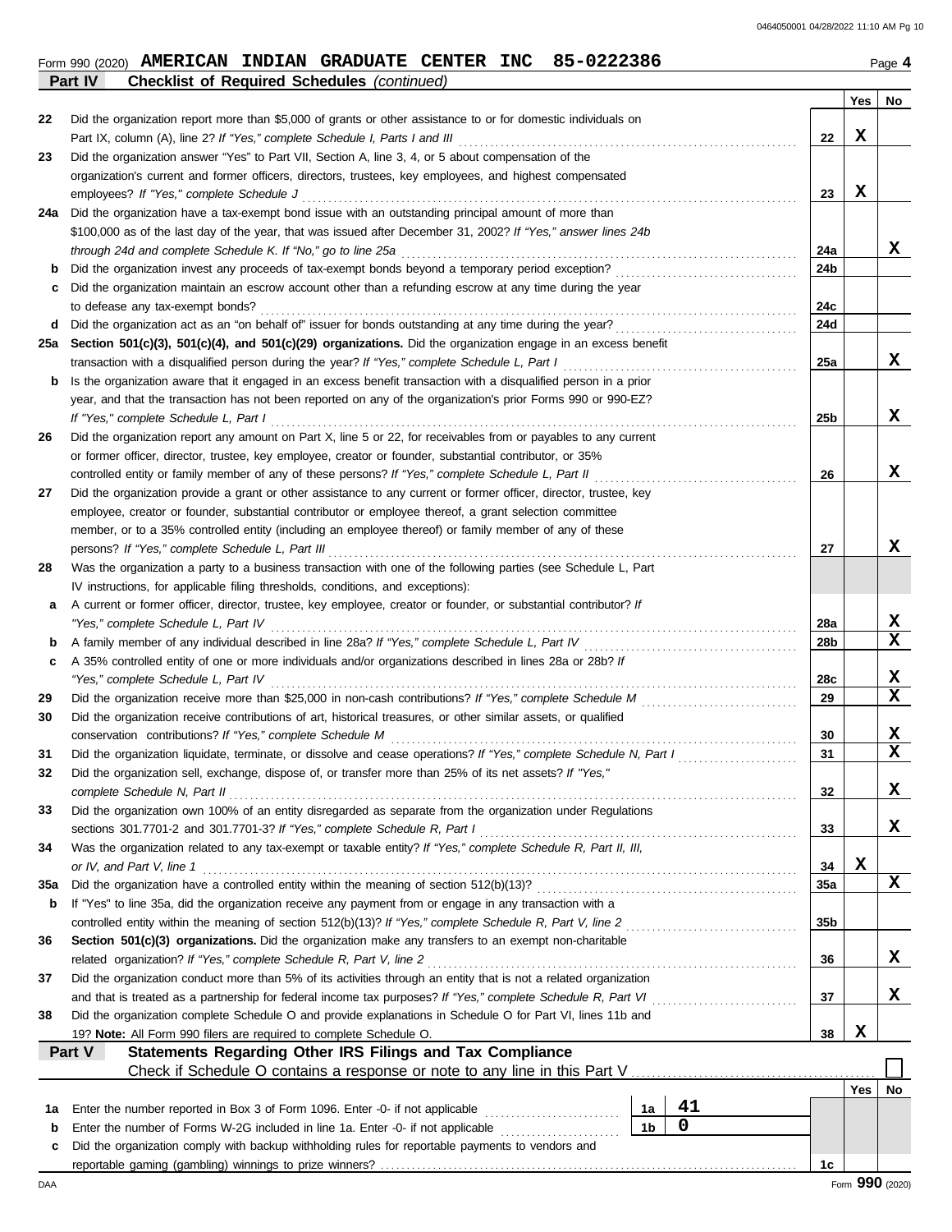Form 990 (2020) **AMERICAN INDIAN GRADUATE CENTER INC 85-0222386** Page **4**

**Part IV Checklist of Required Schedules** *(continued)*

| | | | Yes | No |
|---|---|---|---|---|
| 22 | Did the organization report more than $5,000 of grants or other assistance to or for domestic individuals on Part IX, column (A), line 2? *If "Yes," complete Schedule I, Parts I and III* | 22 | X | |
| 23 | Did the organization answer "Yes" to Part VII, Section A, line 3, 4, or 5 about compensation of the organization's current and former officers, directors, trustees, key employees, and highest compensated employees? *If "Yes," complete Schedule J* | 23 | X | |
| 24a | Did the organization have a tax-exempt bond issue with an outstanding principal amount of more than $100,000 as of the last day of the year, that was issued after December 31, 2002? *If "Yes," answer lines 24b through 24d and complete Schedule K. If "No," go to line 25a* | 24a | | X |
| b | Did the organization invest any proceeds of tax-exempt bonds beyond a temporary period exception? | 24b | | |
| c | Did the organization maintain an escrow account other than a refunding escrow at any time during the year to defease any tax-exempt bonds? | 24c | | |
| d | Did the organization act as an "on behalf of" issuer for bonds outstanding at any time during the year? | 24d | | |
| 25a | **Section 501(c)(3), 501(c)(4), and 501(c)(29) organizations.** Did the organization engage in an excess benefit transaction with a disqualified person during the year? *If "Yes," complete Schedule L, Part I* | 25a | | X |
| b | Is the organization aware that it engaged in an excess benefit transaction with a disqualified person in a prior year, and that the transaction has not been reported on any of the organization's prior Forms 990 or 990-EZ? *If "Yes," complete Schedule L, Part I* | 25b | | X |
| 26 | Did the organization report any amount on Part X, line 5 or 22, for receivables from or payables to any current or former officer, director, trustee, key employee, creator or founder, substantial contributor, or 35% controlled entity or family member of any of these persons? *If "Yes," complete Schedule L, Part II* | 26 | | X |
| 27 | Did the organization provide a grant or other assistance to any current or former officer, director, trustee, key employee, creator or founder, substantial contributor or employee thereof, a grant selection committee member, or to a 35% controlled entity (including an employee thereof) or family member of any of these persons? *If "Yes," complete Schedule L, Part III* | 27 | | X |
| 28 | Was the organization a party to a business transaction with one of the following parties (see Schedule L, Part IV instructions, for applicable filing thresholds, conditions, and exceptions): | | | |
| a | A current or former officer, director, trustee, key employee, creator or founder, or substantial contributor? *If "Yes," complete Schedule L, Part IV* | 28a | | X |
| b | A family member of any individual described in line 28a? *If "Yes," complete Schedule L, Part IV* | 28b | | X |
| c | A 35% controlled entity of one or more individuals and/or organizations described in lines 28a or 28b? *If "Yes," complete Schedule L, Part IV* | 28c | | X |
| 29 | Did the organization receive more than $25,000 in non-cash contributions? *If "Yes," complete Schedule M* | 29 | | X |
| 30 | Did the organization receive contributions of art, historical treasures, or other similar assets, or qualified conservation contributions? *If "Yes," complete Schedule M* | 30 | | X |
| 31 | Did the organization liquidate, terminate, or dissolve and cease operations? *If "Yes," complete Schedule N, Part I* | 31 | | X |
| 32 | Did the organization sell, exchange, dispose of, or transfer more than 25% of its net assets? *If "Yes," complete Schedule N, Part II* | 32 | | X |
| 33 | Did the organization own 100% of an entity disregarded as separate from the organization under Regulations sections 301.7701-2 and 301.7701-3? *If "Yes," complete Schedule R, Part I* | 33 | | X |
| 34 | Was the organization related to any tax-exempt or taxable entity? *If "Yes," complete Schedule R, Part II, III, or IV, and Part V, line 1* | 34 | X | |
| 35a | Did the organization have a controlled entity within the meaning of section 512(b)(13)? | 35a | | X |
| b | If "Yes" to line 35a, did the organization receive any payment from or engage in any transaction with a controlled entity within the meaning of section 512(b)(13)? *If "Yes," complete Schedule R, Part V, line 2* | 35b | | |
| 36 | **Section 501(c)(3) organizations.** Did the organization make any transfers to an exempt non-charitable related organization? *If "Yes," complete Schedule R, Part V, line 2* | 36 | | X |
| 37 | Did the organization conduct more than 5% of its activities through an entity that is not a related organization and that is treated as a partnership for federal income tax purposes? *If "Yes," complete Schedule R, Part VI* | 37 | | X |
| 38 | Did the organization complete Schedule O and provide explanations in Schedule O for Part VI, lines 11b and 19? **Note:** All Form 990 filers are required to complete Schedule O. | 38 | X | |

**Part V Statements Regarding Other IRS Filings and Tax Compliance**

Check if Schedule O contains a response or note to any line in this Part V ☐

| | | | | | Yes | No |
|---|---|---|---|---|---|---|
| 1a | Enter the number reported in Box 3 of Form 1096. Enter -0- if not applicable | 1a | 41 | | | |
| b | Enter the number of Forms W-2G included in line 1a. Enter -0- if not applicable | 1b | 0 | | | |
| c | Did the organization comply with backup withholding rules for reportable payments to vendors and reportable gaming (gambling) winnings to prize winners? | | | 1c | | |

Form **990** (2020)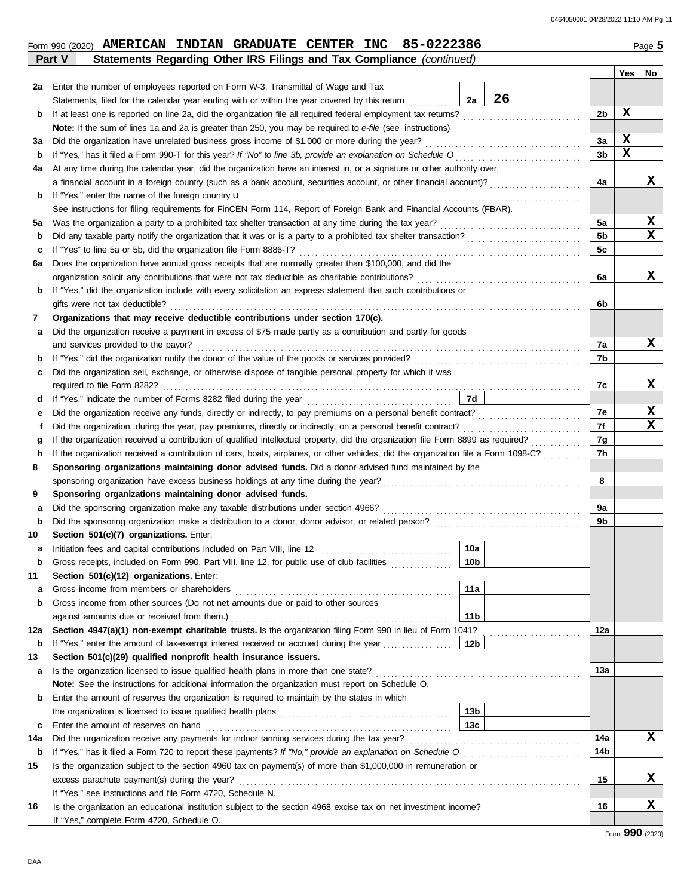Form 990 (2020) **AMERICAN INDIAN GRADUATE CENTER INC 85-0222386** Page **5**

## Part V Statements Regarding Other IRS Filings and Tax Compliance *(continued)*

| | | | | Yes | No |
|---|---|---|---|---|---|
| **2a** | Enter the number of employees reported on Form W-3, Transmittal of Wage and Tax Statements, filed for the calendar year ending with or within the year covered by this return | 2a: 26 | | | |
| **b** | If at least one is reported on line 2a, did the organization file all required federal employment tax returns? | | 2b | X | |
| | **Note:** If the sum of lines 1a and 2a is greater than 250, you may be required to *e-file* (see instructions) | | | | |
| **3a** | Did the organization have unrelated business gross income of $1,000 or more during the year? | | 3a | X | |
| **b** | If "Yes," has it filed a Form 990-T for this year? *If "No" to line 3b, provide an explanation on Schedule O* | | 3b | X | |
| **4a** | At any time during the calendar year, did the organization have an interest in, or a signature or other authority over, a financial account in a foreign country (such as a bank account, securities account, or other financial account)? | | 4a | | X |
| **b** | If "Yes," enter the name of the foreign country u | | | | |
| | See instructions for filing requirements for FinCEN Form 114, Report of Foreign Bank and Financial Accounts (FBAR). | | | | |
| **5a** | Was the organization a party to a prohibited tax shelter transaction at any time during the tax year? | | 5a | | X |
| **b** | Did any taxable party notify the organization that it was or is a party to a prohibited tax shelter transaction? | | 5b | | X |
| **c** | If "Yes" to line 5a or 5b, did the organization file Form 8886-T? | | 5c | | |
| **6a** | Does the organization have annual gross receipts that are normally greater than $100,000, and did the organization solicit any contributions that were not tax deductible as charitable contributions? | | 6a | | X |
| **b** | If "Yes," did the organization include with every solicitation an express statement that such contributions or gifts were not tax deductible? | | 6b | | |
| **7** | **Organizations that may receive deductible contributions under section 170(c).** | | | | |
| **a** | Did the organization receive a payment in excess of $75 made partly as a contribution and partly for goods and services provided to the payor? | | 7a | | X |
| **b** | If "Yes," did the organization notify the donor of the value of the goods or services provided? | | 7b | | |
| **c** | Did the organization sell, exchange, or otherwise dispose of tangible personal property for which it was required to file Form 8282? | | 7c | | X |
| **d** | If "Yes," indicate the number of Forms 8282 filed during the year | 7d | | | |
| **e** | Did the organization receive any funds, directly or indirectly, to pay premiums on a personal benefit contract? | | 7e | | X |
| **f** | Did the organization, during the year, pay premiums, directly or indirectly, on a personal benefit contract? | | 7f | | X |
| **g** | If the organization received a contribution of qualified intellectual property, did the organization file Form 8899 as required? | | 7g | | |
| **h** | If the organization received a contribution of cars, boats, airplanes, or other vehicles, did the organization file a Form 1098-C? | | 7h | | |
| **8** | **Sponsoring organizations maintaining donor advised funds.** Did a donor advised fund maintained by the sponsoring organization have excess business holdings at any time during the year? | | 8 | | |
| **9** | **Sponsoring organizations maintaining donor advised funds.** | | | | |
| **a** | Did the sponsoring organization make any taxable distributions under section 4966? | | 9a | | |
| **b** | Did the sponsoring organization make a distribution to a donor, donor advisor, or related person? | | 9b | | |
| **10** | **Section 501(c)(7) organizations.** Enter: | | | | |
| **a** | Initiation fees and capital contributions included on Part VIII, line 12 | 10a | | | |
| **b** | Gross receipts, included on Form 990, Part VIII, line 12, for public use of club facilities | 10b | | | |
| **11** | **Section 501(c)(12) organizations.** Enter: | | | | |
| **a** | Gross income from members or shareholders | 11a | | | |
| **b** | Gross income from other sources (Do not net amounts due or paid to other sources against amounts due or received from them.) | 11b | | | |
| **12a** | **Section 4947(a)(1) non-exempt charitable trusts.** Is the organization filing Form 990 in lieu of Form 1041? | | 12a | | |
| **b** | If "Yes," enter the amount of tax-exempt interest received or accrued during the year | 12b | | | |
| **13** | **Section 501(c)(29) qualified nonprofit health insurance issuers.** | | | | |
| **a** | Is the organization licensed to issue qualified health plans in more than one state? | | 13a | | |
| | **Note:** See the instructions for additional information the organization must report on Schedule O. | | | | |
| **b** | Enter the amount of reserves the organization is required to maintain by the states in which the organization is licensed to issue qualified health plans | 13b | | | |
| **c** | Enter the amount of reserves on hand | 13c | | | |
| **14a** | Did the organization receive any payments for indoor tanning services during the tax year? | | 14a | | X |
| **b** | If "Yes," has it filed a Form 720 to report these payments? *If "No," provide an explanation on Schedule O* | | 14b | | |
| **15** | Is the organization subject to the section 4960 tax on payment(s) of more than $1,000,000 in remuneration or excess parachute payment(s) during the year? | | 15 | | X |
| | If "Yes," see instructions and file Form 4720, Schedule N. | | | | |
| **16** | Is the organization an educational institution subject to the section 4968 excise tax on net investment income? | | 16 | | X |
| | If "Yes," complete Form 4720, Schedule O. | | | | |

Form **990** (2020)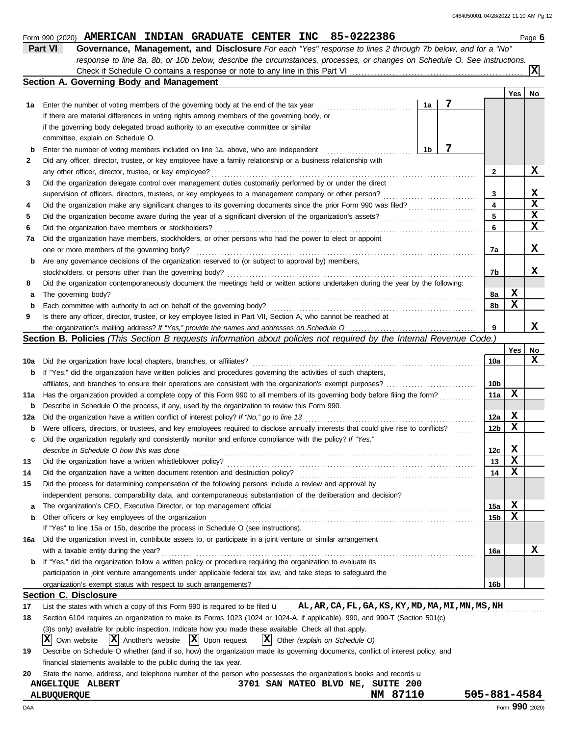Form 990 (2020) **AMERICAN INDIAN GRADUATE CENTER INC 85-0222386** Page **6**

## Part VI Governance, Management, and Disclosure

*For each "Yes" response to lines 2 through 7b below, and for a "No" response to line 8a, 8b, or 10b below, describe the circumstances, processes, or changes on Schedule O. See instructions.*

Check if Schedule O contains a response or note to any line in this Part VI ... [X]

### Section A. Governing Body and Management

| | | | Yes | No |
|---|---|---|---|---|
| 1a | Enter the number of voting members of the governing body at the end of the tax year ... **1a** 7. If there are material differences in voting rights among members of the governing body, or if the governing body delegated broad authority to an executive committee or similar committee, explain on Schedule O. | | | |
| b | Enter the number of voting members included on line 1a, above, who are independent ... **1b** 7 | | | |
| 2 | Did any officer, director, trustee, or key employee have a family relationship or a business relationship with any other officer, director, trustee, or key employee? | 2 | | X |
| 3 | Did the organization delegate control over management duties customarily performed by or under the direct supervision of officers, directors, trustees, or key employees to a management company or other person? | 3 | | X |
| 4 | Did the organization make any significant changes to its governing documents since the prior Form 990 was filed? | 4 | | X |
| 5 | Did the organization become aware during the year of a significant diversion of the organization's assets? | 5 | | X |
| 6 | Did the organization have members or stockholders? | 6 | | X |
| 7a | Did the organization have members, stockholders, or other persons who had the power to elect or appoint one or more members of the governing body? | 7a | | X |
| b | Are any governance decisions of the organization reserved to (or subject to approval by) members, stockholders, or persons other than the governing body? | 7b | | X |
| 8 | Did the organization contemporaneously document the meetings held or written actions undertaken during the year by the following: | | | |
| a | The governing body? | 8a | X | |
| b | Each committee with authority to act on behalf of the governing body? | 8b | X | |
| 9 | Is there any officer, director, trustee, or key employee listed in Part VII, Section A, who cannot be reached at the organization's mailing address? *If "Yes," provide the names and addresses on Schedule O* | 9 | | X |

### Section B. Policies *(This Section B requests information about policies not required by the Internal Revenue Code.)*

| | | | Yes | No |
|---|---|---|---|---|
| 10a | Did the organization have local chapters, branches, or affiliates? | 10a | | X |
| b | If "Yes," did the organization have written policies and procedures governing the activities of such chapters, affiliates, and branches to ensure their operations are consistent with the organization's exempt purposes? | 10b | | |
| 11a | Has the organization provided a complete copy of this Form 990 to all members of its governing body before filing the form? | 11a | X | |
| b | Describe in Schedule O the process, if any, used by the organization to review this Form 990. | | | |
| 12a | Did the organization have a written conflict of interest policy? *If "No," go to line 13* | 12a | X | |
| b | Were officers, directors, or trustees, and key employees required to disclose annually interests that could give rise to conflicts? | 12b | X | |
| c | Did the organization regularly and consistently monitor and enforce compliance with the policy? *If "Yes," describe in Schedule O how this was done* | 12c | X | |
| 13 | Did the organization have a written whistleblower policy? | 13 | X | |
| 14 | Did the organization have a written document retention and destruction policy? | 14 | X | |
| 15 | Did the process for determining compensation of the following persons include a review and approval by independent persons, comparability data, and contemporaneous substantiation of the deliberation and decision? | | | |
| a | The organization's CEO, Executive Director, or top management official | 15a | X | |
| b | Other officers or key employees of the organization | 15b | X | |
| | If "Yes" to line 15a or 15b, describe the process in Schedule O (see instructions). | | | |
| 16a | Did the organization invest in, contribute assets to, or participate in a joint venture or similar arrangement with a taxable entity during the year? | 16a | | X |
| b | If "Yes," did the organization follow a written policy or procedure requiring the organization to evaluate its participation in joint venture arrangements under applicable federal tax law, and take steps to safeguard the organization's exempt status with respect to such arrangements? | 16b | | |

### Section C. Disclosure

**17** List the states with which a copy of this Form 990 is required to be filed u **AL,AR,CA,FL,GA,KS,KY,MD,MA,MI,MN,MS,NH**

**18** Section 6104 requires an organization to make its Forms 1023 (1024 or 1024-A, if applicable), 990, and 990-T (Section 501(c)(3)s only) available for public inspection. Indicate how you made these available. Check all that apply.

[X] Own website [X] Another's website [X] Upon request [X] Other *(explain on Schedule O)*

**19** Describe on Schedule O whether (and if so, how) the organization made its governing documents, conflict of interest policy, and financial statements available to the public during the tax year.

**20** State the name, address, and telephone number of the person who possesses the organization's books and records u

**ANGELIQUE ALBERT** **3701 SAN MATEO BLVD NE, SUITE 200**
**ALBUQUERQUE** **NM 87110** **505-881-4584**

Form **990** (2020)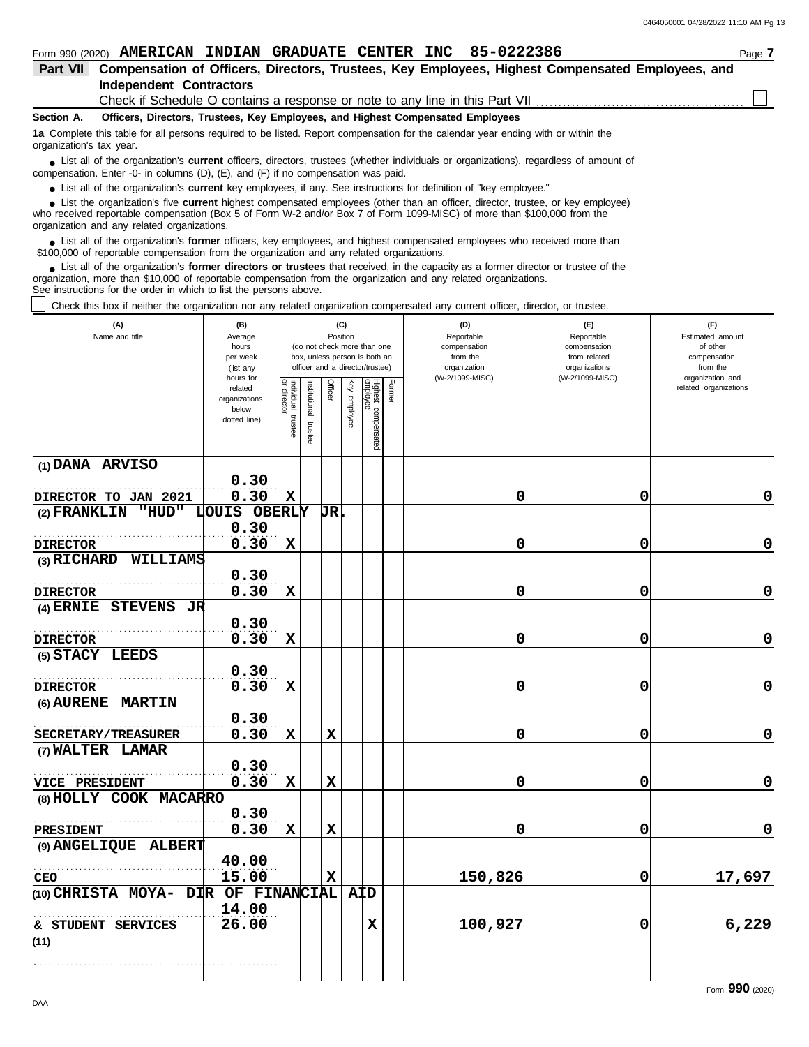Form 990 (2020) **AMERICAN INDIAN GRADUATE CENTER INC 85-0222386** Page **7**

## Part VII Compensation of Officers, Directors, Trustees, Key Employees, Highest Compensated Employees, and Independent Contractors

Check if Schedule O contains a response or note to any line in this Part VII ☐

### Section A. Officers, Directors, Trustees, Key Employees, and Highest Compensated Employees

**1a** Complete this table for all persons required to be listed. Report compensation for the calendar year ending with or within the organization's tax year.

- List all of the organization's **current** officers, directors, trustees (whether individuals or organizations), regardless of amount of compensation. Enter -0- in columns (D), (E), and (F) if no compensation was paid.
- List all of the organization's **current** key employees, if any. See instructions for definition of "key employee."
- List the organization's five **current** highest compensated employees (other than an officer, director, trustee, or key employee) who received reportable compensation (Box 5 of Form W-2 and/or Box 7 of Form 1099-MISC) of more than $100,000 from the organization and any related organizations.
- List all of the organization's **former** officers, key employees, and highest compensated employees who received more than $100,000 of reportable compensation from the organization and any related organizations.
- List all of the organization's **former directors or trustees** that received, in the capacity as a former director or trustee of the organization, more than $10,000 of reportable compensation from the organization and any related organizations.

See instructions for the order in which to list the persons above.

☐ Check this box if neither the organization nor any related organization compensated any current officer, director, or trustee.

| (A) Name and title | (B) Average hours per week (list any hours for related organizations below dotted line) | (C) Position: Individual trustee or director | Institutional trustee | Officer | Key employee | Highest compensated employee | Former | (D) Reportable compensation from the organization (W-2/1099-MISC) | (E) Reportable compensation from related organizations (W-2/1099-MISC) | (F) Estimated amount of other compensation from the organization and related organizations |
|---|---|---|---|---|---|---|---|---|---|---|
| (1) DANA ARVISO<br>DIRECTOR TO JAN 2021 | 0.30<br>0.30 | X | | | | | | 0 | 0 | 0 |
| (2) FRANKLIN "HUD" LOUIS OBERLY JR.<br>DIRECTOR | 0.30<br>0.30 | X | | | | | | 0 | 0 | 0 |
| (3) RICHARD WILLIAMS<br>DIRECTOR | 0.30<br>0.30 | X | | | | | | 0 | 0 | 0 |
| (4) ERNIE STEVENS JR<br>DIRECTOR | 0.30<br>0.30 | X | | | | | | 0 | 0 | 0 |
| (5) STACY LEEDS<br>DIRECTOR | 0.30<br>0.30 | X | | | | | | 0 | 0 | 0 |
| (6) AURENE MARTIN<br>SECRETARY/TREASURER | 0.30<br>0.30 | X | | X | | | | 0 | 0 | 0 |
| (7) WALTER LAMAR<br>VICE PRESIDENT | 0.30<br>0.30 | X | | X | | | | 0 | 0 | 0 |
| (8) HOLLY COOK MACARRO<br>PRESIDENT | 0.30<br>0.30 | X | | X | | | | 0 | 0 | 0 |
| (9) ANGELIQUE ALBERT<br>CEO | 40.00<br>15.00 | | | X | | | | 150,826 | 0 | 17,697 |
| (10) CHRISTA MOYA- DIR OF FINANCIAL AID<br>& STUDENT SERVICES | 14.00<br>26.00 | | | | | X | | 100,927 | 0 | 6,229 |
| (11) | | | | | | | | | | |

Form **990** (2020)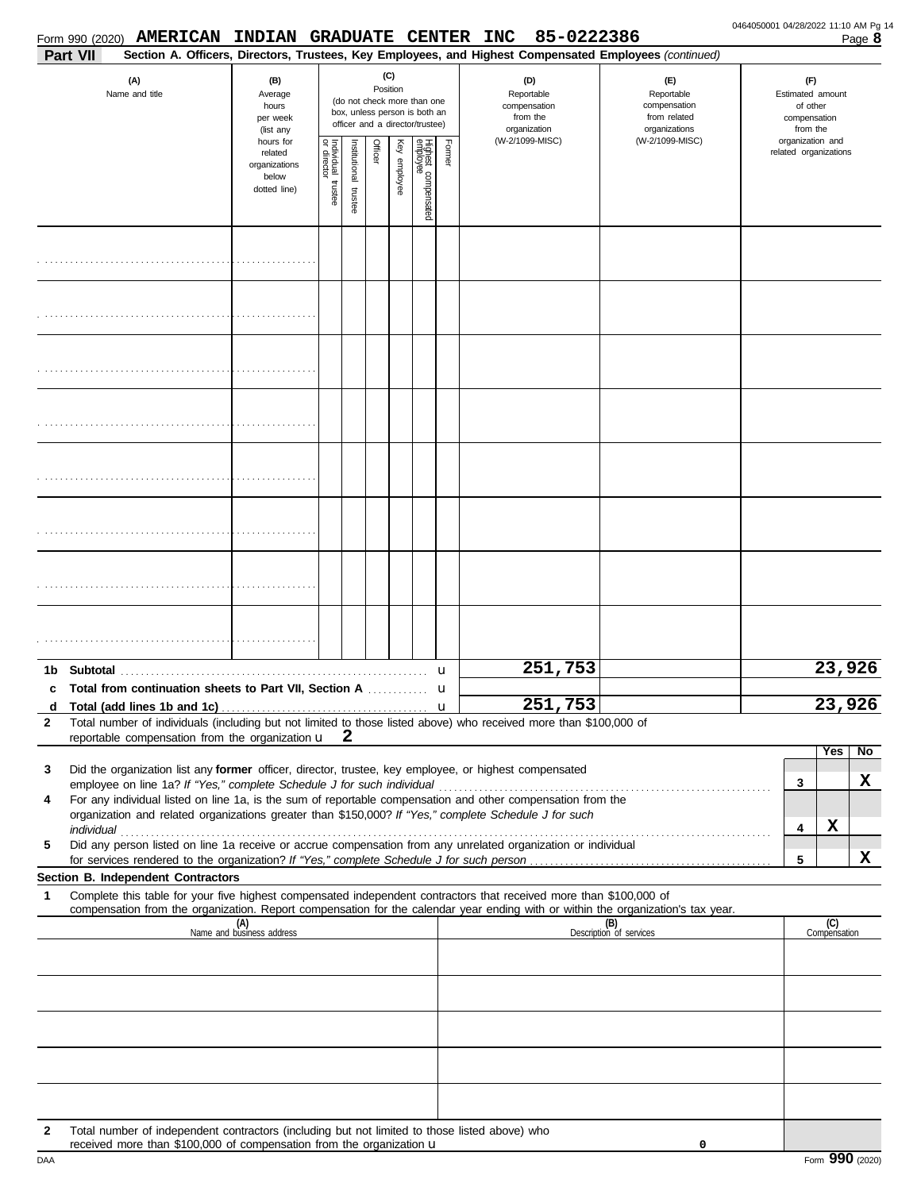Form 990 (2020) **AMERICAN INDIAN GRADUATE CENTER INC 85-0222386** Page **8**

**Part VII** **Section A. Officers, Directors, Trustees, Key Employees, and Highest Compensated Employees** *(continued)*

| (A) Name and title | (B) Average hours per week (list any hours for related organizations below dotted line) | (C) Position: Individual trustee or director | Institutional trustee | Officer | Key employee | Highest compensated employee | Former | (D) Reportable compensation from the organization (W-2/1099-MISC) | (E) Reportable compensation from related organizations (W-2/1099-MISC) | (F) Estimated amount of other compensation from the organization and related organizations |
|---|---|---|---|---|---|---|---|---|---|---|
| | | | | | | | | | | |
| | | | | | | | | | | |
| | | | | | | | | | | |
| | | | | | | | | | | |
| | | | | | | | | | | |
| | | | | | | | | | | |
| | | | | | | | | | | |
| | | | | | | | | | | |
| **1b Subtotal** | | | | | | | | 251,753 | | 23,926 |
| **c Total from continuation sheets to Part VII, Section A** | | | | | | | | | | |
| **d Total (add lines 1b and 1c)** | | | | | | | | 251,753 | | 23,926 |

**2** Total number of individuals (including but not limited to those listed above) who received more than $100,000 of reportable compensation from the organization u **2**

| | | | Yes | No |
|---|---|---|---|---|
| **3** | Did the organization list any **former** officer, director, trustee, key employee, or highest compensated employee on line 1a? *If "Yes," complete Schedule J for such individual* | 3 | | X |
| **4** | For any individual listed on line 1a, is the sum of reportable compensation and other compensation from the organization and related organizations greater than $150,000? *If "Yes," complete Schedule J for such individual* | 4 | X | |
| **5** | Did any person listed on line 1a receive or accrue compensation from any unrelated organization or individual for services rendered to the organization? *If "Yes," complete Schedule J for such person* | 5 | | X |

**Section B. Independent Contractors**

**1** Complete this table for your five highest compensated independent contractors that received more than $100,000 of compensation from the organization. Report compensation for the calendar year ending with or within the organization's tax year.

| (A) Name and business address | (B) Description of services | (C) Compensation |
|---|---|---|
| | | |
| | | |
| | | |
| | | |
| | | |

**2** Total number of independent contractors (including but not limited to those listed above) who received more than $100,000 of compensation from the organization u **0**

DAA Form **990** (2020)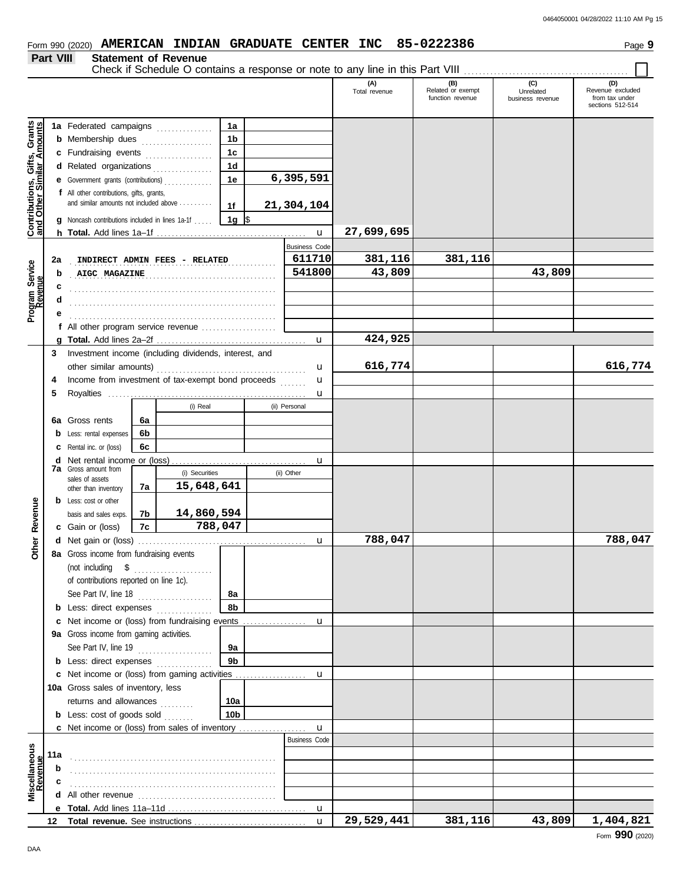Form 990 (2020) **AMERICAN INDIAN GRADUATE CENTER INC 85-0222386** Page **9**

## Part VIII Statement of Revenue

Check if Schedule O contains a response or note to any line in this Part VIII ☐

| | | | | (A) Total revenue | (B) Related or exempt function revenue | (C) Unrelated business revenue | (D) Revenue excluded from tax under sections 512-514 |
|---|---|---|---|---|---|---|---|
| **Contributions, Gifts, Grants and Other Similar Amounts** | 1a Federated campaigns | 1a | | | | | |
| | b Membership dues | 1b | | | | | |
| | c Fundraising events | 1c | | | | | |
| | d Related organizations | 1d | | | | | |
| | e Government grants (contributions) | 1e | 6,395,591 | | | | |
| | f All other contributions, gifts, grants, and similar amounts not included above | 1f | 21,304,104 | | | | |
| | g Noncash contributions included in lines 1a-1f | 1g | $ | | | | |
| | h **Total.** Add lines 1a–1f | | u | 27,699,695 | | | |
| **Program Service Revenue** | | | Business Code | | | | |
| | 2a INDIRECT ADMIN FEES - RELATED | | 611710 | 381,116 | 381,116 | | |
| | b AIGC MAGAZINE | | 541800 | 43,809 | | 43,809 | |
| | c | | | | | | |
| | d | | | | | | |
| | e | | | | | | |
| | f All other program service revenue | | | | | | |
| | g **Total.** Add lines 2a–2f | | u | 424,925 | | | |
| **Other Revenue** | 3 Investment income (including dividends, interest, and other similar amounts) | | u | 616,774 | | | 616,774 |
| | 4 Income from investment of tax-exempt bond proceeds | | u | | | | |
| | 5 Royalties | | u | | | | |
| | | (i) Real | (ii) Personal | | | | |
| | 6a Gross rents | 6a | | | | | |
| | b Less: rental expenses | 6b | | | | | |
| | c Rental inc. or (loss) | 6c | | | | | |
| | d Net rental income or (loss) | | u | | | | |
| | | (i) Securities | (ii) Other | | | | |
| | 7a Gross amount from sales of assets other than inventory | 7a 15,648,641 | | | | | |
| | b Less: cost or other basis and sales exps. | 7b 14,860,594 | | | | | |
| | c Gain or (loss) | 7c 788,047 | | | | | |
| | d Net gain or (loss) | | u | 788,047 | | | 788,047 |
| | 8a Gross income from fundraising events (not including $ of contributions reported on line 1c). See Part IV, line 18 | 8a | | | | | |
| | b Less: direct expenses | 8b | | | | | |
| | c Net income or (loss) from fundraising events | | u | | | | |
| | 9a Gross income from gaming activities. See Part IV, line 19 | 9a | | | | | |
| | b Less: direct expenses | 9b | | | | | |
| | c Net income or (loss) from gaming activities | | u | | | | |
| | 10a Gross sales of inventory, less returns and allowances | 10a | | | | | |
| | b Less: cost of goods sold | 10b | | | | | |
| | c Net income or (loss) from sales of inventory | | u | | | | |
| **Miscellaneous Revenue** | | | Business Code | | | | |
| | 11a | | | | | | |
| | b | | | | | | |
| | c | | | | | | |
| | d All other revenue | | | | | | |
| | e **Total.** Add lines 11a–11d | | u | | | | |
| | 12 **Total revenue.** See instructions | | u | 29,529,441 | 381,116 | 43,809 | 1,404,821 |

Form **990** (2020)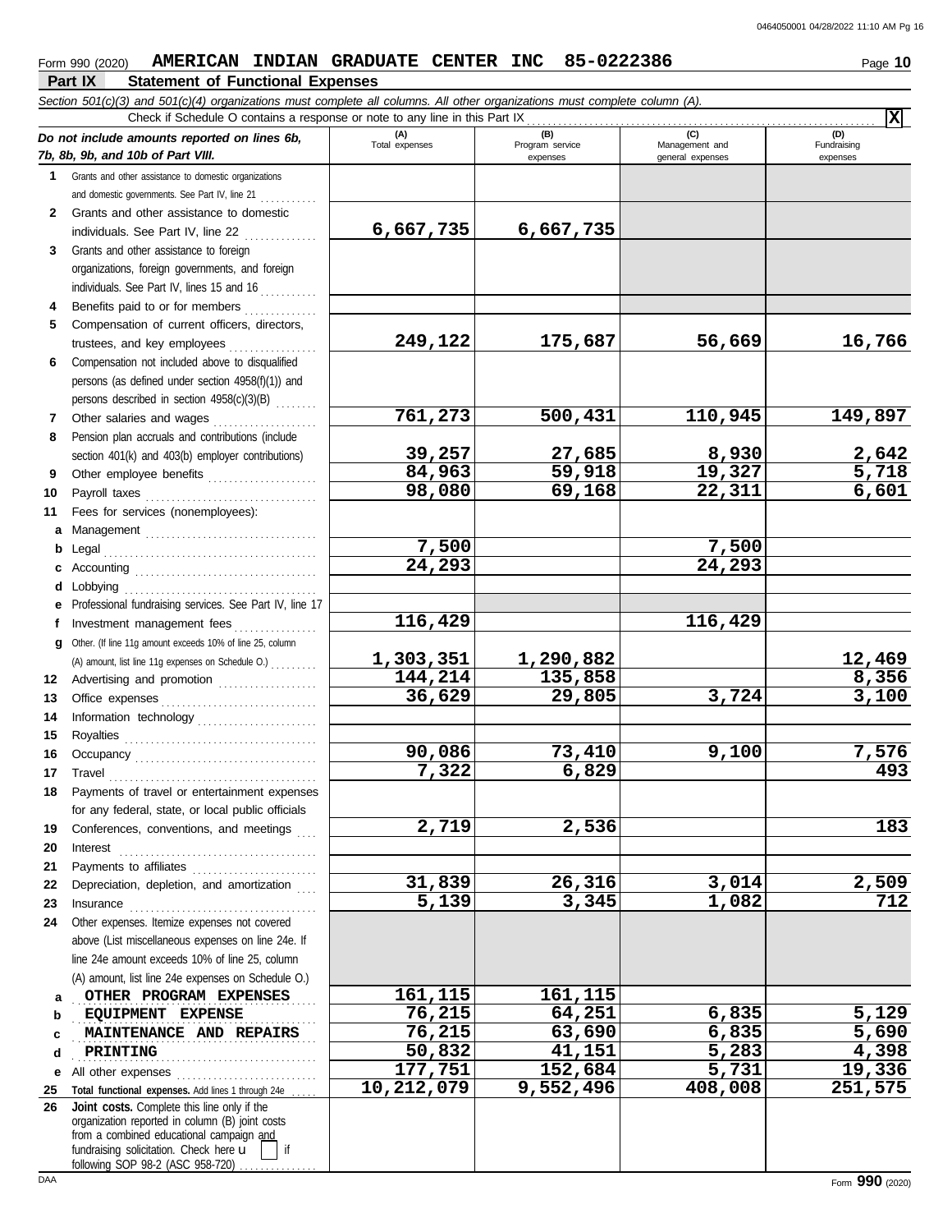Form 990 (2020) **AMERICAN INDIAN GRADUATE CENTER INC 85-0222386** Page **10**

## Part IX Statement of Functional Expenses

*Section 501(c)(3) and 501(c)(4) organizations must complete all columns. All other organizations must complete column (A).*

Check if Schedule O contains a response or note to any line in this Part IX ..... **X**

| *Do not include amounts reported on lines 6b, 7b, 8b, 9b, and 10b of Part VIII.* | (A) Total expenses | (B) Program service expenses | (C) Management and general expenses | (D) Fundraising expenses |
|---|---|---|---|---|
| **1** Grants and other assistance to domestic organizations and domestic governments. See Part IV, line 21 | | | | |
| **2** Grants and other assistance to domestic individuals. See Part IV, line 22 | 6,667,735 | 6,667,735 | | |
| **3** Grants and other assistance to foreign organizations, foreign governments, and foreign individuals. See Part IV, lines 15 and 16 | | | | |
| **4** Benefits paid to or for members | | | | |
| **5** Compensation of current officers, directors, trustees, and key employees | 249,122 | 175,687 | 56,669 | 16,766 |
| **6** Compensation not included above to disqualified persons (as defined under section 4958(f)(1)) and persons described in section 4958(c)(3)(B) | | | | |
| **7** Other salaries and wages | 761,273 | 500,431 | 110,945 | 149,897 |
| **8** Pension plan accruals and contributions (include section 401(k) and 403(b) employer contributions) | 39,257 | 27,685 | 8,930 | 2,642 |
| **9** Other employee benefits | 84,963 | 59,918 | 19,327 | 5,718 |
| **10** Payroll taxes | 98,080 | 69,168 | 22,311 | 6,601 |
| **11** Fees for services (nonemployees): | | | | |
| **a** Management | | | | |
| **b** Legal | 7,500 | | 7,500 | |
| **c** Accounting | 24,293 | | 24,293 | |
| **d** Lobbying | | | | |
| **e** Professional fundraising services. See Part IV, line 17 | | | | |
| **f** Investment management fees | 116,429 | | 116,429 | |
| **g** Other. (If line 11g amount exceeds 10% of line 25, column (A) amount, list line 11g expenses on Schedule O.) | 1,303,351 | 1,290,882 | | 12,469 |
| **12** Advertising and promotion | 144,214 | 135,858 | | 8,356 |
| **13** Office expenses | 36,629 | 29,805 | 3,724 | 3,100 |
| **14** Information technology | | | | |
| **15** Royalties | | | | |
| **16** Occupancy | 90,086 | 73,410 | 9,100 | 7,576 |
| **17** Travel | 7,322 | 6,829 | | 493 |
| **18** Payments of travel or entertainment expenses for any federal, state, or local public officials | | | | |
| **19** Conferences, conventions, and meetings | 2,719 | 2,536 | | 183 |
| **20** Interest | | | | |
| **21** Payments to affiliates | | | | |
| **22** Depreciation, depletion, and amortization | 31,839 | 26,316 | 3,014 | 2,509 |
| **23** Insurance | 5,139 | 3,345 | 1,082 | 712 |
| **24** Other expenses. Itemize expenses not covered above (List miscellaneous expenses on line 24e. If line 24e amount exceeds 10% of line 25, column (A) amount, list line 24e expenses on Schedule O.) | | | | |
| **a** OTHER PROGRAM EXPENSES | 161,115 | 161,115 | | |
| **b** EQUIPMENT EXPENSE | 76,215 | 64,251 | 6,835 | 5,129 |
| **c** MAINTENANCE AND REPAIRS | 76,215 | 63,690 | 6,835 | 5,690 |
| **d** PRINTING | 50,832 | 41,151 | 5,283 | 4,398 |
| **e** All other expenses | 177,751 | 152,684 | 5,731 | 19,336 |
| **25** **Total functional expenses.** Add lines 1 through 24e | 10,212,079 | 9,552,496 | 408,008 | 251,575 |
| **26** **Joint costs.** Complete this line only if the organization reported in column (B) joint costs from a combined educational campaign and fundraising solicitation. Check here ☐ if following SOP 98-2 (ASC 958-720) | | | | |

Form **990** (2020)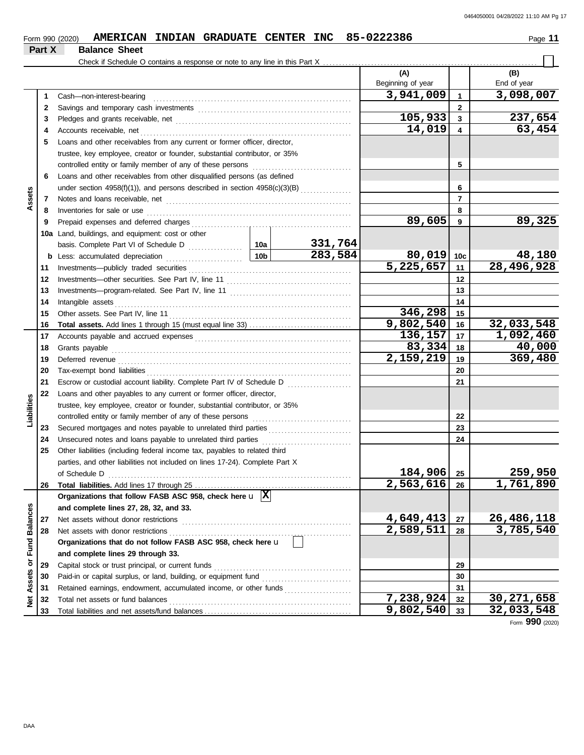Form 990 (2020) **AMERICAN INDIAN GRADUATE CENTER INC 85-0222386**

## Part X Balance Sheet

Check if Schedule O contains a response or note to any line in this Part X ☐

| | | | | (A) Beginning of year | | (B) End of year |
|---|---|---|---|---|---|---|
| **Assets** | 1 | Cash—non-interest-bearing | | 3,941,009 | 1 | 3,098,007 |
| | 2 | Savings and temporary cash investments | | | 2 | |
| | 3 | Pledges and grants receivable, net | | 105,933 | 3 | 237,654 |
| | 4 | Accounts receivable, net | | 14,019 | 4 | 63,454 |
| | 5 | Loans and other receivables from any current or former officer, director, trustee, key employee, creator or founder, substantial contributor, or 35% controlled entity or family member of any of these persons | | | 5 | |
| | 6 | Loans and other receivables from other disqualified persons (as defined under section 4958(f)(1)), and persons described in section 4958(c)(3)(B) | | | 6 | |
| | 7 | Notes and loans receivable, net | | | 7 | |
| | 8 | Inventories for sale or use | | | 8 | |
| | 9 | Prepaid expenses and deferred charges | | 89,605 | 9 | 89,325 |
| | 10a | Land, buildings, and equipment: cost or other basis. Complete Part VI of Schedule D | 10a 331,764 | | | |
| | b | Less: accumulated depreciation | 10b 283,584 | 80,019 | 10c | 48,180 |
| | 11 | Investments—publicly traded securities | | 5,225,657 | 11 | 28,496,928 |
| | 12 | Investments—other securities. See Part IV, line 11 | | | 12 | |
| | 13 | Investments—program-related. See Part IV, line 11 | | | 13 | |
| | 14 | Intangible assets | | | 14 | |
| | 15 | Other assets. See Part IV, line 11 | | 346,298 | 15 | |
| | 16 | **Total assets.** Add lines 1 through 15 (must equal line 33) | | 9,802,540 | 16 | 32,033,548 |
| **Liabilities** | 17 | Accounts payable and accrued expenses | | 136,157 | 17 | 1,092,460 |
| | 18 | Grants payable | | 83,334 | 18 | 40,000 |
| | 19 | Deferred revenue | | 2,159,219 | 19 | 369,480 |
| | 20 | Tax-exempt bond liabilities | | | 20 | |
| | 21 | Escrow or custodial account liability. Complete Part IV of Schedule D | | | 21 | |
| | 22 | Loans and other payables to any current or former officer, director, trustee, key employee, creator or founder, substantial contributor, or 35% controlled entity or family member of any of these persons | | | 22 | |
| | 23 | Secured mortgages and notes payable to unrelated third parties | | | 23 | |
| | 24 | Unsecured notes and loans payable to unrelated third parties | | | 24 | |
| | 25 | Other liabilities (including federal income tax, payables to related third parties, and other liabilities not included on lines 17-24). Complete Part X of Schedule D | | 184,906 | 25 | 259,950 |
| | 26 | **Total liabilities.** Add lines 17 through 25 | | 2,563,616 | 26 | 1,761,890 |
| **Net Assets or Fund Balances** | | **Organizations that follow FASB ASC 958, check here** ☒ **and complete lines 27, 28, 32, and 33.** | | | | |
| | 27 | Net assets without donor restrictions | | 4,649,413 | 27 | 26,486,118 |
| | 28 | Net assets with donor restrictions | | 2,589,511 | 28 | 3,785,540 |
| | | **Organizations that do not follow FASB ASC 958, check here** ☐ **and complete lines 29 through 33.** | | | | |
| | 29 | Capital stock or trust principal, or current funds | | | 29 | |
| | 30 | Paid-in or capital surplus, or land, building, or equipment fund | | | 30 | |
| | 31 | Retained earnings, endowment, accumulated income, or other funds | | | 31 | |
| | 32 | Total net assets or fund balances | | 7,238,924 | 32 | 30,271,658 |
| | 33 | Total liabilities and net assets/fund balances | | 9,802,540 | 33 | 32,033,548 |

Form **990** (2020)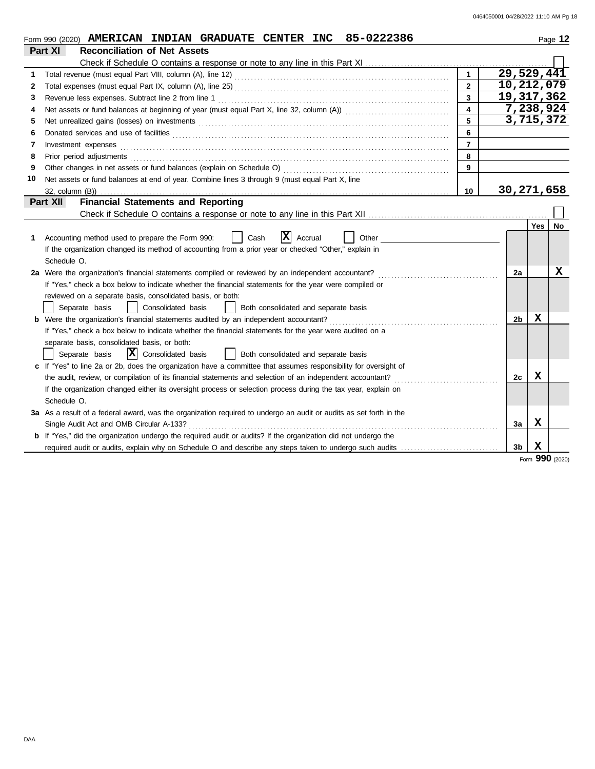Form 990 (2020) **AMERICAN INDIAN GRADUATE CENTER INC 85-0222386**

## Part XI Reconciliation of Net Assets

Check if Schedule O contains a response or note to any line in this Part XI ☐

| | | | |
|---|---|---|---|
| 1 | Total revenue (must equal Part VIII, column (A), line 12) | 1 | 29,529,441 |
| 2 | Total expenses (must equal Part IX, column (A), line 25) | 2 | 10,212,079 |
| 3 | Revenue less expenses. Subtract line 2 from line 1 | 3 | 19,317,362 |
| 4 | Net assets or fund balances at beginning of year (must equal Part X, line 32, column (A)) | 4 | 7,238,924 |
| 5 | Net unrealized gains (losses) on investments | 5 | 3,715,372 |
| 6 | Donated services and use of facilities | 6 | |
| 7 | Investment expenses | 7 | |
| 8 | Prior period adjustments | 8 | |
| 9 | Other changes in net assets or fund balances (explain on Schedule O) | 9 | |
| 10 | Net assets or fund balances at end of year. Combine lines 3 through 9 (must equal Part X, line 32, column (B)) | 10 | 30,271,658 |

## Part XII Financial Statements and Reporting

Check if Schedule O contains a response or note to any line in this Part XII ☐

| | | | Yes | No |
|---|---|---|---|---|
| 1 | Accounting method used to prepare the Form 990: ☐ Cash ☒ Accrual ☐ Other<br>If the organization changed its method of accounting from a prior year or checked "Other," explain in Schedule O. | | | |
| 2a | Were the organization's financial statements compiled or reviewed by an independent accountant?<br>If "Yes," check a box below to indicate whether the financial statements for the year were compiled or reviewed on a separate basis, consolidated basis, or both:<br>☐ Separate basis ☐ Consolidated basis ☐ Both consolidated and separate basis | 2a | | X |
| b | Were the organization's financial statements audited by an independent accountant?<br>If "Yes," check a box below to indicate whether the financial statements for the year were audited on a separate basis, consolidated basis, or both:<br>☐ Separate basis ☒ Consolidated basis ☐ Both consolidated and separate basis | 2b | X | |
| c | If "Yes" to line 2a or 2b, does the organization have a committee that assumes responsibility for oversight of the audit, review, or compilation of its financial statements and selection of an independent accountant?<br>If the organization changed either its oversight process or selection process during the tax year, explain on Schedule O. | 2c | X | |
| 3a | As a result of a federal award, was the organization required to undergo an audit or audits as set forth in the Single Audit Act and OMB Circular A-133? | 3a | X | |
| b | If "Yes," did the organization undergo the required audit or audits? If the organization did not undergo the required audit or audits, explain why on Schedule O and describe any steps taken to undergo such audits | 3b | X | |

Form **990** (2020)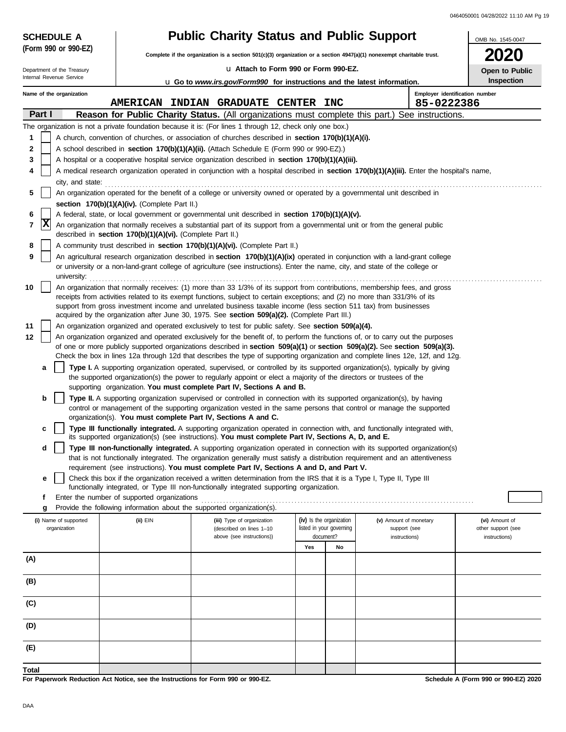**SCHEDULE A**
**(Form 990 or 990-EZ)**

Department of the Treasury
Internal Revenue Service

# Public Charity Status and Public Support

**Complete if the organization is a section 501(c)(3) organization or a section 4947(a)(1) nonexempt charitable trust.**

u **Attach to Form 990 or Form 990-EZ.**

u **Go to *www.irs.gov/Form990* for instructions and the latest information.**

OMB No. 1545-0047

**2020**

**Open to Public Inspection**

**Name of the organization**
AMERICAN INDIAN GRADUATE CENTER INC

**Employer identification number**
85-0222386

**Part I** **Reason for Public Charity Status.** (All organizations must complete this part.) See instructions.

The organization is not a private foundation because it is: (For lines 1 through 12, check only one box.)

1 [ ] A church, convention of churches, or association of churches described in **section 170(b)(1)(A)(i).**

2 [ ] A school described in **section 170(b)(1)(A)(ii).** (Attach Schedule E (Form 990 or 990-EZ).)

3 [ ] A hospital or a cooperative hospital service organization described in **section 170(b)(1)(A)(iii).**

4 [ ] A medical research organization operated in conjunction with a hospital described in **section 170(b)(1)(A)(iii).** Enter the hospital's name, city, and state:

5 [ ] An organization operated for the benefit of a college or university owned or operated by a governmental unit described in **section 170(b)(1)(A)(iv).** (Complete Part II.)

6 [ ] A federal, state, or local government or governmental unit described in **section 170(b)(1)(A)(v).**

7 [X] An organization that normally receives a substantial part of its support from a governmental unit or from the general public described in **section 170(b)(1)(A)(vi).** (Complete Part II.)

8 [ ] A community trust described in **section 170(b)(1)(A)(vi).** (Complete Part II.)

9 [ ] An agricultural research organization described in **section 170(b)(1)(A)(ix)** operated in conjunction with a land-grant college or university or a non-land-grant college of agriculture (see instructions). Enter the name, city, and state of the college or university:

10 [ ] An organization that normally receives: (1) more than 33 1/3% of its support from contributions, membership fees, and gross receipts from activities related to its exempt functions, subject to certain exceptions; and (2) no more than 331/3% of its support from gross investment income and unrelated business taxable income (less section 511 tax) from businesses acquired by the organization after June 30, 1975. See **section 509(a)(2).** (Complete Part III.)

11 [ ] An organization organized and operated exclusively to test for public safety. See **section 509(a)(4).**

12 [ ] An organization organized and operated exclusively for the benefit of, to perform the functions of, or to carry out the purposes of one or more publicly supported organizations described in **section 509(a)(1)** or **section 509(a)(2).** See **section 509(a)(3).** Check the box in lines 12a through 12d that describes the type of supporting organization and complete lines 12e, 12f, and 12g.

a [ ] **Type I.** A supporting organization operated, supervised, or controlled by its supported organization(s), typically by giving the supported organization(s) the power to regularly appoint or elect a majority of the directors or trustees of the supporting organization. **You must complete Part IV, Sections A and B.**

b [ ] **Type II.** A supporting organization supervised or controlled in connection with its supported organization(s), by having control or management of the supporting organization vested in the same persons that control or manage the supported organization(s). **You must complete Part IV, Sections A and C.**

c [ ] **Type III functionally integrated.** A supporting organization operated in connection with, and functionally integrated with, its supported organization(s) (see instructions). **You must complete Part IV, Sections A, D, and E.**

d [ ] **Type III non-functionally integrated.** A supporting organization operated in connection with its supported organization(s) that is not functionally integrated. The organization generally must satisfy a distribution requirement and an attentiveness requirement (see instructions). **You must complete Part IV, Sections A and D, and Part V.**

e [ ] Check this box if the organization received a written determination from the IRS that it is a Type I, Type II, Type III functionally integrated, or Type III non-functionally integrated supporting organization.

f Enter the number of supported organizations

g Provide the following information about the supported organization(s).

| (i) Name of supported organization | (ii) EIN | (iii) Type of organization (described on lines 1–10 above (see instructions)) | (iv) Is the organization listed in your governing document? Yes | No | (v) Amount of monetary support (see instructions) | (vi) Amount of other support (see instructions) |
|---|---|---|---|---|---|---|
| (A) | | | | | | |
| (B) | | | | | | |
| (C) | | | | | | |
| (D) | | | | | | |
| (E) | | | | | | |
| **Total** | | | | | | |

**For Paperwork Reduction Act Notice, see the Instructions for Form 990 or 990-EZ.**

**Schedule A (Form 990 or 990-EZ) 2020**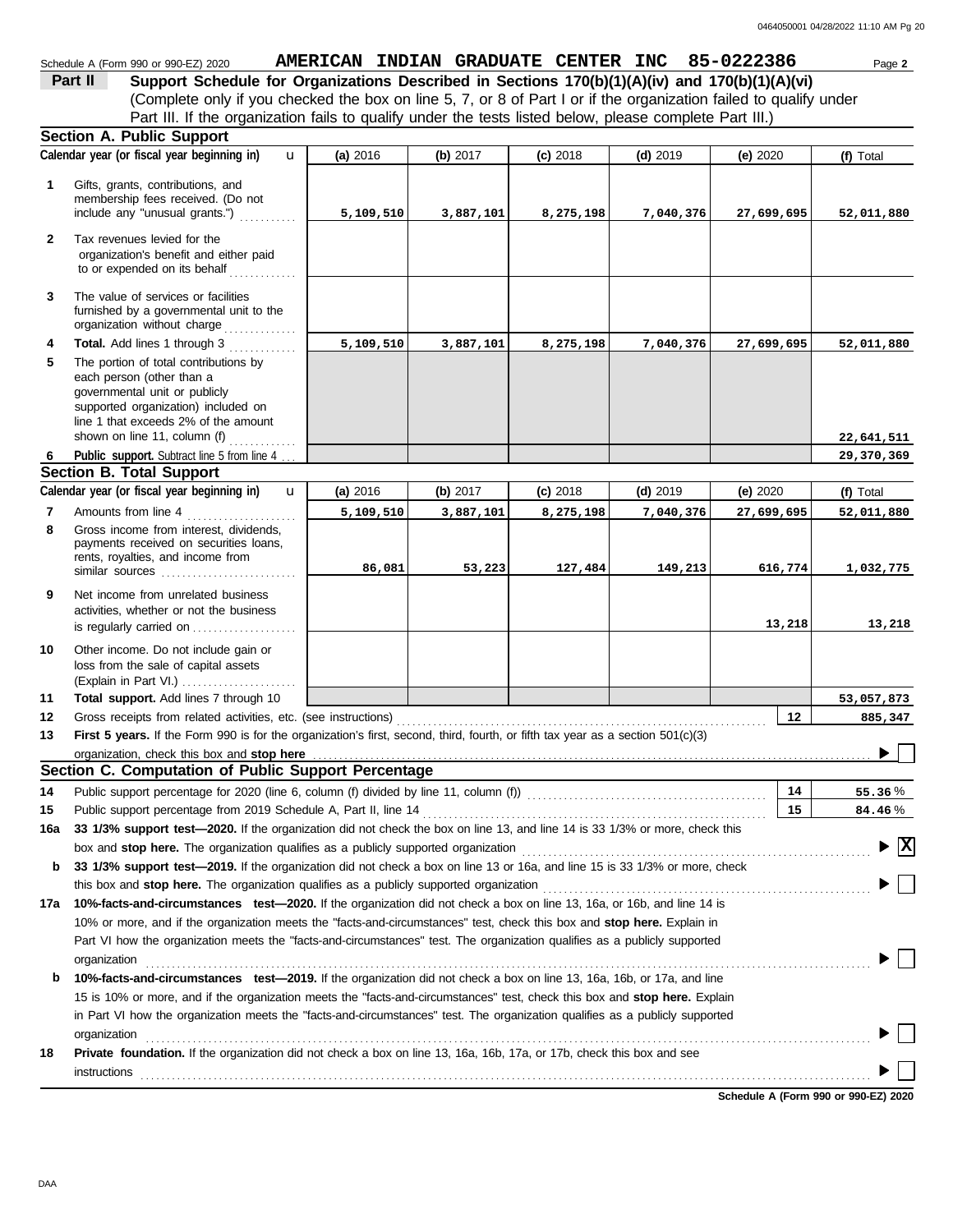Schedule A (Form 990 or 990-EZ) 2020 **AMERICAN INDIAN GRADUATE CENTER INC 85-0222386** Page **2**

## Part II Support Schedule for Organizations Described in Sections 170(b)(1)(A)(iv) and 170(b)(1)(A)(vi)

(Complete only if you checked the box on line 5, 7, or 8 of Part I or if the organization failed to qualify under Part III. If the organization fails to qualify under the tests listed below, please complete Part III.)

### Section A. Public Support

| Calendar year (or fiscal year beginning in) | (a) 2016 | (b) 2017 | (c) 2018 | (d) 2019 | (e) 2020 | (f) Total |
|---|---|---|---|---|---|---|
| **1** Gifts, grants, contributions, and membership fees received. (Do not include any "unusual grants.") | 5,109,510 | 3,887,101 | 8,275,198 | 7,040,376 | 27,699,695 | 52,011,880 |
| **2** Tax revenues levied for the organization's benefit and either paid to or expended on its behalf | | | | | | |
| **3** The value of services or facilities furnished by a governmental unit to the organization without charge | | | | | | |
| **4** **Total.** Add lines 1 through 3 | 5,109,510 | 3,887,101 | 8,275,198 | 7,040,376 | 27,699,695 | 52,011,880 |
| **5** The portion of total contributions by each person (other than a governmental unit or publicly supported organization) included on line 1 that exceeds 2% of the amount shown on line 11, column (f) | | | | | | 22,641,511 |
| **6** **Public support.** Subtract line 5 from line 4 | | | | | | 29,370,369 |

### Section B. Total Support

| Calendar year (or fiscal year beginning in) | (a) 2016 | (b) 2017 | (c) 2018 | (d) 2019 | (e) 2020 | (f) Total |
|---|---|---|---|---|---|---|
| **7** Amounts from line 4 | 5,109,510 | 3,887,101 | 8,275,198 | 7,040,376 | 27,699,695 | 52,011,880 |
| **8** Gross income from interest, dividends, payments received on securities loans, rents, royalties, and income from similar sources | 86,081 | 53,223 | 127,484 | 149,213 | 616,774 | 1,032,775 |
| **9** Net income from unrelated business activities, whether or not the business is regularly carried on | | | | | 13,218 | 13,218 |
| **10** Other income. Do not include gain or loss from the sale of capital assets (Explain in Part VI.) | | | | | | |
| **11** **Total support.** Add lines 7 through 10 | | | | | | 53,057,873 |

**12** Gross receipts from related activities, etc. (see instructions) — **12** — 885,347

**13** **First 5 years.** If the Form 990 is for the organization's first, second, third, fourth, or fifth tax year as a section 501(c)(3) organization, check this box and **stop here** ☐

### Section C. Computation of Public Support Percentage

**14** Public support percentage for 2020 (line 6, column (f) divided by line 11, column (f)) — **14** — 55.36 %

**15** Public support percentage from 2019 Schedule A, Part II, line 14 — **15** — 84.46 %

**16a** **33 1/3% support test—2020.** If the organization did not check the box on line 13, and line 14 is 33 1/3% or more, check this box and **stop here.** The organization qualifies as a publicly supported organization ☒

**b** **33 1/3% support test—2019.** If the organization did not check a box on line 13 or 16a, and line 15 is 33 1/3% or more, check this box and **stop here.** The organization qualifies as a publicly supported organization ☐

**17a** **10%-facts-and-circumstances test—2020.** If the organization did not check a box on line 13, 16a, or 16b, and line 14 is 10% or more, and if the organization meets the "facts-and-circumstances" test, check this box and **stop here.** Explain in Part VI how the organization meets the "facts-and-circumstances" test. The organization qualifies as a publicly supported organization ☐

**b** **10%-facts-and-circumstances test—2019.** If the organization did not check a box on line 13, 16a, 16b, or 17a, and line 15 is 10% or more, and if the organization meets the "facts-and-circumstances" test, check this box and **stop here.** Explain in Part VI how the organization meets the "facts-and-circumstances" test. The organization qualifies as a publicly supported organization ☐

**18** **Private foundation.** If the organization did not check a box on line 13, 16a, 16b, 17a, or 17b, check this box and see instructions ☐

**Schedule A (Form 990 or 990-EZ) 2020**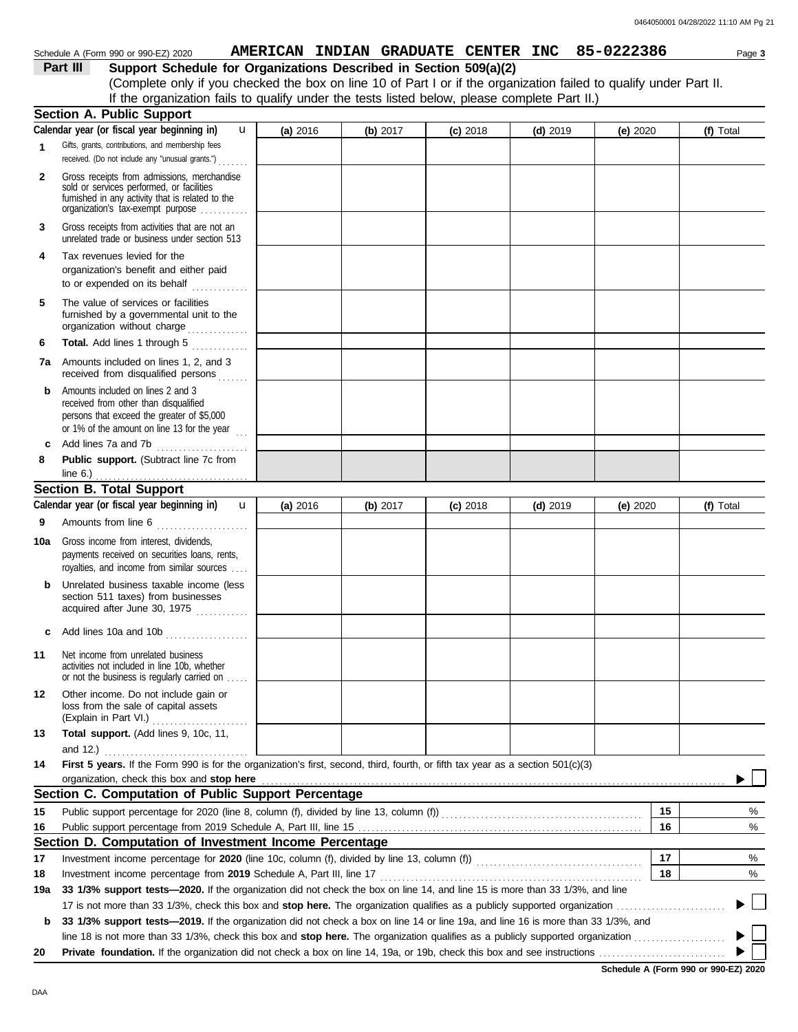Schedule A (Form 990 or 990-EZ) 2020 **AMERICAN INDIAN GRADUATE CENTER INC 85-0222386**

## Part III Support Schedule for Organizations Described in Section 509(a)(2)

(Complete only if you checked the box on line 10 of Part I or if the organization failed to qualify under Part II. If the organization fails to qualify under the tests listed below, please complete Part II.)

### Section A. Public Support

| Calendar year (or fiscal year beginning in) | (a) 2016 | (b) 2017 | (c) 2018 | (d) 2019 | (e) 2020 | (f) Total |
|---|---|---|---|---|---|---|
| **1** Gifts, grants, contributions, and membership fees received. (Do not include any "unusual grants.") | | | | | | |
| **2** Gross receipts from admissions, merchandise sold or services performed, or facilities furnished in any activity that is related to the organization's tax-exempt purpose | | | | | | |
| **3** Gross receipts from activities that are not an unrelated trade or business under section 513 | | | | | | |
| **4** Tax revenues levied for the organization's benefit and either paid to or expended on its behalf | | | | | | |
| **5** The value of services or facilities furnished by a governmental unit to the organization without charge | | | | | | |
| **6** **Total.** Add lines 1 through 5 | | | | | | |
| **7a** Amounts included on lines 1, 2, and 3 received from disqualified persons | | | | | | |
| **b** Amounts included on lines 2 and 3 received from other than disqualified persons that exceed the greater of \$5,000 or 1% of the amount on line 13 for the year | | | | | | |
| **c** Add lines 7a and 7b | | | | | | |
| **8** **Public support.** (Subtract line 7c from line 6.) | | | | | | |

### Section B. Total Support

| Calendar year (or fiscal year beginning in) | (a) 2016 | (b) 2017 | (c) 2018 | (d) 2019 | (e) 2020 | (f) Total |
|---|---|---|---|---|---|---|
| **9** Amounts from line 6 | | | | | | |
| **10a** Gross income from interest, dividends, payments received on securities loans, rents, royalties, and income from similar sources | | | | | | |
| **b** Unrelated business taxable income (less section 511 taxes) from businesses acquired after June 30, 1975 | | | | | | |
| **c** Add lines 10a and 10b | | | | | | |
| **11** Net income from unrelated business activities not included in line 10b, whether or not the business is regularly carried on | | | | | | |
| **12** Other income. Do not include gain or loss from the sale of capital assets (Explain in Part VI.) | | | | | | |
| **13** **Total support.** (Add lines 9, 10c, 11, and 12.) | | | | | | |

**14** **First 5 years.** If the Form 990 is for the organization's first, second, third, fourth, or fifth tax year as a section 501(c)(3) organization, check this box and **stop here** ☐

### Section C. Computation of Public Support Percentage

| | | | |
|---|---|---|---|
| **15** | Public support percentage for 2020 (line 8, column (f), divided by line 13, column (f)) | 15 | % |
| **16** | Public support percentage from 2019 Schedule A, Part III, line 15 | 16 | % |

### Section D. Computation of Investment Income Percentage

| | | | |
|---|---|---|---|
| **17** | Investment income percentage for **2020** (line 10c, column (f), divided by line 13, column (f)) | 17 | % |
| **18** | Investment income percentage from **2019** Schedule A, Part III, line 17 | 18 | % |

**19a** **33 1/3% support tests—2020.** If the organization did not check the box on line 14, and line 15 is more than 33 1/3%, and line 17 is not more than 33 1/3%, check this box and **stop here.** The organization qualifies as a publicly supported organization ☐

**b** **33 1/3% support tests—2019.** If the organization did not check a box on line 14 or line 19a, and line 16 is more than 33 1/3%, and line 18 is not more than 33 1/3%, check this box and **stop here.** The organization qualifies as a publicly supported organization ☐

**20** **Private foundation.** If the organization did not check a box on line 14, 19a, or 19b, check this box and see instructions ☐

**Schedule A (Form 990 or 990-EZ) 2020**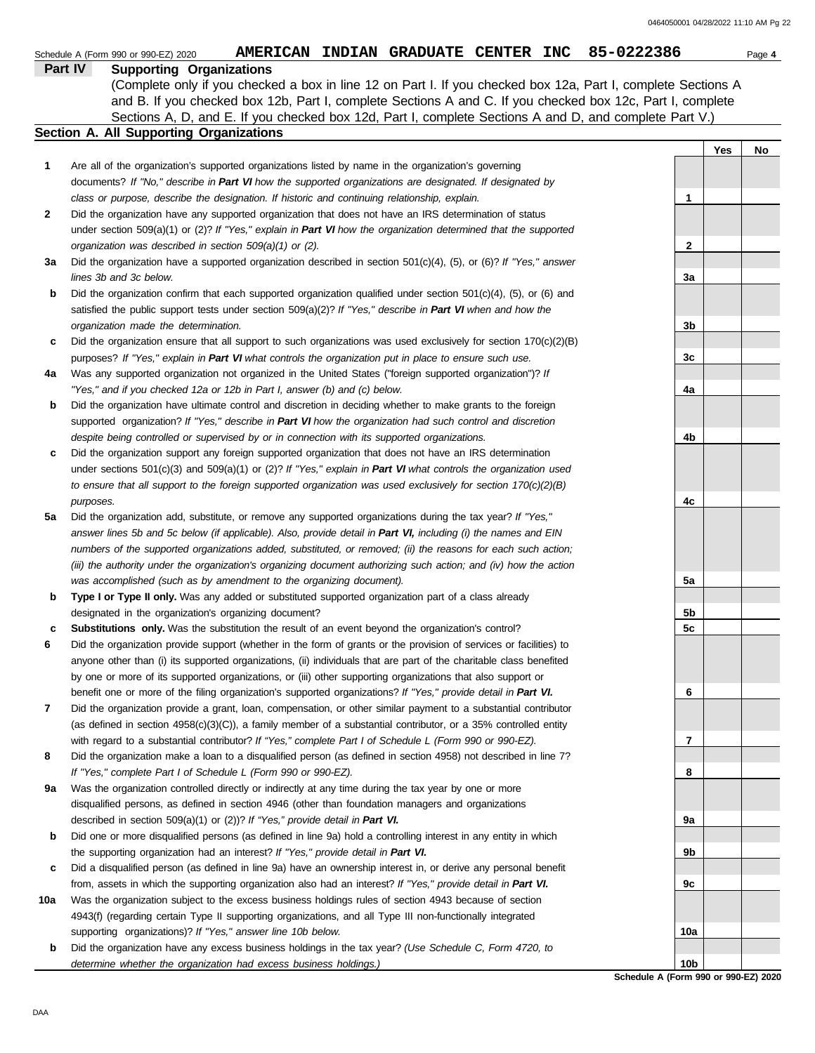Schedule A (Form 990 or 990-EZ) 2020 **AMERICAN INDIAN GRADUATE CENTER INC 85-0222386** Page **4**

## Part IV Supporting Organizations

(Complete only if you checked a box in line 12 on Part I. If you checked box 12a, Part I, complete Sections A and B. If you checked box 12b, Part I, complete Sections A and C. If you checked box 12c, Part I, complete Sections A, D, and E. If you checked box 12d, Part I, complete Sections A and D, and complete Part V.)

### Section A. All Supporting Organizations

| | | | Yes | No |
|---|---|---|---|---|
| **1** | Are all of the organization's supported organizations listed by name in the organization's governing documents? *If "No," describe in **Part VI** how the supported organizations are designated. If designated by class or purpose, describe the designation. If historic and continuing relationship, explain.* | 1 | | |
| **2** | Did the organization have any supported organization that does not have an IRS determination of status under section 509(a)(1) or (2)? *If "Yes," explain in **Part VI** how the organization determined that the supported organization was described in section 509(a)(1) or (2).* | 2 | | |
| **3a** | Did the organization have a supported organization described in section 501(c)(4), (5), or (6)? *If "Yes," answer lines 3b and 3c below.* | 3a | | |
| **b** | Did the organization confirm that each supported organization qualified under section 501(c)(4), (5), or (6) and satisfied the public support tests under section 509(a)(2)? *If "Yes," describe in **Part VI** when and how the organization made the determination.* | 3b | | |
| **c** | Did the organization ensure that all support to such organizations was used exclusively for section 170(c)(2)(B) purposes? *If "Yes," explain in **Part VI** what controls the organization put in place to ensure such use.* | 3c | | |
| **4a** | Was any supported organization not organized in the United States ("foreign supported organization")? *If "Yes," and if you checked 12a or 12b in Part I, answer (b) and (c) below.* | 4a | | |
| **b** | Did the organization have ultimate control and discretion in deciding whether to make grants to the foreign supported organization? *If "Yes," describe in **Part VI** how the organization had such control and discretion despite being controlled or supervised by or in connection with its supported organizations.* | 4b | | |
| **c** | Did the organization support any foreign supported organization that does not have an IRS determination under sections 501(c)(3) and 509(a)(1) or (2)? *If "Yes," explain in **Part VI** what controls the organization used to ensure that all support to the foreign supported organization was used exclusively for section 170(c)(2)(B) purposes.* | 4c | | |
| **5a** | Did the organization add, substitute, or remove any supported organizations during the tax year? *If "Yes," answer lines 5b and 5c below (if applicable). Also, provide detail in **Part VI,** including (i) the names and EIN numbers of the supported organizations added, substituted, or removed; (ii) the reasons for each such action; (iii) the authority under the organization's organizing document authorizing such action; and (iv) how the action was accomplished (such as by amendment to the organizing document).* | 5a | | |
| **b** | **Type I or Type II only.** Was any added or substituted supported organization part of a class already designated in the organization's organizing document? | 5b | | |
| **c** | **Substitutions only.** Was the substitution the result of an event beyond the organization's control? | 5c | | |
| **6** | Did the organization provide support (whether in the form of grants or the provision of services or facilities) to anyone other than (i) its supported organizations, (ii) individuals that are part of the charitable class benefited by one or more of its supported organizations, or (iii) other supporting organizations that also support or benefit one or more of the filing organization's supported organizations? *If "Yes," provide detail in **Part VI.*** | 6 | | |
| **7** | Did the organization provide a grant, loan, compensation, or other similar payment to a substantial contributor (as defined in section 4958(c)(3)(C)), a family member of a substantial contributor, or a 35% controlled entity with regard to a substantial contributor? *If "Yes," complete Part I of Schedule L (Form 990 or 990-EZ).* | 7 | | |
| **8** | Did the organization make a loan to a disqualified person (as defined in section 4958) not described in line 7? *If "Yes," complete Part I of Schedule L (Form 990 or 990-EZ).* | 8 | | |
| **9a** | Was the organization controlled directly or indirectly at any time during the tax year by one or more disqualified persons, as defined in section 4946 (other than foundation managers and organizations described in section 509(a)(1) or (2))? *If "Yes," provide detail in **Part VI.*** | 9a | | |
| **b** | Did one or more disqualified persons (as defined in line 9a) hold a controlling interest in any entity in which the supporting organization had an interest? *If "Yes," provide detail in **Part VI.*** | 9b | | |
| **c** | Did a disqualified person (as defined in line 9a) have an ownership interest in, or derive any personal benefit from, assets in which the supporting organization also had an interest? *If "Yes," provide detail in **Part VI.*** | 9c | | |
| **10a** | Was the organization subject to the excess business holdings rules of section 4943 because of section 4943(f) (regarding certain Type II supporting organizations, and all Type III non-functionally integrated supporting organizations)? *If "Yes," answer line 10b below.* | 10a | | |
| **b** | Did the organization have any excess business holdings in the tax year? *(Use Schedule C, Form 4720, to determine whether the organization had excess business holdings.)* | 10b | | |

**Schedule A (Form 990 or 990-EZ) 2020**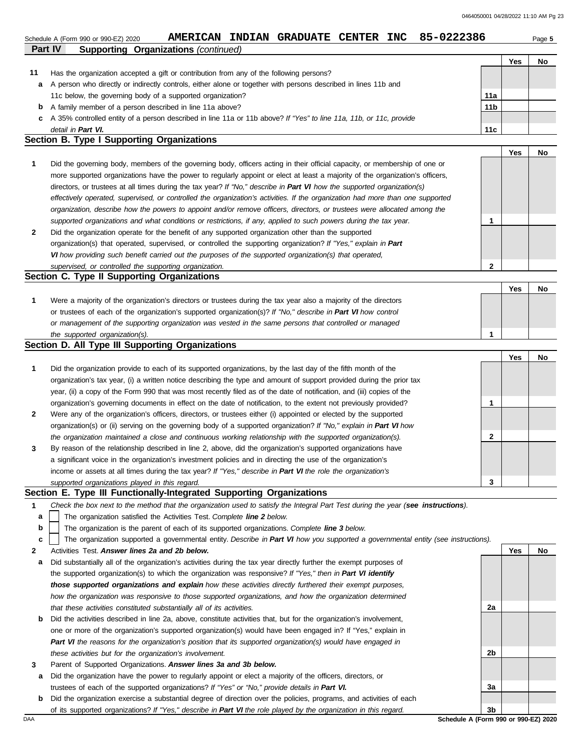Schedule A (Form 990 or 990-EZ) 2020 **AMERICAN INDIAN GRADUATE CENTER INC 85-0222386** Page **5**

## Part IV Supporting Organizations *(continued)*

| | | | Yes | No |
|---|---|---|---|---|
| **11** | Has the organization accepted a gift or contribution from any of the following persons? | | | |
| **a** | A person who directly or indirectly controls, either alone or together with persons described in lines 11b and 11c below, the governing body of a supported organization? | **11a** | | |
| **b** | A family member of a person described in line 11a above? | **11b** | | |
| **c** | A 35% controlled entity of a person described in line 11a or 11b above? *If "Yes" to line 11a, 11b, or 11c, provide detail in **Part VI.*** | **11c** | | |

### Section B. Type I Supporting Organizations

| | | | Yes | No |
|---|---|---|---|---|
| **1** | Did the governing body, members of the governing body, officers acting in their official capacity, or membership of one or more supported organizations have the power to regularly appoint or elect at least a majority of the organization's officers, directors, or trustees at all times during the tax year? *If "No," describe in **Part VI** how the supported organization(s) effectively operated, supervised, or controlled the organization's activities. If the organization had more than one supported organization, describe how the powers to appoint and/or remove officers, directors, or trustees were allocated among the supported organizations and what conditions or restrictions, if any, applied to such powers during the tax year.* | **1** | | |
| **2** | Did the organization operate for the benefit of any supported organization other than the supported organization(s) that operated, supervised, or controlled the supporting organization? *If "Yes," explain in **Part VI** how providing such benefit carried out the purposes of the supported organization(s) that operated, supervised, or controlled the supporting organization.* | **2** | | |

### Section C. Type II Supporting Organizations

| | | | Yes | No |
|---|---|---|---|---|
| **1** | Were a majority of the organization's directors or trustees during the tax year also a majority of the directors or trustees of each of the organization's supported organization(s)? *If "No," describe in **Part VI** how control or management of the supporting organization was vested in the same persons that controlled or managed the supported organization(s).* | **1** | | |

### Section D. All Type III Supporting Organizations

| | | | Yes | No |
|---|---|---|---|---|
| **1** | Did the organization provide to each of its supported organizations, by the last day of the fifth month of the organization's tax year, (i) a written notice describing the type and amount of support provided during the prior tax year, (ii) a copy of the Form 990 that was most recently filed as of the date of notification, and (iii) copies of the organization's governing documents in effect on the date of notification, to the extent not previously provided? | **1** | | |
| **2** | Were any of the organization's officers, directors, or trustees either (i) appointed or elected by the supported organization(s) or (ii) serving on the governing body of a supported organization? *If "No," explain in **Part VI** how the organization maintained a close and continuous working relationship with the supported organization(s).* | **2** | | |
| **3** | By reason of the relationship described in line 2, above, did the organization's supported organizations have a significant voice in the organization's investment policies and in directing the use of the organization's income or assets at all times during the tax year? *If "Yes," describe in **Part VI** the role the organization's supported organizations played in this regard.* | **3** | | |

### Section E. Type III Functionally-Integrated Supporting Organizations

**1** *Check the box next to the method that the organization used to satisfy the Integral Part Test during the year (**see instructions**).*

- **a** ☐ The organization satisfied the Activities Test. *Complete **line 2** below.*
- **b** ☐ The organization is the parent of each of its supported organizations. *Complete **line 3** below.*
- **c** ☐ The organization supported a governmental entity. *Describe in **Part VI** how you supported a governmental entity (see instructions).*

| | | | Yes | No |
|---|---|---|---|---|
| **2** | Activities Test. ***Answer lines 2a and 2b below.*** | | | |
| **a** | Did substantially all of the organization's activities during the tax year directly further the exempt purposes of the supported organization(s) to which the organization was responsive? *If "Yes," then in **Part VI identify those supported organizations and explain** how these activities directly furthered their exempt purposes, how the organization was responsive to those supported organizations, and how the organization determined that these activities constituted substantially all of its activities.* | **2a** | | |
| **b** | Did the activities described in line 2a, above, constitute activities that, but for the organization's involvement, one or more of the organization's supported organization(s) would have been engaged in? If "Yes," explain in ***Part VI** the reasons for the organization's position that its supported organization(s) would have engaged in these activities but for the organization's involvement.* | **2b** | | |
| **3** | Parent of Supported Organizations. ***Answer lines 3a and 3b below.*** | | | |
| **a** | Did the organization have the power to regularly appoint or elect a majority of the officers, directors, or trustees of each of the supported organizations? *If "Yes" or "No," provide details in **Part VI.*** | **3a** | | |
| **b** | Did the organization exercise a substantial degree of direction over the policies, programs, and activities of each of its supported organizations? *If "Yes," describe in **Part VI** the role played by the organization in this regard.* | **3b** | | |

**Schedule A (Form 990 or 990-EZ) 2020**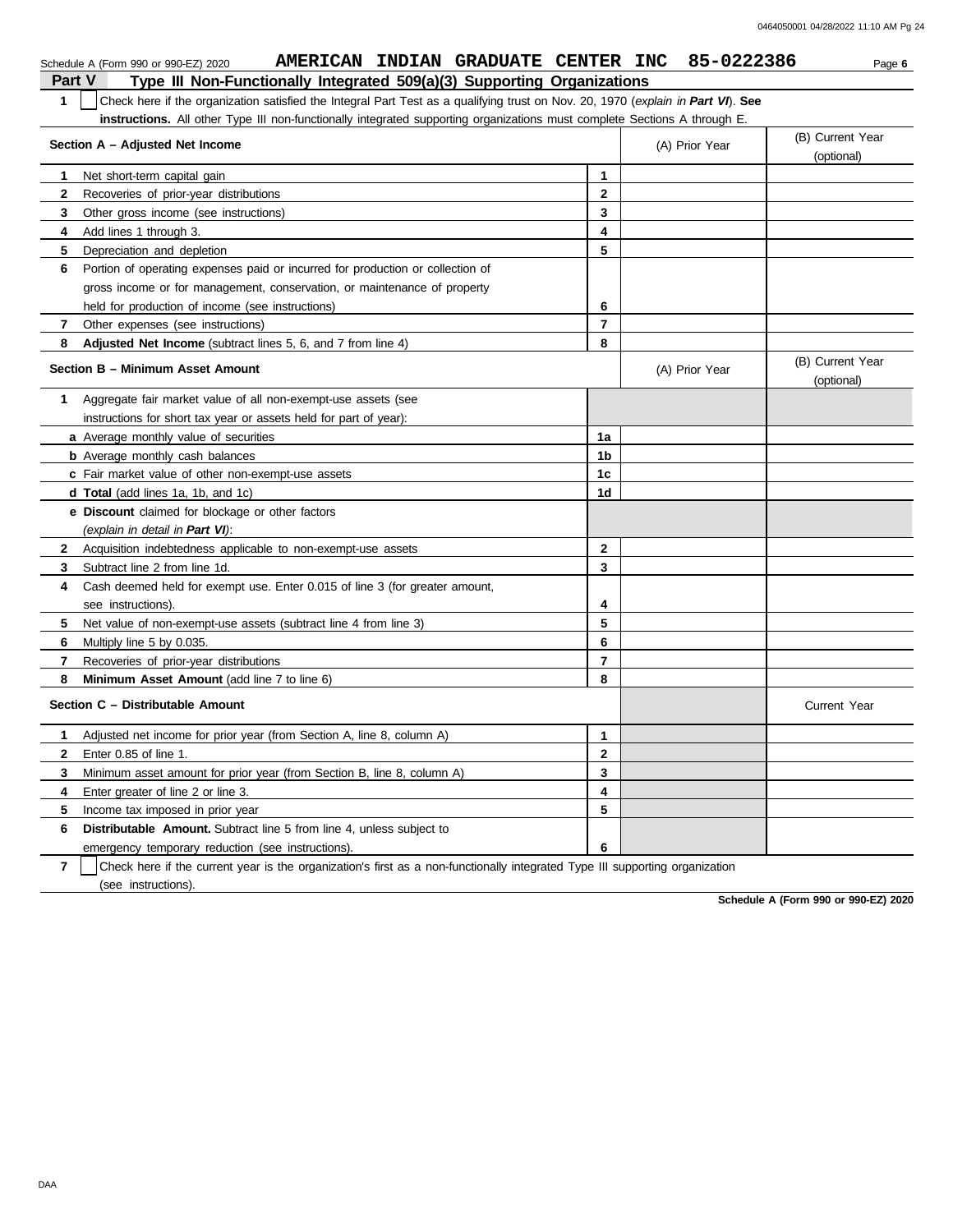Schedule A (Form 990 or 990-EZ) 2020 **AMERICAN INDIAN GRADUATE CENTER INC 85-0222386**

## Part V Type III Non-Functionally Integrated 509(a)(3) Supporting Organizations

**1** ☐ Check here if the organization satisfied the Integral Part Test as a qualifying trust on Nov. 20, 1970 (*explain in **Part VI***). **See instructions.** All other Type III non-functionally integrated supporting organizations must complete Sections A through E.

| **Section A – Adjusted Net Income** | | (A) Prior Year | (B) Current Year (optional) |
|---|---|---|---|
| **1** Net short-term capital gain | **1** | | |
| **2** Recoveries of prior-year distributions | **2** | | |
| **3** Other gross income (see instructions) | **3** | | |
| **4** Add lines 1 through 3. | **4** | | |
| **5** Depreciation and depletion | **5** | | |
| **6** Portion of operating expenses paid or incurred for production or collection of gross income or for management, conservation, or maintenance of property held for production of income (see instructions) | **6** | | |
| **7** Other expenses (see instructions) | **7** | | |
| **8** **Adjusted Net Income** (subtract lines 5, 6, and 7 from line 4) | **8** | | |

| **Section B – Minimum Asset Amount** | | (A) Prior Year | (B) Current Year (optional) |
|---|---|---|---|
| **1** Aggregate fair market value of all non-exempt-use assets (see instructions for short tax year or assets held for part of year): | | | |
| **a** Average monthly value of securities | **1a** | | |
| **b** Average monthly cash balances | **1b** | | |
| **c** Fair market value of other non-exempt-use assets | **1c** | | |
| **d** **Total** (add lines 1a, 1b, and 1c) | **1d** | | |
| **e** **Discount** claimed for blockage or other factors (*explain in detail in **Part VI***): | | | |
| **2** Acquisition indebtedness applicable to non-exempt-use assets | **2** | | |
| **3** Subtract line 2 from line 1d. | **3** | | |
| **4** Cash deemed held for exempt use. Enter 0.015 of line 3 (for greater amount, see instructions). | **4** | | |
| **5** Net value of non-exempt-use assets (subtract line 4 from line 3) | **5** | | |
| **6** Multiply line 5 by 0.035. | **6** | | |
| **7** Recoveries of prior-year distributions | **7** | | |
| **8** **Minimum Asset Amount** (add line 7 to line 6) | **8** | | |

| **Section C – Distributable Amount** | | | Current Year |
|---|---|---|---|
| **1** Adjusted net income for prior year (from Section A, line 8, column A) | **1** | | |
| **2** Enter 0.85 of line 1. | **2** | | |
| **3** Minimum asset amount for prior year (from Section B, line 8, column A) | **3** | | |
| **4** Enter greater of line 2 or line 3. | **4** | | |
| **5** Income tax imposed in prior year | **5** | | |
| **6** **Distributable Amount.** Subtract line 5 from line 4, unless subject to emergency temporary reduction (see instructions). | **6** | | |

**7** ☐ Check here if the current year is the organization's first as a non-functionally integrated Type III supporting organization (see instructions).

**Schedule A (Form 990 or 990-EZ) 2020**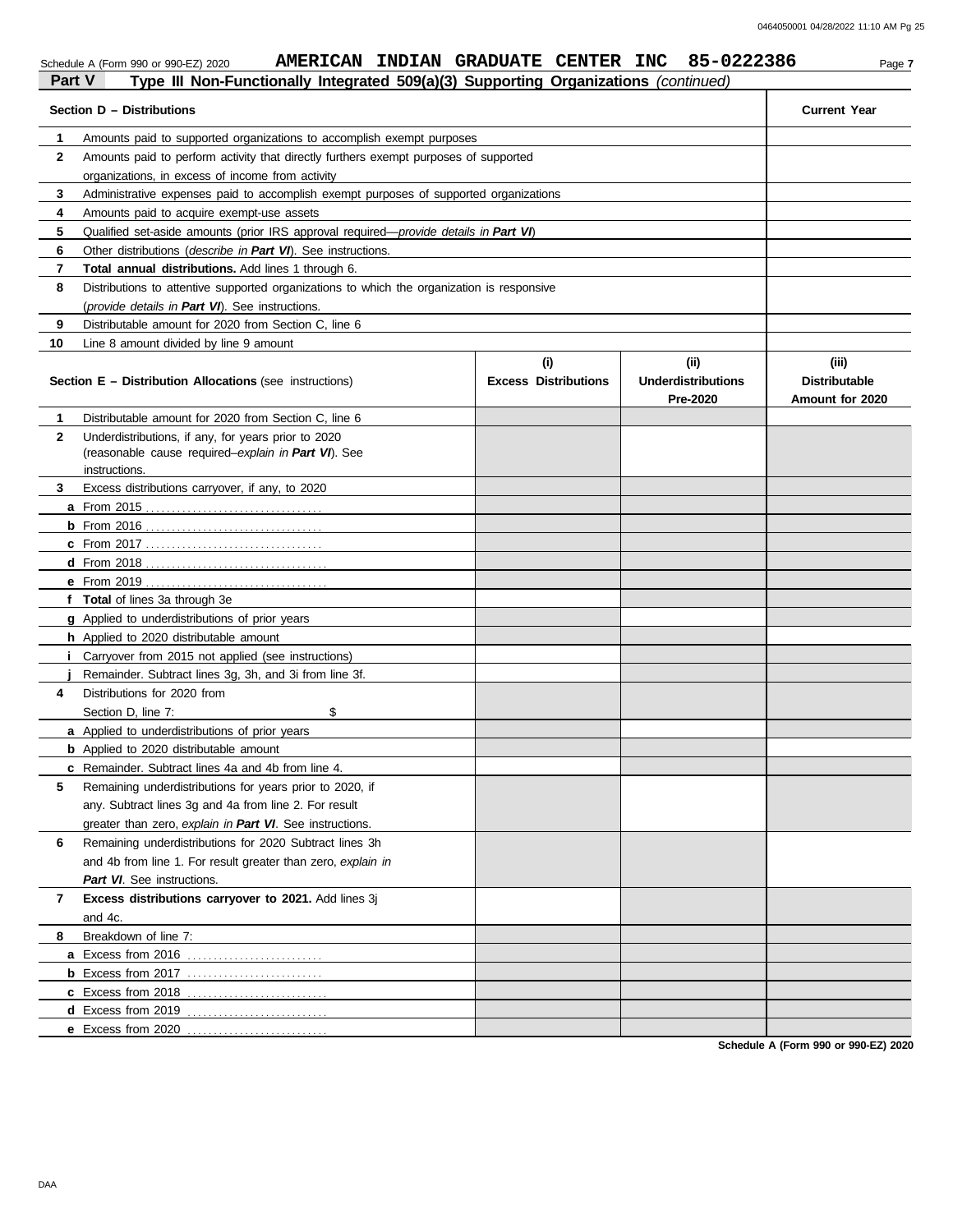Schedule A (Form 990 or 990-EZ) 2020 **AMERICAN INDIAN GRADUATE CENTER INC 85-0222386**

## Part V — Type III Non-Functionally Integrated 509(a)(3) Supporting Organizations *(continued)*

| **Section D – Distributions** | | **Current Year** |
|---|---|---|
| **1** | Amounts paid to supported organizations to accomplish exempt purposes | |
| **2** | Amounts paid to perform activity that directly furthers exempt purposes of supported organizations, in excess of income from activity | |
| **3** | Administrative expenses paid to accomplish exempt purposes of supported organizations | |
| **4** | Amounts paid to acquire exempt-use assets | |
| **5** | Qualified set-aside amounts (prior IRS approval required—*provide details in **Part VI***) | |
| **6** | Other distributions (*describe in **Part VI***). See instructions. | |
| **7** | **Total annual distributions.** Add lines 1 through 6. | |
| **8** | Distributions to attentive supported organizations to which the organization is responsive (*provide details in **Part VI***). See instructions. | |
| **9** | Distributable amount for 2020 from Section C, line 6 | |
| **10** | Line 8 amount divided by line 9 amount | |

| **Section E – Distribution Allocations** (see instructions) | **(i) Excess Distributions** | **(ii) Underdistributions Pre-2020** | **(iii) Distributable Amount for 2020** |
|---|---|---|---|
| **1** Distributable amount for 2020 from Section C, line 6 | | | |
| **2** Underdistributions, if any, for years prior to 2020 (reasonable cause required–*explain in **Part VI***). See instructions. | | | |
| **3** Excess distributions carryover, if any, to 2020 | | | |
| **a** From 2015 | | | |
| **b** From 2016 | | | |
| **c** From 2017 | | | |
| **d** From 2018 | | | |
| **e** From 2019 | | | |
| **f** **Total** of lines 3a through 3e | | | |
| **g** Applied to underdistributions of prior years | | | |
| **h** Applied to 2020 distributable amount | | | |
| **i** Carryover from 2015 not applied (see instructions) | | | |
| **j** Remainder. Subtract lines 3g, 3h, and 3i from line 3f. | | | |
| **4** Distributions for 2020 from Section D, line 7: $ | | | |
| **a** Applied to underdistributions of prior years | | | |
| **b** Applied to 2020 distributable amount | | | |
| **c** Remainder. Subtract lines 4a and 4b from line 4. | | | |
| **5** Remaining underdistributions for years prior to 2020, if any. Subtract lines 3g and 4a from line 2. For result greater than zero, *explain in **Part VI***. See instructions. | | | |
| **6** Remaining underdistributions for 2020 Subtract lines 3h and 4b from line 1. For result greater than zero, *explain in **Part VI***. See instructions. | | | |
| **7** **Excess distributions carryover to 2021.** Add lines 3j and 4c. | | | |
| **8** Breakdown of line 7: | | | |
| **a** Excess from 2016 | | | |
| **b** Excess from 2017 | | | |
| **c** Excess from 2018 | | | |
| **d** Excess from 2019 | | | |
| **e** Excess from 2020 | | | |

**Schedule A (Form 990 or 990-EZ) 2020**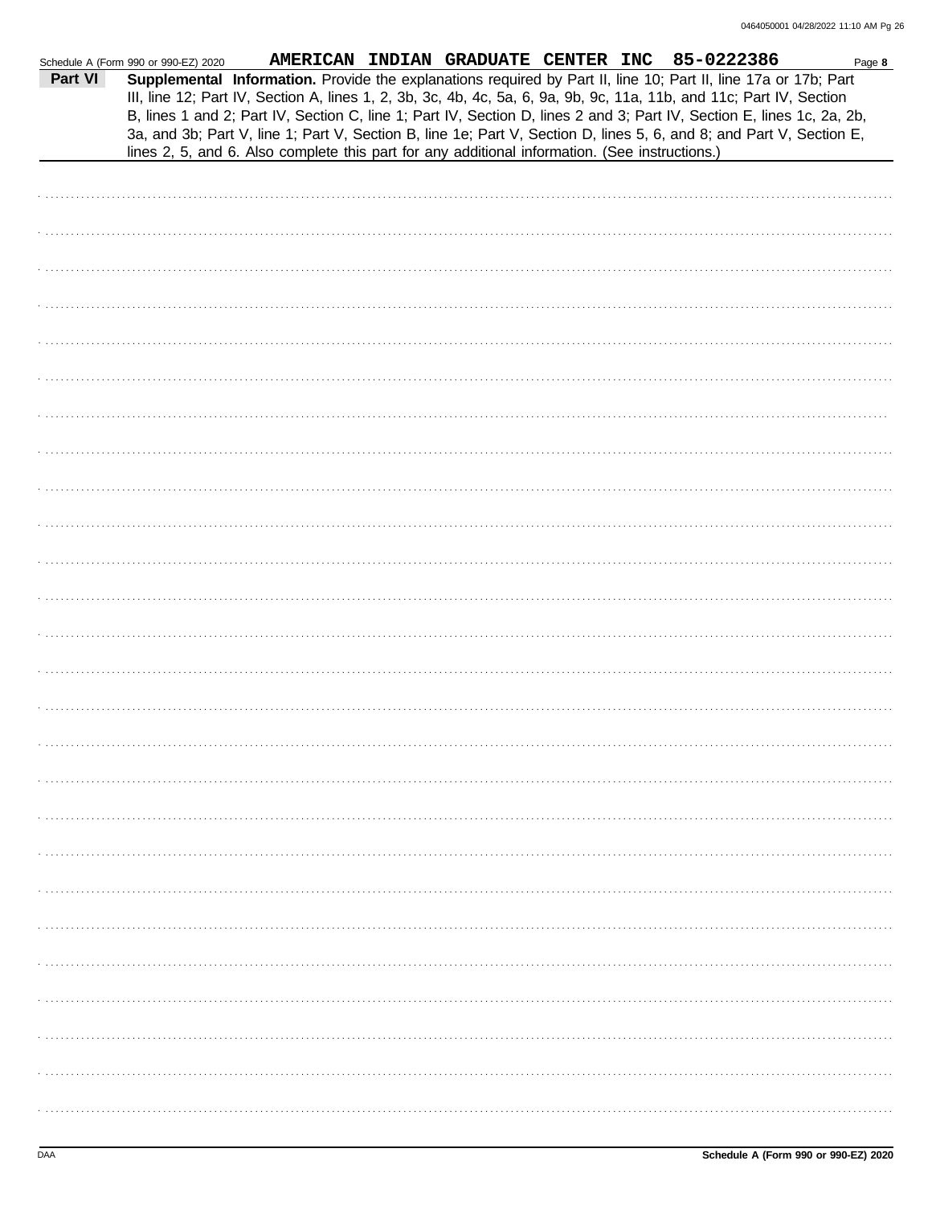Schedule A (Form 990 or 990-EZ) 2020 **AMERICAN INDIAN GRADUATE CENTER INC 85-0222386**

**Part VI** **Supplemental Information.** Provide the explanations required by Part II, line 10; Part II, line 17a or 17b; Part III, line 12; Part IV, Section A, lines 1, 2, 3b, 3c, 4b, 4c, 5a, 6, 9a, 9b, 9c, 11a, 11b, and 11c; Part IV, Section B, lines 1 and 2; Part IV, Section C, line 1; Part IV, Section D, lines 2 and 3; Part IV, Section E, lines 1c, 2a, 2b, 3a, and 3b; Part V, line 1; Part V, Section B, line 1e; Part V, Section D, lines 5, 6, and 8; and Part V, Section E, lines 2, 5, and 6. Also complete this part for any additional information. (See instructions.)

DAA **Schedule A (Form 990 or 990-EZ) 2020**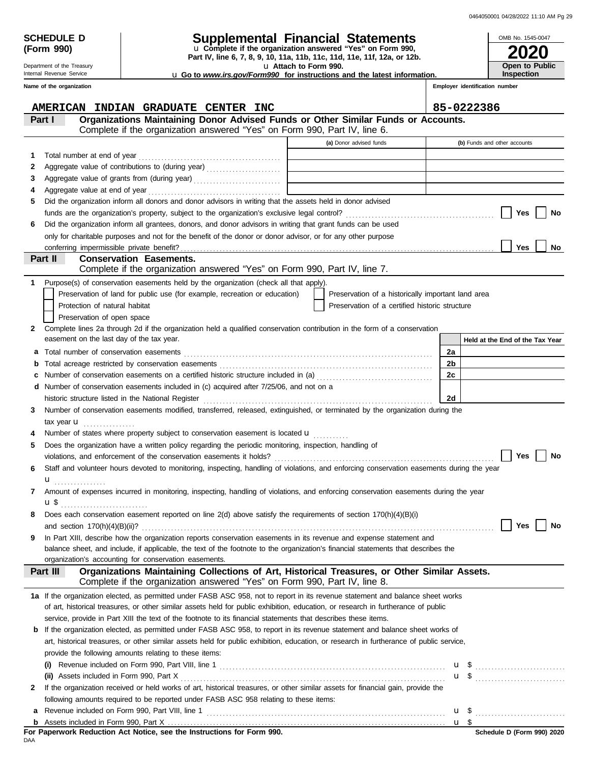**SCHEDULE D (Form 990)**

Department of the Treasury
Internal Revenue Service

# Supplemental Financial Statements

u Complete if the organization answered "Yes" on Form 990, Part IV, line 6, 7, 8, 9, 10, 11a, 11b, 11c, 11d, 11e, 11f, 12a, or 12b.

u Attach to Form 990.

u Go to *www.irs.gov/Form990* for instructions and the latest information.

OMB No. 1545-0047

**2020**

**Open to Public Inspection**

**Name of the organization:** AMERICAN INDIAN GRADUATE CENTER INC

**Employer identification number:** 85-0222386

## Part I — Organizations Maintaining Donor Advised Funds or Other Similar Funds or Accounts.

Complete if the organization answered "Yes" on Form 990, Part IV, line 6.

| | | (a) Donor advised funds | (b) Funds and other accounts |
|---|---|---|---|
| 1 | Total number at end of year | | |
| 2 | Aggregate value of contributions to (during year) | | |
| 3 | Aggregate value of grants from (during year) | | |
| 4 | Aggregate value at end of year | | |

5 Did the organization inform all donors and donor advisors in writing that the assets held in donor advised funds are the organization's property, subject to the organization's exclusive legal control? ☐ Yes ☐ No

6 Did the organization inform all grantees, donors, and donor advisors in writing that grant funds can be used only for charitable purposes and not for the benefit of the donor or donor advisor, or for any other purpose conferring impermissible private benefit? ☐ Yes ☐ No

## Part II — Conservation Easements.

Complete if the organization answered "Yes" on Form 990, Part IV, line 7.

1 Purpose(s) of conservation easements held by the organization (check all that apply).

- ☐ Preservation of land for public use (for example, recreation or education)
- ☐ Preservation of a historically important land area
- ☐ Protection of natural habitat
- ☐ Preservation of a certified historic structure
- ☐ Preservation of open space

2 Complete lines 2a through 2d if the organization held a qualified conservation contribution in the form of a conservation easement on the last day of the tax year.

| | | | Held at the End of the Tax Year |
|---|---|---|---|
| a | Total number of conservation easements | 2a | |
| b | Total acreage restricted by conservation easements | 2b | |
| c | Number of conservation easements on a certified historic structure included in (a) | 2c | |
| d | Number of conservation easements included in (c) acquired after 7/25/06, and not on a historic structure listed in the National Register | 2d | |

3 Number of conservation easements modified, transferred, released, extinguished, or terminated by the organization during the tax year u

4 Number of states where property subject to conservation easement is located u

5 Does the organization have a written policy regarding the periodic monitoring, inspection, handling of violations, and enforcement of the conservation easements it holds? ☐ Yes ☐ No

6 Staff and volunteer hours devoted to monitoring, inspecting, handling of violations, and enforcing conservation easements during the year u

7 Amount of expenses incurred in monitoring, inspecting, handling of violations, and enforcing conservation easements during the year u $

8 Does each conservation easement reported on line 2(d) above satisfy the requirements of section 170(h)(4)(B)(i) and section 170(h)(4)(B)(ii)? ☐ Yes ☐ No

9 In Part XIII, describe how the organization reports conservation easements in its revenue and expense statement and balance sheet, and include, if applicable, the text of the footnote to the organization's financial statements that describes the organization's accounting for conservation easements.

## Part III — Organizations Maintaining Collections of Art, Historical Treasures, or Other Similar Assets.

Complete if the organization answered "Yes" on Form 990, Part IV, line 8.

1a If the organization elected, as permitted under FASB ASC 958, not to report in its revenue statement and balance sheet works of art, historical treasures, or other similar assets held for public exhibition, education, or research in furtherance of public service, provide in Part XIII the text of the footnote to its financial statements that describes these items.

b If the organization elected, as permitted under FASB ASC 958, to report in its revenue statement and balance sheet works of art, historical treasures, or other similar assets held for public exhibition, education, or research in furtherance of public service, provide the following amounts relating to these items:

(i) Revenue included on Form 990, Part VIII, line 1 u $

(ii) Assets included in Form 990, Part X u $

2 If the organization received or held works of art, historical treasures, or other similar assets for financial gain, provide the following amounts required to be reported under FASB ASC 958 relating to these items:

a Revenue included on Form 990, Part VIII, line 1 u $

b Assets included in Form 990, Part X u $

**For Paperwork Reduction Act Notice, see the Instructions for Form 990.**

DAA

**Schedule D (Form 990) 2020**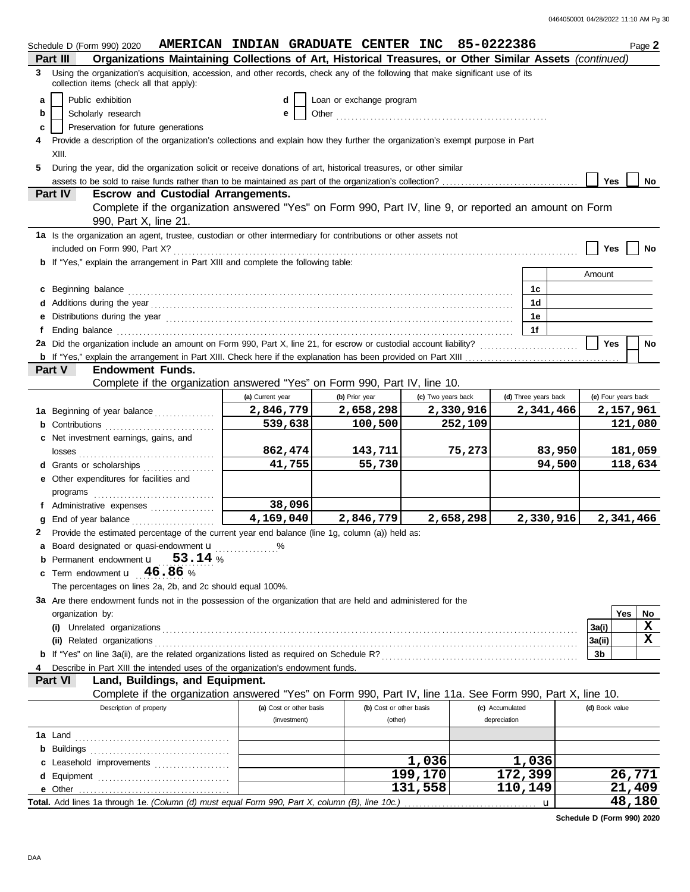Schedule D (Form 990) 2020 **AMERICAN INDIAN GRADUATE CENTER INC 85-0222386** Page **2**

## Part III Organizations Maintaining Collections of Art, Historical Treasures, or Other Similar Assets *(continued)*

**3** Using the organization's acquisition, accession, and other records, check any of the following that make significant use of its collection items (check all that apply):

- **a** ☐ Public exhibition
- **b** ☐ Scholarly research
- **c** ☐ Preservation for future generations
- **d** ☐ Loan or exchange program
- **e** ☐ Other

**4** Provide a description of the organization's collections and explain how they further the organization's exempt purpose in Part XIII.

**5** During the year, did the organization solicit or receive donations of art, historical treasures, or other similar assets to be sold to raise funds rather than to be maintained as part of the organization's collection? ☐ Yes ☐ No

## Part IV Escrow and Custodial Arrangements.

Complete if the organization answered "Yes" on Form 990, Part IV, line 9, or reported an amount on Form 990, Part X, line 21.

**1a** Is the organization an agent, trustee, custodian or other intermediary for contributions or other assets not included on Form 990, Part X? ☐ Yes ☐ No

**b** If "Yes," explain the arrangement in Part XIII and complete the following table:

| | | Amount |
|---|---|---|
| **c** Beginning balance | 1c | |
| **d** Additions during the year | 1d | |
| **e** Distributions during the year | 1e | |
| **f** Ending balance | 1f | |

**2a** Did the organization include an amount on Form 990, Part X, line 21, for escrow or custodial account liability? ☐ Yes ☐ No

**b** If "Yes," explain the arrangement in Part XIII. Check here if the explanation has been provided on Part XIII ☐

## Part V Endowment Funds.

Complete if the organization answered "Yes" on Form 990, Part IV, line 10.

| | (a) Current year | (b) Prior year | (c) Two years back | (d) Three years back | (e) Four years back |
|---|---|---|---|---|---|
| **1a** Beginning of year balance | 2,846,779 | 2,658,298 | 2,330,916 | 2,341,466 | 2,157,961 |
| **b** Contributions | 539,638 | 100,500 | 252,109 | | 121,080 |
| **c** Net investment earnings, gains, and losses | 862,474 | 143,711 | 75,273 | 83,950 | 181,059 |
| **d** Grants or scholarships | 41,755 | 55,730 | | 94,500 | 118,634 |
| **e** Other expenditures for facilities and programs | | | | | |
| **f** Administrative expenses | 38,096 | | | | |
| **g** End of year balance | 4,169,040 | 2,846,779 | 2,658,298 | 2,330,916 | 2,341,466 |

**2** Provide the estimated percentage of the current year end balance (line 1g, column (a)) held as:

- **a** Board designated or quasi-endowment u ______ %
- **b** Permanent endowment u **53.14** %
- **c** Term endowment u **46.86** %

The percentages on lines 2a, 2b, and 2c should equal 100%.

**3a** Are there endowment funds not in the possession of the organization that are held and administered for the organization by:

| | | Yes | No |
|---|---|---|---|
| **(i)** Unrelated organizations | 3a(i) | | X |
| **(ii)** Related organizations | 3a(ii) | | X |
| **b** If "Yes" on line 3a(ii), are the related organizations listed as required on Schedule R? | 3b | | |

**4** Describe in Part XIII the intended uses of the organization's endowment funds.

## Part VI Land, Buildings, and Equipment.

Complete if the organization answered "Yes" on Form 990, Part IV, line 11a. See Form 990, Part X, line 10.

| Description of property | (a) Cost or other basis (investment) | (b) Cost or other basis (other) | (c) Accumulated depreciation | (d) Book value |
|---|---|---|---|---|
| **1a** Land | | | | |
| **b** Buildings | | | | |
| **c** Leasehold improvements | | 1,036 | 1,036 | |
| **d** Equipment | | 199,170 | 172,399 | 26,771 |
| **e** Other | | 131,558 | 110,149 | 21,409 |
| **Total.** Add lines 1a through 1e. *(Column (d) must equal Form 990, Part X, column (B), line 10c.)* u | | | | 48,180 |

**Schedule D (Form 990) 2020**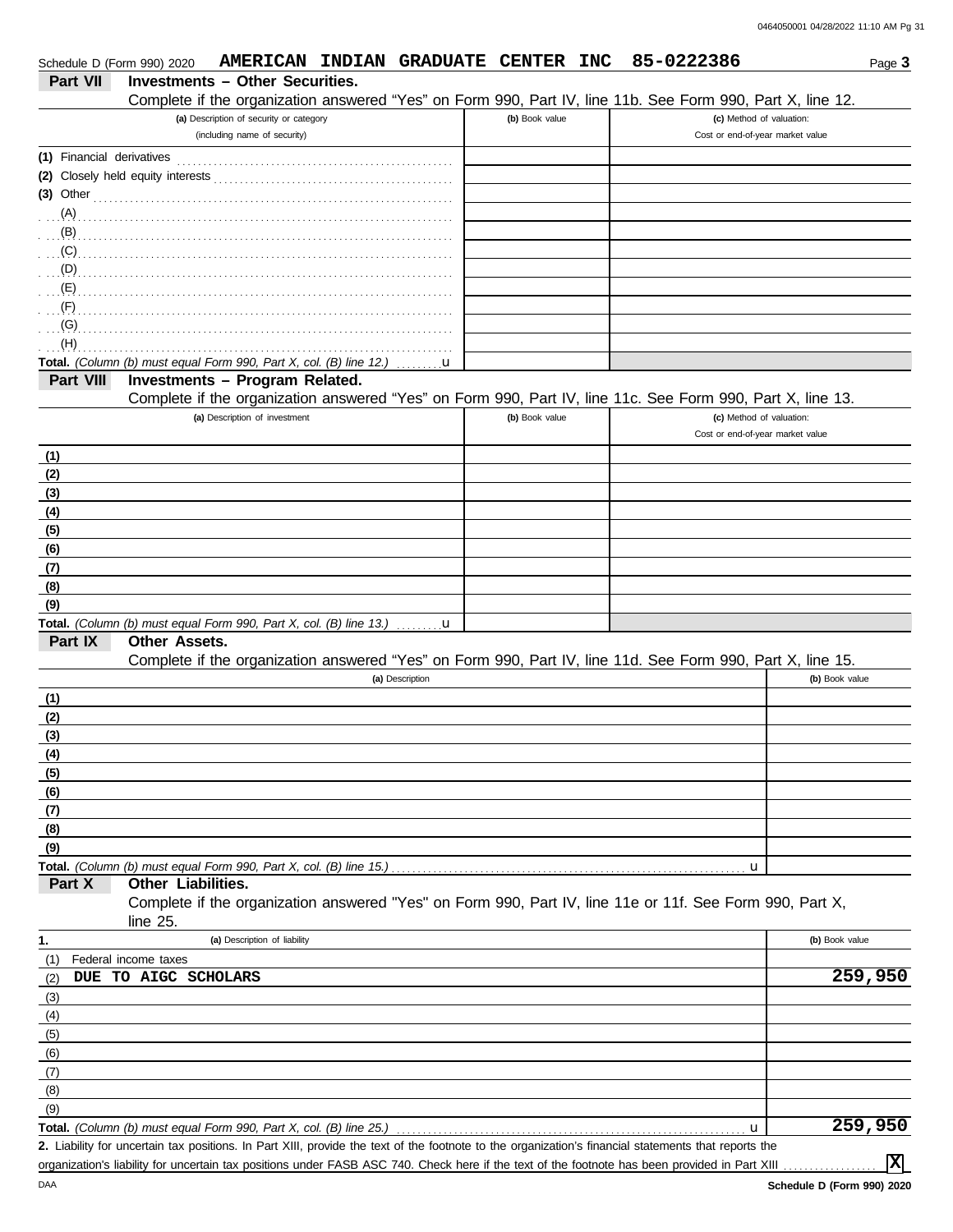Schedule D (Form 990) 2020 **AMERICAN INDIAN GRADUATE CENTER INC 85-0222386** Page **3**

## Part VII Investments – Other Securities.

Complete if the organization answered "Yes" on Form 990, Part IV, line 11b. See Form 990, Part X, line 12.

| (a) Description of security or category (including name of security) | (b) Book value | (c) Method of valuation: Cost or end-of-year market value |
|---|---|---|
| (1) Financial derivatives | | |
| (2) Closely held equity interests | | |
| (3) Other | | |
| (A) | | |
| (B) | | |
| (C) | | |
| (D) | | |
| (E) | | |
| (F) | | |
| (G) | | |
| (H) | | |
| **Total.** *(Column (b) must equal Form 990, Part X, col. (B) line 12.)* u | | |

## Part VIII Investments – Program Related.

Complete if the organization answered "Yes" on Form 990, Part IV, line 11c. See Form 990, Part X, line 13.

| (a) Description of investment | (b) Book value | (c) Method of valuation: Cost or end-of-year market value |
|---|---|---|
| (1) | | |
| (2) | | |
| (3) | | |
| (4) | | |
| (5) | | |
| (6) | | |
| (7) | | |
| (8) | | |
| (9) | | |
| **Total.** *(Column (b) must equal Form 990, Part X, col. (B) line 13.)* u | | |

## Part IX Other Assets.

Complete if the organization answered "Yes" on Form 990, Part IV, line 11d. See Form 990, Part X, line 15.

| (a) Description | (b) Book value |
|---|---|
| (1) | |
| (2) | |
| (3) | |
| (4) | |
| (5) | |
| (6) | |
| (7) | |
| (8) | |
| (9) | |
| **Total.** *(Column (b) must equal Form 990, Part X, col. (B) line 15.)* u | |

## Part X Other Liabilities.

Complete if the organization answered "Yes" on Form 990, Part IV, line 11e or 11f. See Form 990, Part X, line 25.

| 1. (a) Description of liability | (b) Book value |
|---|---|
| (1) Federal income taxes | |
| (2) DUE TO AIGC SCHOLARS | 259,950 |
| (3) | |
| (4) | |
| (5) | |
| (6) | |
| (7) | |
| (8) | |
| (9) | |
| **Total.** *(Column (b) must equal Form 990, Part X, col. (B) line 25.)* u | 259,950 |

**2.** Liability for uncertain tax positions. In Part XIII, provide the text of the footnote to the organization's financial statements that reports the organization's liability for uncertain tax positions under FASB ASC 740. Check here if the text of the footnote has been provided in Part XIII .......... [X]

DAA **Schedule D (Form 990) 2020**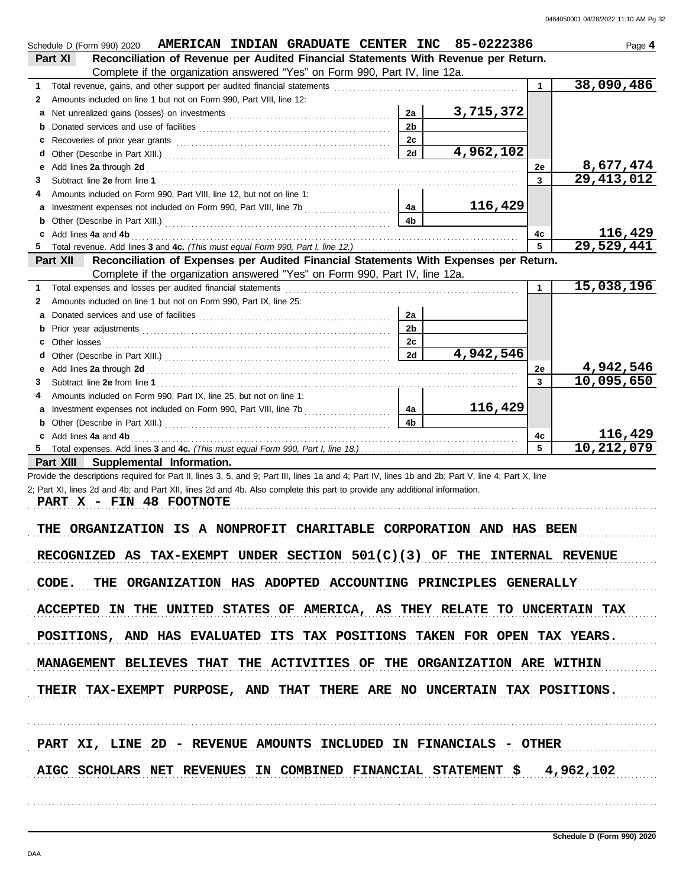Schedule D (Form 990) 2020 **AMERICAN INDIAN GRADUATE CENTER INC 85-0222386** Page **4**

## Part XI Reconciliation of Revenue per Audited Financial Statements With Revenue per Return.

Complete if the organization answered "Yes" on Form 990, Part IV, line 12a.

| | | | | | |
|---|---|---|---|---|---|
| 1 | Total revenue, gains, and other support per audited financial statements | | | 1 | 38,090,486 |
| 2 | Amounts included on line 1 but not on Form 990, Part VIII, line 12: | | | | |
| a | Net unrealized gains (losses) on investments | 2a | 3,715,372 | | |
| b | Donated services and use of facilities | 2b | | | |
| c | Recoveries of prior year grants | 2c | | | |
| d | Other (Describe in Part XIII.) | 2d | 4,962,102 | | |
| e | Add lines **2a** through **2d** | | | 2e | 8,677,474 |
| 3 | Subtract line **2e** from line **1** | | | 3 | 29,413,012 |
| 4 | Amounts included on Form 990, Part VIII, line 12, but not on line 1: | | | | |
| a | Investment expenses not included on Form 990, Part VIII, line 7b | 4a | 116,429 | | |
| b | Other (Describe in Part XIII.) | 4b | | | |
| c | Add lines **4a** and **4b** | | | 4c | 116,429 |
| 5 | Total revenue. Add lines **3** and **4c.** *(This must equal Form 990, Part I, line 12.)* | | | 5 | 29,529,441 |

## Part XII Reconciliation of Expenses per Audited Financial Statements With Expenses per Return.

Complete if the organization answered "Yes" on Form 990, Part IV, line 12a.

| | | | | | |
|---|---|---|---|---|---|
| 1 | Total expenses and losses per audited financial statements | | | 1 | 15,038,196 |
| 2 | Amounts included on line 1 but not on Form 990, Part IX, line 25: | | | | |
| a | Donated services and use of facilities | 2a | | | |
| b | Prior year adjustments | 2b | | | |
| c | Other losses | 2c | | | |
| d | Other (Describe in Part XIII.) | 2d | 4,942,546 | | |
| e | Add lines **2a** through **2d** | | | 2e | 4,942,546 |
| 3 | Subtract line **2e** from line **1** | | | 3 | 10,095,650 |
| 4 | Amounts included on Form 990, Part IX, line 25, but not on line 1: | | | | |
| a | Investment expenses not included on Form 990, Part VIII, line 7b | 4a | 116,429 | | |
| b | Other (Describe in Part XIII.) | 4b | | | |
| c | Add lines **4a** and **4b** | | | 4c | 116,429 |
| 5 | Total expenses. Add lines **3** and **4c.** *(This must equal Form 990, Part I, line 18.)* | | | 5 | 10,212,079 |

## Part XIII Supplemental Information.

Provide the descriptions required for Part II, lines 3, 5, and 9; Part III, lines 1a and 4; Part IV, lines 1b and 2b; Part V, line 4; Part X, line 2; Part XI, lines 2d and 4b; and Part XII, lines 2d and 4b. Also complete this part to provide any additional information.

PART X - FIN 48 FOOTNOTE

THE ORGANIZATION IS A NONPROFIT CHARITABLE CORPORATION AND HAS BEEN RECOGNIZED AS TAX-EXEMPT UNDER SECTION 501(C)(3) OF THE INTERNAL REVENUE CODE. THE ORGANIZATION HAS ADOPTED ACCOUNTING PRINCIPLES GENERALLY ACCEPTED IN THE UNITED STATES OF AMERICA, AS THEY RELATE TO UNCERTAIN TAX POSITIONS, AND HAS EVALUATED ITS TAX POSITIONS TAKEN FOR OPEN TAX YEARS. MANAGEMENT BELIEVES THAT THE ACTIVITIES OF THE ORGANIZATION ARE WITHIN THEIR TAX-EXEMPT PURPOSE, AND THAT THERE ARE NO UNCERTAIN TAX POSITIONS.

PART XI, LINE 2D - REVENUE AMOUNTS INCLUDED IN FINANCIALS - OTHER

AIGC SCHOLARS NET REVENUES IN COMBINED FINANCIAL STATEMENT $ 4,962,102

Schedule D (Form 990) 2020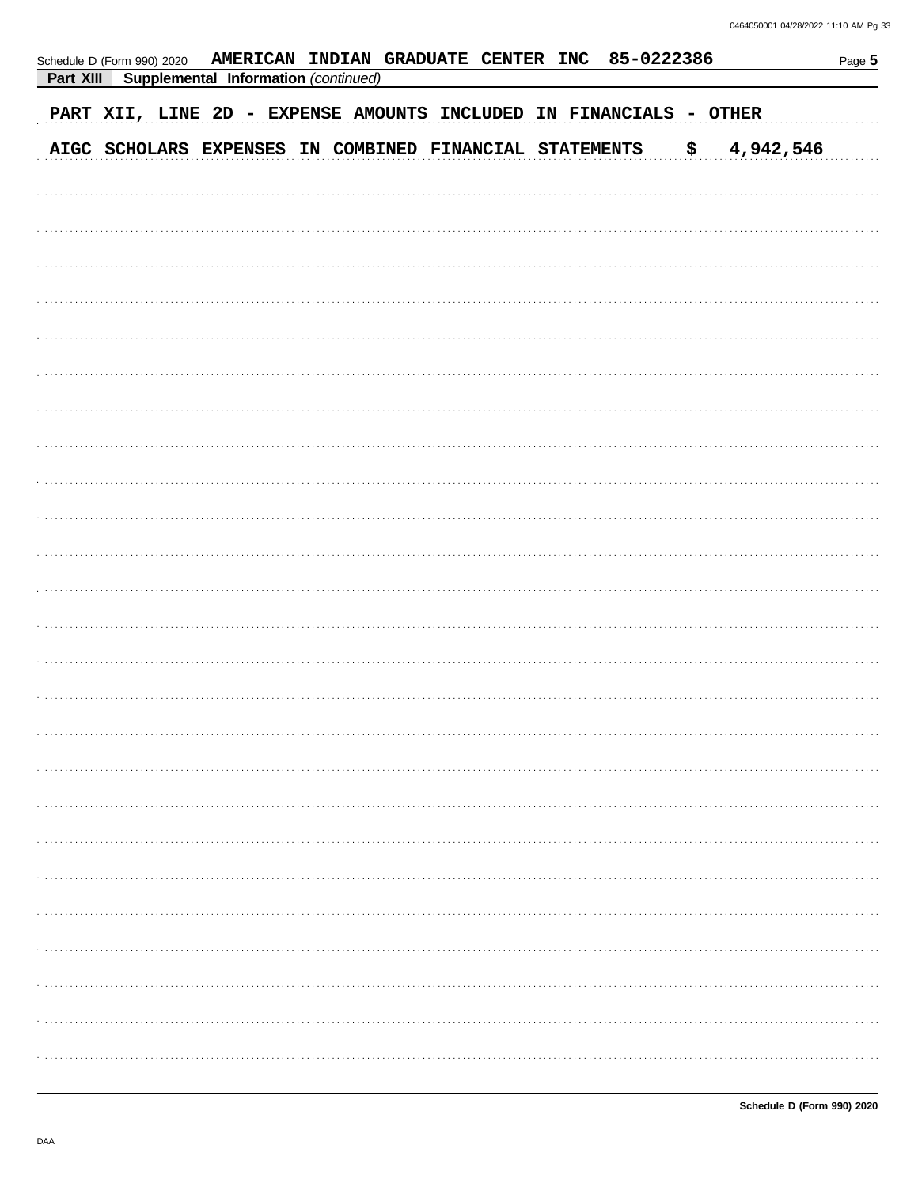Schedule D (Form 990) 2020 AMERICAN INDIAN GRADUATE CENTER INC 85-0222386

**Part XIII Supplemental Information** *(continued)*

PART XII, LINE 2D - EXPENSE AMOUNTS INCLUDED IN FINANCIALS - OTHER

AIGC SCHOLARS EXPENSES IN COMBINED FINANCIAL STATEMENTS $ 4,942,546

Schedule D (Form 990) 2020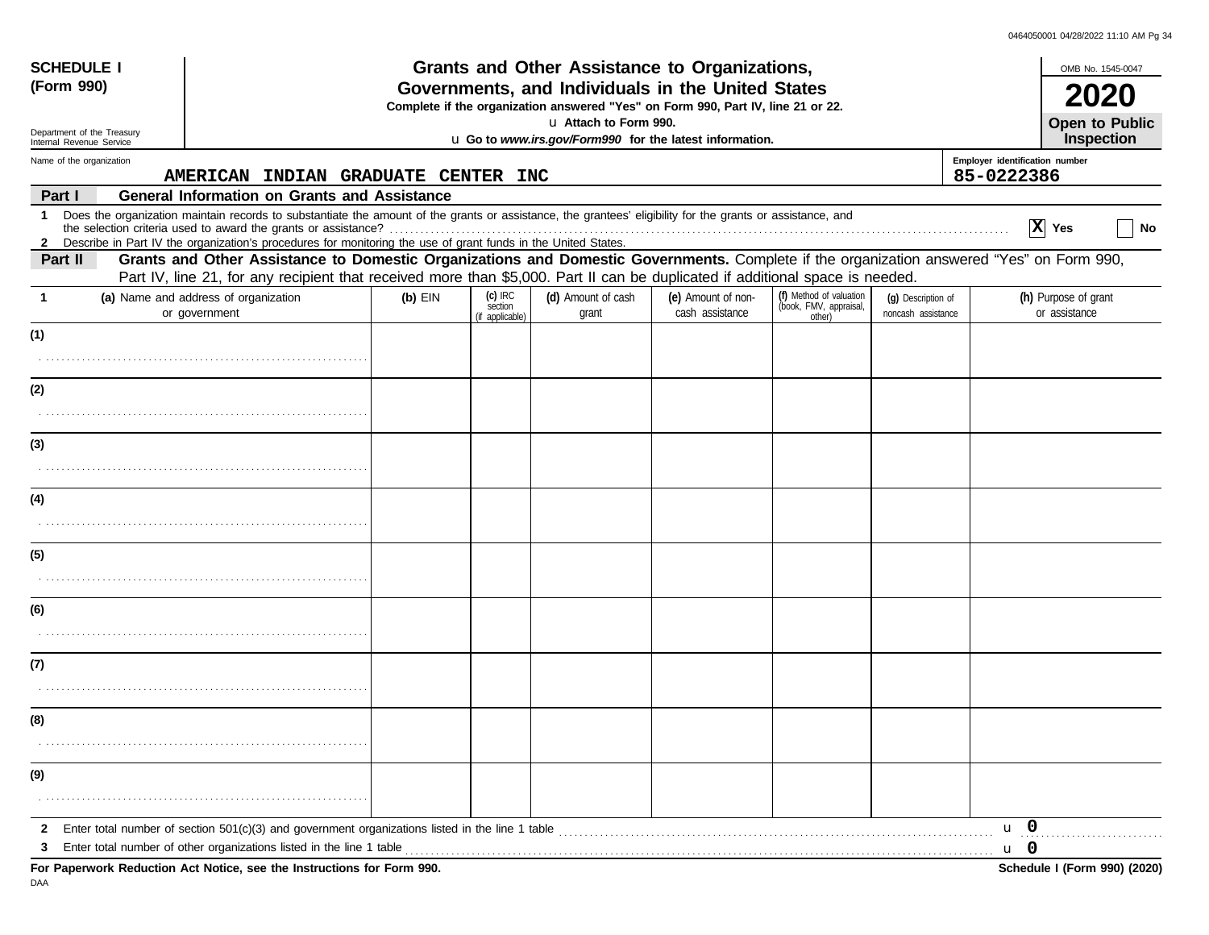**SCHEDULE I (Form 990)**

Department of the Treasury
Internal Revenue Service

# Grants and Other Assistance to Organizations, Governments, and Individuals in the United States

**Complete if the organization answered "Yes" on Form 990, Part IV, line 21 or 22.**

**u Attach to Form 990.**

**u Go to *www.irs.gov/Form990* for the latest information.**

OMB No. 1545-0047

**2020**

**Open to Public Inspection**

Name of the organization: AMERICAN INDIAN GRADUATE CENTER INC

Employer identification number: 85-0222386

## Part I General Information on Grants and Assistance

1 Does the organization maintain records to substantiate the amount of the grants or assistance, the grantees' eligibility for the grants or assistance, and the selection criteria used to award the grants or assistance? .......... [X] Yes [ ] No

2 Describe in Part IV the organization's procedures for monitoring the use of grant funds in the United States.

## Part II Grants and Other Assistance to Domestic Organizations and Domestic Governments.

Complete if the organization answered "Yes" on Form 990, Part IV, line 21, for any recipient that received more than $5,000. Part II can be duplicated if additional space is needed.

| 1 | (a) Name and address of organization or government | (b) EIN | (c) IRC section (if applicable) | (d) Amount of cash grant | (e) Amount of non-cash assistance | (f) Method of valuation (book, FMV, appraisal, other) | (g) Description of noncash assistance | (h) Purpose of grant or assistance |
|---|---|---|---|---|---|---|---|---|
| (1) | | | | | | | | |
| (2) | | | | | | | | |
| (3) | | | | | | | | |
| (4) | | | | | | | | |
| (5) | | | | | | | | |
| (6) | | | | | | | | |
| (7) | | | | | | | | |
| (8) | | | | | | | | |
| (9) | | | | | | | | |

2 Enter total number of section 501(c)(3) and government organizations listed in the line 1 table .......... u 0

3 Enter total number of other organizations listed in the line 1 table .......... u 0

**For Paperwork Reduction Act Notice, see the Instructions for Form 990.** **Schedule I (Form 990) (2020)**

DAA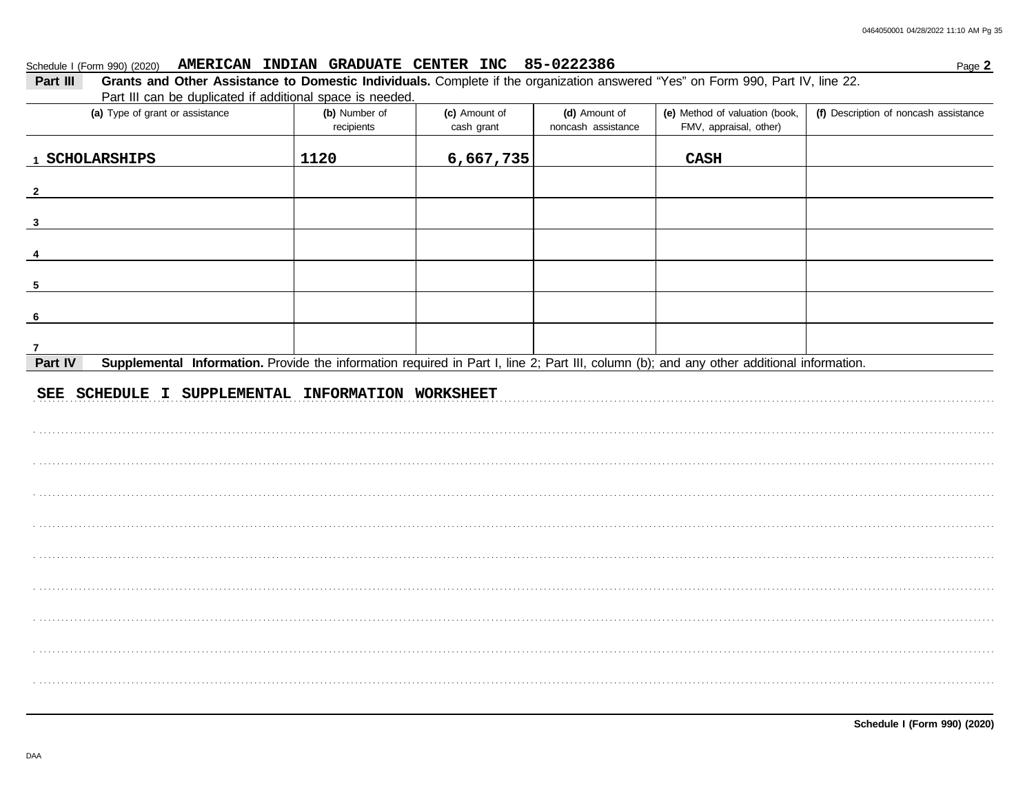Schedule I (Form 990) (2020) **AMERICAN INDIAN GRADUATE CENTER INC 85-0222386** Page **2**

**Part III** **Grants and Other Assistance to Domestic Individuals.** Complete if the organization answered "Yes" on Form 990, Part IV, line 22. Part III can be duplicated if additional space is needed.

| (a) Type of grant or assistance | (b) Number of recipients | (c) Amount of cash grant | (d) Amount of noncash assistance | (e) Method of valuation (book, FMV, appraisal, other) | (f) Description of noncash assistance |
|---|---|---|---|---|---|
| 1 SCHOLARSHIPS | 1120 | 6,667,735 | | CASH | |
| 2 | | | | | |
| 3 | | | | | |
| 4 | | | | | |
| 5 | | | | | |
| 6 | | | | | |
| 7 | | | | | |

**Part IV** **Supplemental Information.** Provide the information required in Part I, line 2; Part III, column (b); and any other additional information.

SEE SCHEDULE I SUPPLEMENTAL INFORMATION WORKSHEET

**Schedule I (Form 990) (2020)**

DAA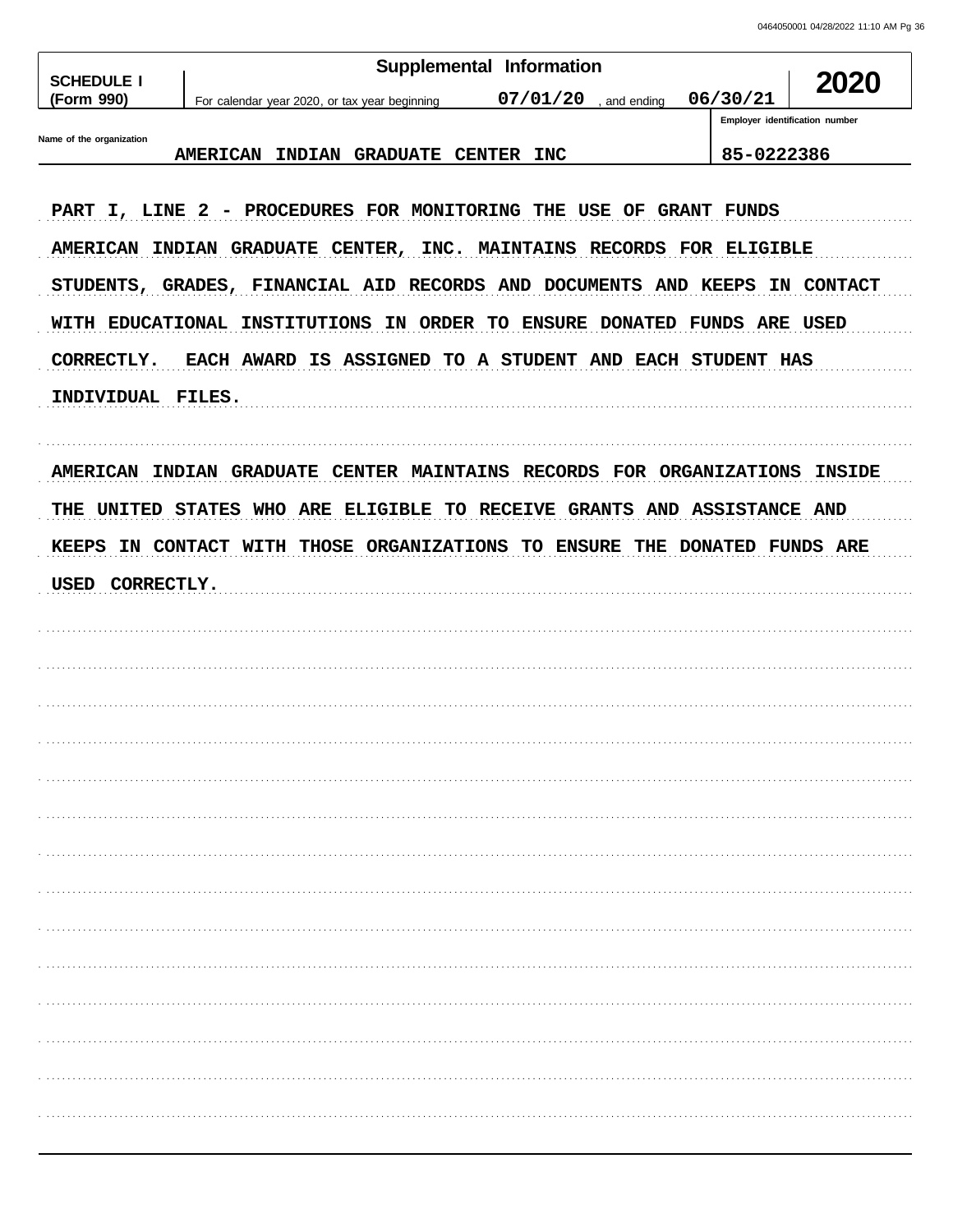| SCHEDULE I (Form 990) | Supplemental Information | 2020 |
|---|---|---|
| | For calendar year 2020, or tax year beginning 07/01/20, and ending 06/30/21 | |

| Name of the organization | Employer identification number |
|---|---|
| AMERICAN INDIAN GRADUATE CENTER INC | 85-0222386 |

PART I, LINE 2 - PROCEDURES FOR MONITORING THE USE OF GRANT FUNDS

AMERICAN INDIAN GRADUATE CENTER, INC. MAINTAINS RECORDS FOR ELIGIBLE STUDENTS, GRADES, FINANCIAL AID RECORDS AND DOCUMENTS AND KEEPS IN CONTACT WITH EDUCATIONAL INSTITUTIONS IN ORDER TO ENSURE DONATED FUNDS ARE USED CORRECTLY. EACH AWARD IS ASSIGNED TO A STUDENT AND EACH STUDENT HAS INDIVIDUAL FILES.

AMERICAN INDIAN GRADUATE CENTER MAINTAINS RECORDS FOR ORGANIZATIONS INSIDE THE UNITED STATES WHO ARE ELIGIBLE TO RECEIVE GRANTS AND ASSISTANCE AND KEEPS IN CONTACT WITH THOSE ORGANIZATIONS TO ENSURE THE DONATED FUNDS ARE USED CORRECTLY.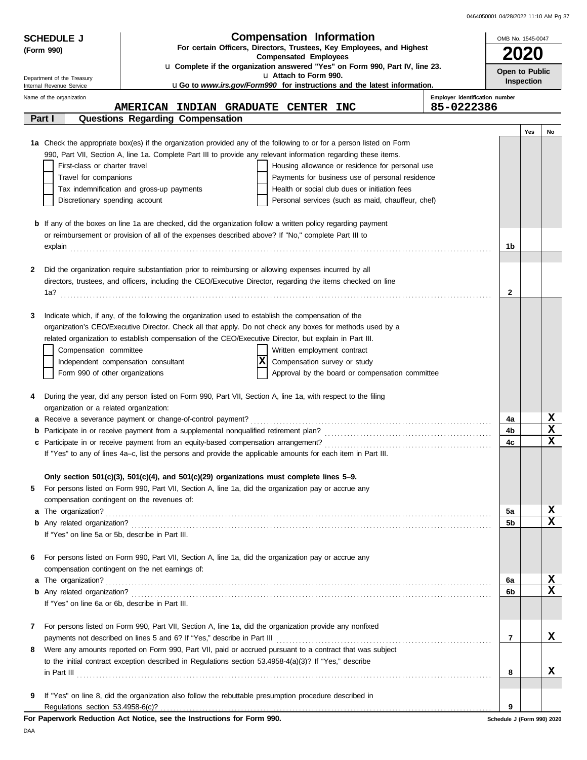**SCHEDULE J (Form 990)**

Department of the Treasury
Internal Revenue Service

# Compensation Information

**For certain Officers, Directors, Trustees, Key Employees, and Highest Compensated Employees**

u **Complete if the organization answered "Yes" on Form 990, Part IV, line 23.**
u **Attach to Form 990.**
u **Go to *www.irs.gov/Form990* for instructions and the latest information.**

OMB No. 1545-0047

**2020**

**Open to Public Inspection**

Name of the organization: **AMERICAN INDIAN GRADUATE CENTER INC**

Employer identification number: **85-0222386**

## Part I — Questions Regarding Compensation

| | | | Yes | No |
|---|---|---|---|---|
| **1a** | Check the appropriate box(es) if the organization provided any of the following to or for a person listed on Form 990, Part VII, Section A, line 1a. Complete Part III to provide any relevant information regarding these items.<br>☐ First-class or charter travel ☐ Housing allowance or residence for personal use<br>☐ Travel for companions ☐ Payments for business use of personal residence<br>☐ Tax indemnification and gross-up payments ☐ Health or social club dues or initiation fees<br>☐ Discretionary spending account ☐ Personal services (such as maid, chauffeur, chef) | | | |
| **b** | If any of the boxes on line 1a are checked, did the organization follow a written policy regarding payment or reimbursement or provision of all of the expenses described above? If "No," complete Part III to explain | 1b | | |
| **2** | Did the organization require substantiation prior to reimbursing or allowing expenses incurred by all directors, trustees, and officers, including the CEO/Executive Director, regarding the items checked on line 1a? | 2 | | |
| **3** | Indicate which, if any, of the following the organization used to establish the compensation of the organization's CEO/Executive Director. Check all that apply. Do not check any boxes for methods used by a related organization to establish compensation of the CEO/Executive Director, but explain in Part III.<br>☐ Compensation committee ☐ Written employment contract<br>☐ Independent compensation consultant ☒ Compensation survey or study<br>☐ Form 990 of other organizations ☐ Approval by the board or compensation committee | | | |
| **4** | During the year, did any person listed on Form 990, Part VII, Section A, line 1a, with respect to the filing organization or a related organization: | | | |
| **a** | Receive a severance payment or change-of-control payment? | 4a | | X |
| **b** | Participate in or receive payment from a supplemental nonqualified retirement plan? | 4b | | X |
| **c** | Participate in or receive payment from an equity-based compensation arrangement? | 4c | | X |
| | If "Yes" to any of lines 4a–c, list the persons and provide the applicable amounts for each item in Part III. | | | |
| | **Only section 501(c)(3), 501(c)(4), and 501(c)(29) organizations must complete lines 5–9.** | | | |
| **5** | For persons listed on Form 990, Part VII, Section A, line 1a, did the organization pay or accrue any compensation contingent on the revenues of: | | | |
| **a** | The organization? | 5a | | X |
| **b** | Any related organization? | 5b | | X |
| | If "Yes" on line 5a or 5b, describe in Part III. | | | |
| **6** | For persons listed on Form 990, Part VII, Section A, line 1a, did the organization pay or accrue any compensation contingent on the net earnings of: | | | |
| **a** | The organization? | 6a | | X |
| **b** | Any related organization? | 6b | | X |
| | If "Yes" on line 6a or 6b, describe in Part III. | | | |
| **7** | For persons listed on Form 990, Part VII, Section A, line 1a, did the organization provide any nonfixed payments not described on lines 5 and 6? If "Yes," describe in Part III | 7 | | X |
| **8** | Were any amounts reported on Form 990, Part VII, paid or accrued pursuant to a contract that was subject to the initial contract exception described in Regulations section 53.4958-4(a)(3)? If "Yes," describe in Part III | 8 | | X |
| **9** | If "Yes" on line 8, did the organization also follow the rebuttable presumption procedure described in Regulations section 53.4958-6(c)? | 9 | | |

**For Paperwork Reduction Act Notice, see the Instructions for Form 990.**

Schedule J (Form 990) 2020

DAA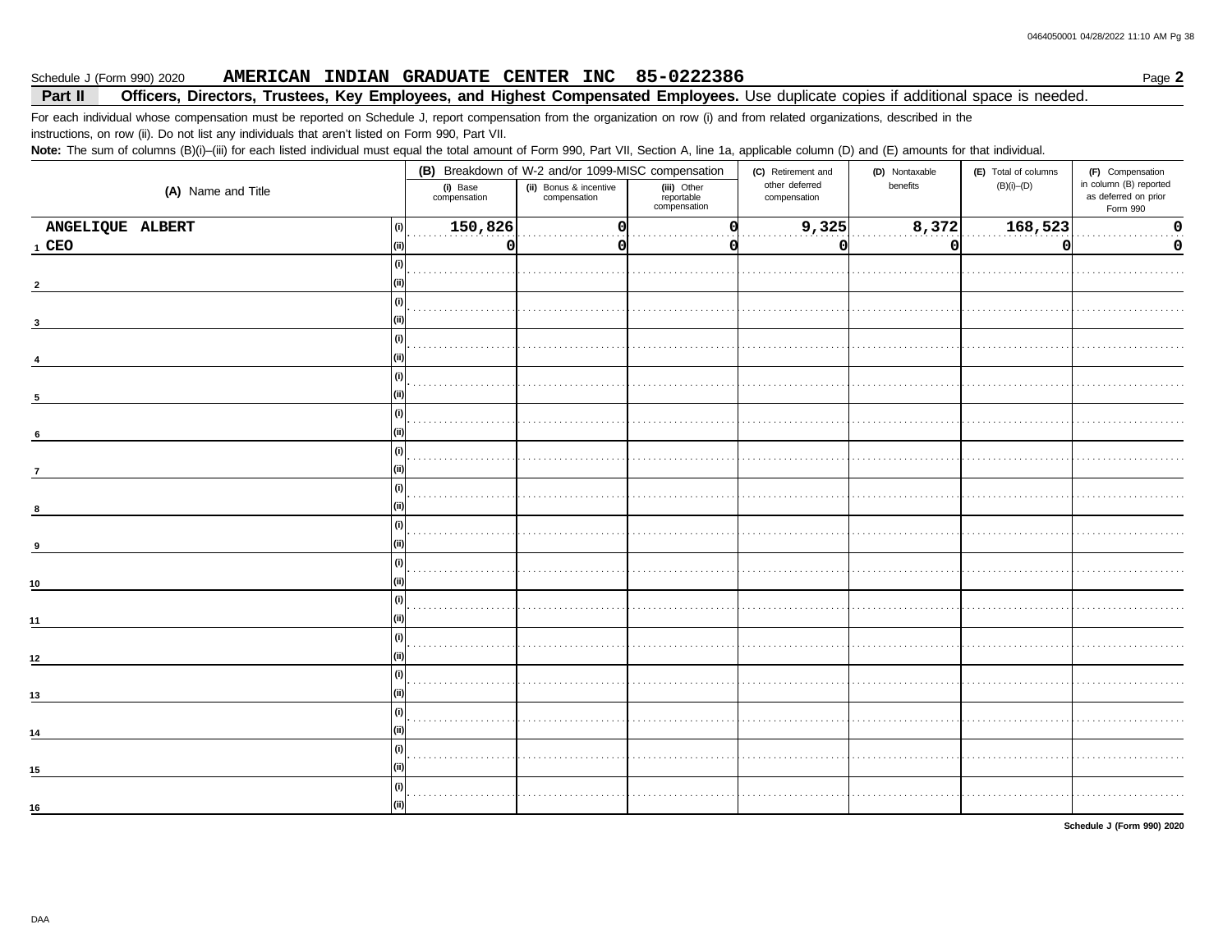Schedule J (Form 990) 2020 **AMERICAN INDIAN GRADUATE CENTER INC 85-0222386** Page **2**

## Part II Officers, Directors, Trustees, Key Employees, and Highest Compensated Employees. Use duplicate copies if additional space is needed.

For each individual whose compensation must be reported on Schedule J, report compensation from the organization on row (i) and from related organizations, described in the instructions, on row (ii). Do not list any individuals that aren't listed on Form 990, Part VII.

**Note:** The sum of columns (B)(i)–(iii) for each listed individual must equal the total amount of Form 990, Part VII, Section A, line 1a, applicable column (D) and (E) amounts for that individual.

| (A) Name and Title | | (B) Breakdown of W-2 and/or 1099-MISC compensation | | | (C) Retirement and other deferred compensation | (D) Nontaxable benefits | (E) Total of columns (B)(i)–(D) | (F) Compensation in column (B) reported as deferred on prior Form 990 |
|---|---|---|---|---|---|---|---|---|
| | | (i) Base compensation | (ii) Bonus & incentive compensation | (iii) Other reportable compensation | | | | |
| 1 ANGELIQUE ALBERT | (i) | 150,826 | 0 | 0 | 9,325 | 8,372 | 168,523 | 0 |
| CEO | (ii) | 0 | 0 | 0 | 0 | 0 | 0 | 0 |
| 2 | (i) | | | | | | | |
| | (ii) | | | | | | | |
| 3 | (i) | | | | | | | |
| | (ii) | | | | | | | |
| 4 | (i) | | | | | | | |
| | (ii) | | | | | | | |
| 5 | (i) | | | | | | | |
| | (ii) | | | | | | | |
| 6 | (i) | | | | | | | |
| | (ii) | | | | | | | |
| 7 | (i) | | | | | | | |
| | (ii) | | | | | | | |
| 8 | (i) | | | | | | | |
| | (ii) | | | | | | | |
| 9 | (i) | | | | | | | |
| | (ii) | | | | | | | |
| 10 | (i) | | | | | | | |
| | (ii) | | | | | | | |
| 11 | (i) | | | | | | | |
| | (ii) | | | | | | | |
| 12 | (i) | | | | | | | |
| | (ii) | | | | | | | |
| 13 | (i) | | | | | | | |
| | (ii) | | | | | | | |
| 14 | (i) | | | | | | | |
| | (ii) | | | | | | | |
| 15 | (i) | | | | | | | |
| | (ii) | | | | | | | |
| 16 | (i) | | | | | | | |
| | (ii) | | | | | | | |

**Schedule J (Form 990) 2020**

DAA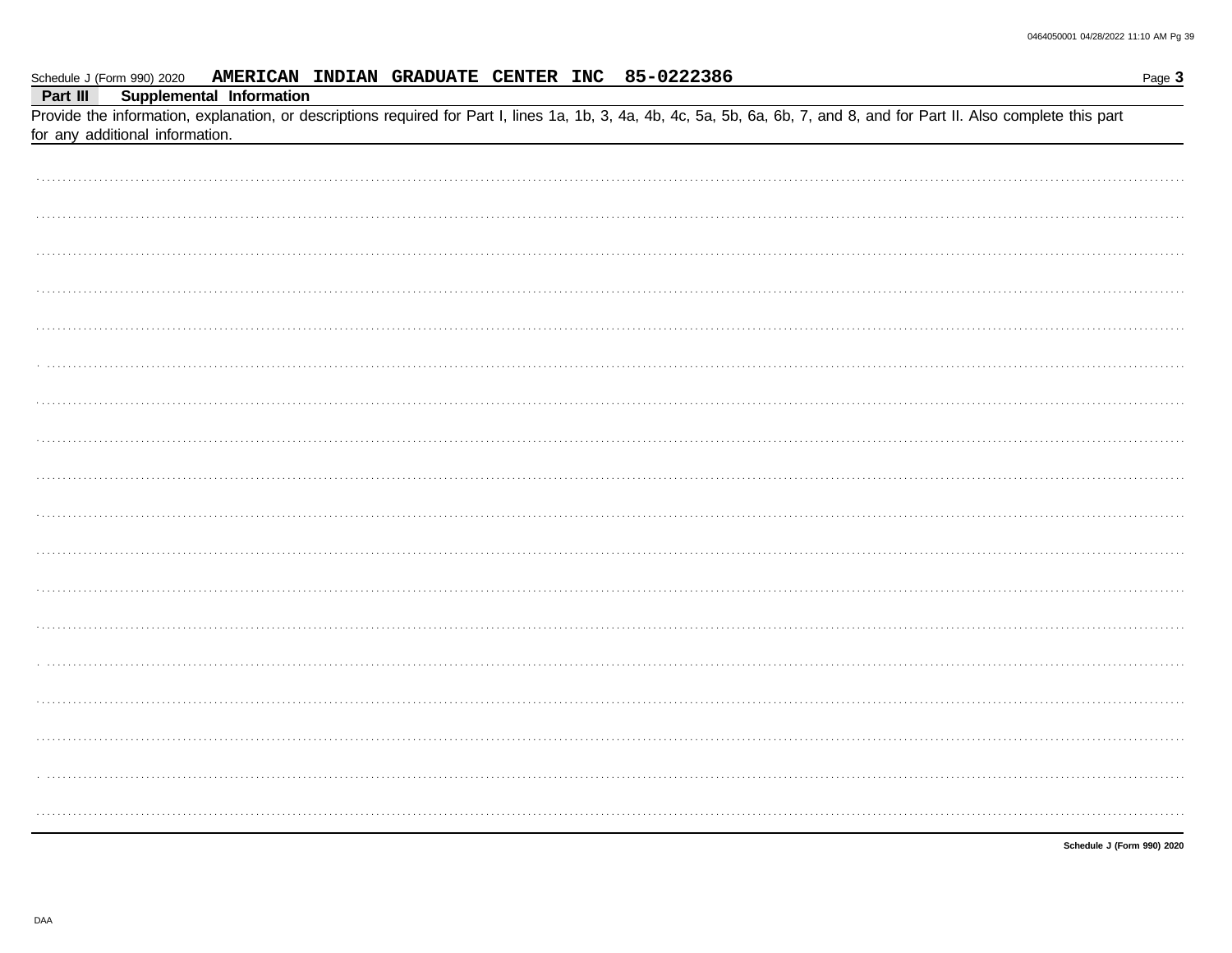Schedule J (Form 990) 2020 **AMERICAN INDIAN GRADUATE CENTER INC 85-0222386** Page **3**

## Part III Supplemental Information

Provide the information, explanation, or descriptions required for Part I, lines 1a, 1b, 3, 4a, 4b, 4c, 5a, 5b, 6a, 6b, 7, and 8, and for Part II. Also complete this part for any additional information.

**Schedule J (Form 990) 2020**

DAA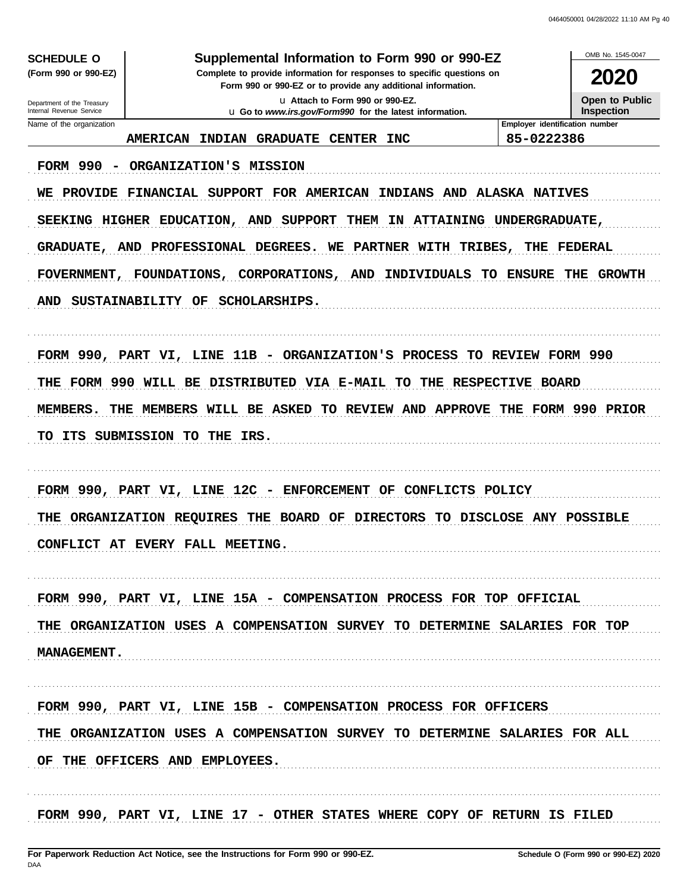**SCHEDULE O**
**(Form 990 or 990-EZ)**

Department of the Treasury
Internal Revenue Service

# Supplemental Information to Form 990 or 990-EZ

**Complete to provide information for responses to specific questions on Form 990 or 990-EZ or to provide any additional information.**

u **Attach to Form 990 or 990-EZ.**
u **Go to *www.irs.gov/Form990* for the latest information.**

OMB No. 1545-0047

**2020**

**Open to Public Inspection**

| Name of the organization | Employer identification number |
|---|---|
| AMERICAN INDIAN GRADUATE CENTER INC | 85-0222386 |

FORM 990 - ORGANIZATION'S MISSION

WE PROVIDE FINANCIAL SUPPORT FOR AMERICAN INDIANS AND ALASKA NATIVES SEEKING HIGHER EDUCATION, AND SUPPORT THEM IN ATTAINING UNDERGRADUATE, GRADUATE, AND PROFESSIONAL DEGREES. WE PARTNER WITH TRIBES, THE FEDERAL FOVERNMENT, FOUNDATIONS, CORPORATIONS, AND INDIVIDUALS TO ENSURE THE GROWTH AND SUSTAINABILITY OF SCHOLARSHIPS.

FORM 990, PART VI, LINE 11B - ORGANIZATION'S PROCESS TO REVIEW FORM 990

THE FORM 990 WILL BE DISTRIBUTED VIA E-MAIL TO THE RESPECTIVE BOARD MEMBERS. THE MEMBERS WILL BE ASKED TO REVIEW AND APPROVE THE FORM 990 PRIOR TO ITS SUBMISSION TO THE IRS.

FORM 990, PART VI, LINE 12C - ENFORCEMENT OF CONFLICTS POLICY

THE ORGANIZATION REQUIRES THE BOARD OF DIRECTORS TO DISCLOSE ANY POSSIBLE CONFLICT AT EVERY FALL MEETING.

FORM 990, PART VI, LINE 15A - COMPENSATION PROCESS FOR TOP OFFICIAL

THE ORGANIZATION USES A COMPENSATION SURVEY TO DETERMINE SALARIES FOR TOP MANAGEMENT.

FORM 990, PART VI, LINE 15B - COMPENSATION PROCESS FOR OFFICERS

THE ORGANIZATION USES A COMPENSATION SURVEY TO DETERMINE SALARIES FOR ALL OF THE OFFICERS AND EMPLOYEES.

FORM 990, PART VI, LINE 17 - OTHER STATES WHERE COPY OF RETURN IS FILED

**For Paperwork Reduction Act Notice, see the Instructions for Form 990 or 990-EZ.**
DAA
**Schedule O (Form 990 or 990-EZ) 2020**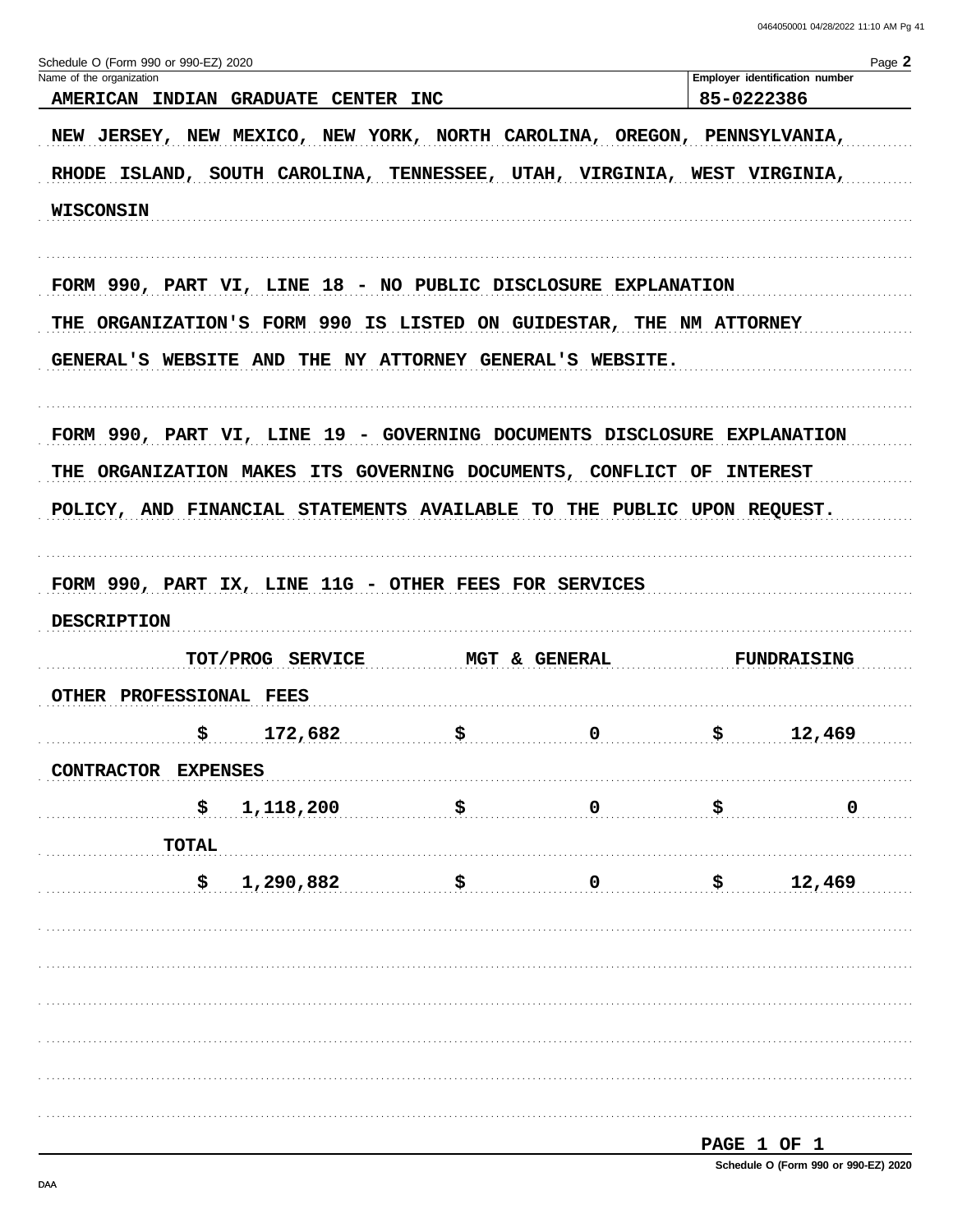Schedule O (Form 990 or 990-EZ) 2020

Name of the organization: AMERICAN INDIAN GRADUATE CENTER INC

Employer identification number: 85-0222386

NEW JERSEY, NEW MEXICO, NEW YORK, NORTH CAROLINA, OREGON, PENNSYLVANIA, RHODE ISLAND, SOUTH CAROLINA, TENNESSEE, UTAH, VIRGINIA, WEST VIRGINIA, WISCONSIN

FORM 990, PART VI, LINE 18 - NO PUBLIC DISCLOSURE EXPLANATION

THE ORGANIZATION'S FORM 990 IS LISTED ON GUIDESTAR, THE NM ATTORNEY GENERAL'S WEBSITE AND THE NY ATTORNEY GENERAL'S WEBSITE.

FORM 990, PART VI, LINE 19 - GOVERNING DOCUMENTS DISCLOSURE EXPLANATION

THE ORGANIZATION MAKES ITS GOVERNING DOCUMENTS, CONFLICT OF INTEREST POLICY, AND FINANCIAL STATEMENTS AVAILABLE TO THE PUBLIC UPON REQUEST.

FORM 990, PART IX, LINE 11G - OTHER FEES FOR SERVICES

| DESCRIPTION | TOT/PROG SERVICE | MGT & GENERAL | FUNDRAISING |
|---|---|---|---|
| OTHER PROFESSIONAL FEES | $ 172,682 | $ 0 | $ 12,469 |
| CONTRACTOR EXPENSES | $ 1,118,200 | $ 0 | $ 0 |
| TOTAL | $ 1,290,882 | $ 0 | $ 12,469 |

Schedule O (Form 990 or 990-EZ) 2020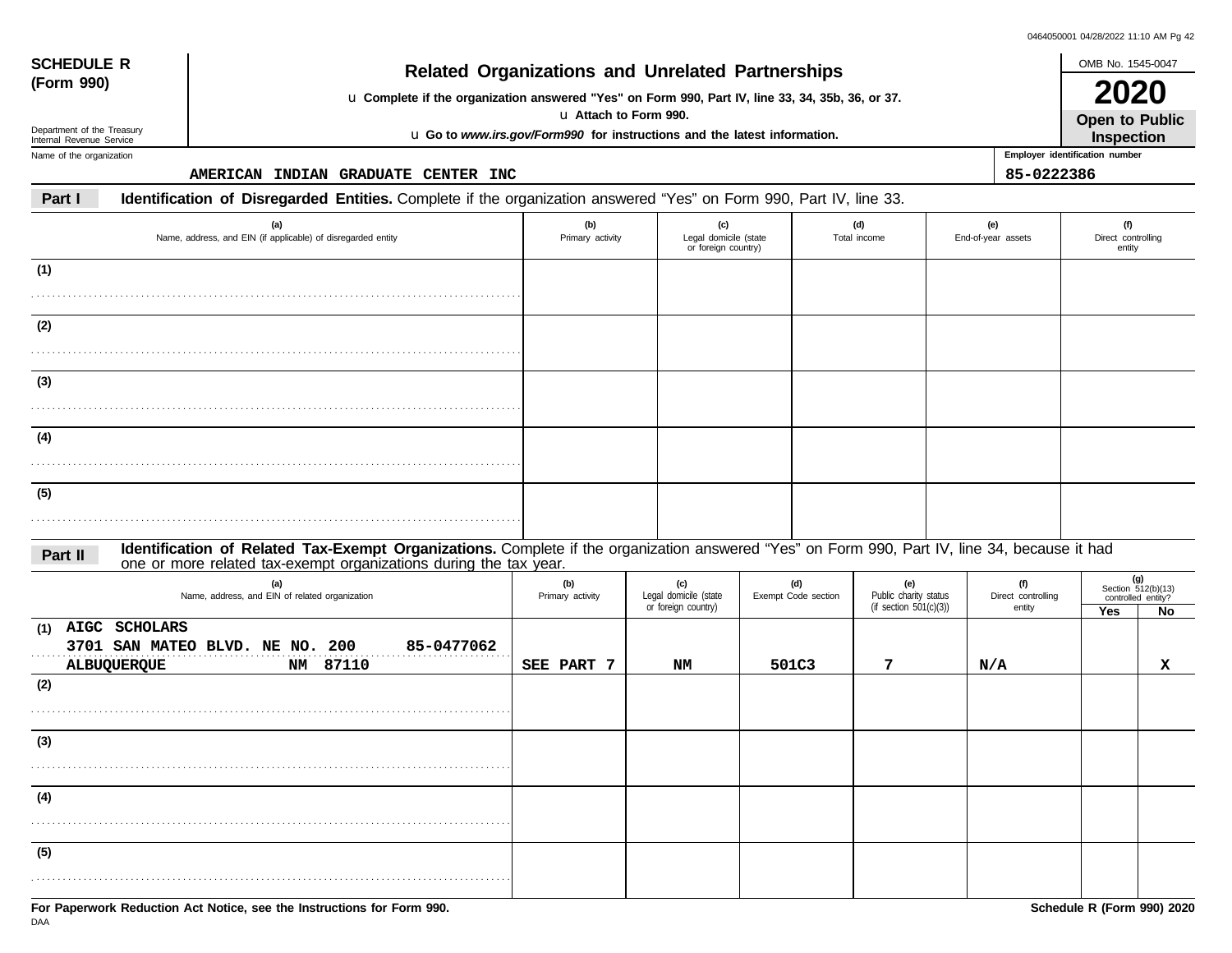**SCHEDULE R (Form 990)**

Department of the Treasury
Internal Revenue Service

# Related Organizations and Unrelated Partnerships

u **Complete if the organization answered "Yes" on Form 990, Part IV, line 33, 34, 35b, 36, or 37.**

u **Attach to Form 990.**

u **Go to *www.irs.gov/Form990* for instructions and the latest information.**

OMB No. 1545-0047

**2020**

**Open to Public Inspection**

Name of the organization: AMERICAN INDIAN GRADUATE CENTER INC

Employer identification number: 85-0222386

**Part I** **Identification of Disregarded Entities.** Complete if the organization answered "Yes" on Form 990, Part IV, line 33.

| (a) Name, address, and EIN (if applicable) of disregarded entity | (b) Primary activity | (c) Legal domicile (state or foreign country) | (d) Total income | (e) End-of-year assets | (f) Direct controlling entity |
|---|---|---|---|---|---|
| (1) | | | | | |
| (2) | | | | | |
| (3) | | | | | |
| (4) | | | | | |
| (5) | | | | | |

**Part II** **Identification of Related Tax-Exempt Organizations.** Complete if the organization answered "Yes" on Form 990, Part IV, line 34, because it had one or more related tax-exempt organizations during the tax year.

| (a) Name, address, and EIN of related organization | (b) Primary activity | (c) Legal domicile (state or foreign country) | (d) Exempt Code section | (e) Public charity status (if section 501(c)(3)) | (f) Direct controlling entity | (g) Section 512(b)(13) controlled entity? Yes | No |
|---|---|---|---|---|---|---|---|
| (1) AIGC SCHOLARS 3701 SAN MATEO BLVD. NE NO. 200 85-0477062 ALBUQUERQUE NM 87110 | SEE PART 7 | NM | 501C3 | 7 | N/A | | X |
| (2) | | | | | | | |
| (3) | | | | | | | |
| (4) | | | | | | | |
| (5) | | | | | | | |

**For Paperwork Reduction Act Notice, see the Instructions for Form 990.**

**Schedule R (Form 990) 2020**

DAA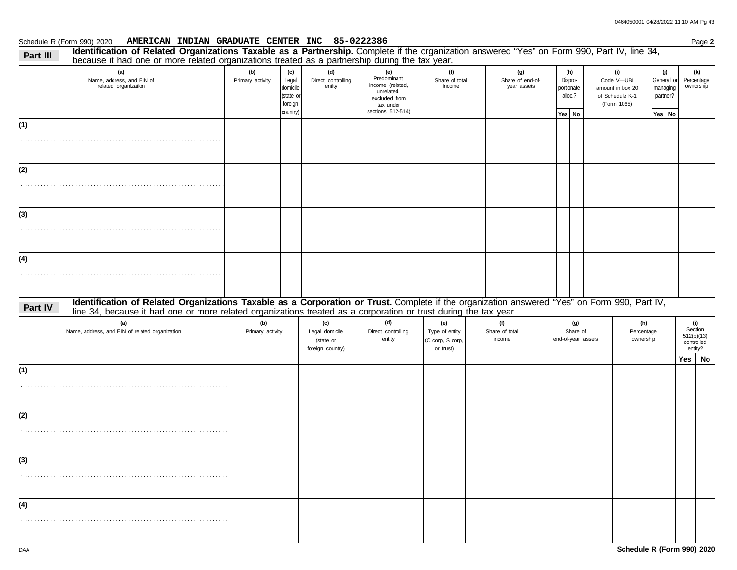Schedule R (Form 990) 2020 **AMERICAN INDIAN GRADUATE CENTER INC 85-0222386** Page **2**

## Part III Identification of Related Organizations Taxable as a Partnership.

Complete if the organization answered "Yes" on Form 990, Part IV, line 34, because it had one or more related organizations treated as a partnership during the tax year.

| (a) Name, address, and EIN of related organization | (b) Primary activity | (c) Legal domicile (state or foreign country) | (d) Direct controlling entity | (e) Predominant income (related, unrelated, excluded from tax under sections 512-514) | (f) Share of total income | (g) Share of end-of-year assets | (h) Dispro-portionate alloc.? Yes | (h) No | (i) Code V—UBI amount in box 20 of Schedule K-1 (Form 1065) | (j) General or managing partner? Yes | (j) No | (k) Percentage ownership |
|---|---|---|---|---|---|---|---|---|---|---|---|---|
| (1) | | | | | | | | | | | | |
| (2) | | | | | | | | | | | | |
| (3) | | | | | | | | | | | | |
| (4) | | | | | | | | | | | | |

## Part IV Identification of Related Organizations Taxable as a Corporation or Trust.

Complete if the organization answered "Yes" on Form 990, Part IV, line 34, because it had one or more related organizations treated as a corporation or trust during the tax year.

| (a) Name, address, and EIN of related organization | (b) Primary activity | (c) Legal domicile (state or foreign country) | (d) Direct controlling entity | (e) Type of entity (C corp, S corp, or trust) | (f) Share of total income | (g) Share of end-of-year assets | (h) Percentage ownership | (i) Section 512(b)(13) controlled entity? Yes | (i) No |
|---|---|---|---|---|---|---|---|---|---|
| (1) | | | | | | | | | |
| (2) | | | | | | | | | |
| (3) | | | | | | | | | |
| (4) | | | | | | | | | |

Schedule R (Form 990) 2020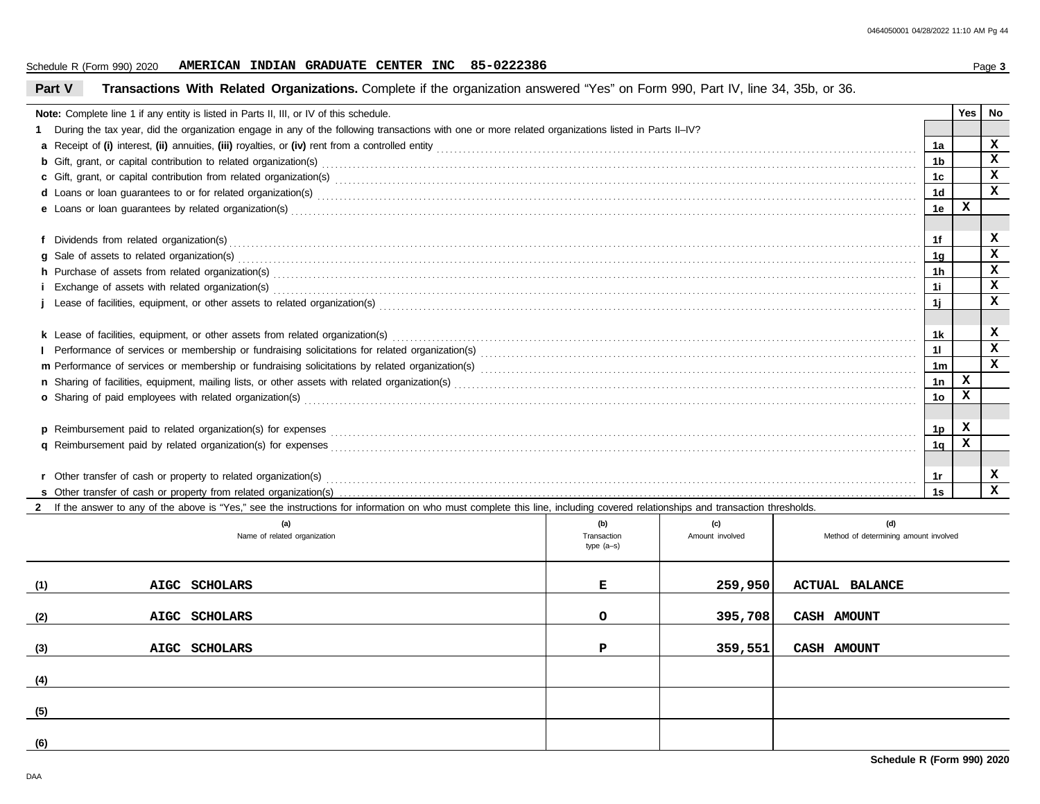Schedule R (Form 990) 2020 **AMERICAN INDIAN GRADUATE CENTER INC 85-0222386**

## Part V Transactions With Related Organizations.

Complete if the organization answered "Yes" on Form 990, Part IV, line 34, 35b, or 36.

**Note:** Complete line 1 if any entity is listed in Parts II, III, or IV of this schedule.

| | | Yes | No |
|---|---|---|---|
| **1** During the tax year, did the organization engage in any of the following transactions with one or more related organizations listed in Parts II–IV? | | | |
| **a** Receipt of **(i)** interest, **(ii)** annuities, **(iii)** royalties, or **(iv)** rent from a controlled entity | 1a | | X |
| **b** Gift, grant, or capital contribution to related organization(s) | 1b | | X |
| **c** Gift, grant, or capital contribution from related organization(s) | 1c | | X |
| **d** Loans or loan guarantees to or for related organization(s) | 1d | | X |
| **e** Loans or loan guarantees by related organization(s) | 1e | X | |
| **f** Dividends from related organization(s) | 1f | | X |
| **g** Sale of assets to related organization(s) | 1g | | X |
| **h** Purchase of assets from related organization(s) | 1h | | X |
| **i** Exchange of assets with related organization(s) | 1i | | X |
| **j** Lease of facilities, equipment, or other assets to related organization(s) | 1j | | X |
| **k** Lease of facilities, equipment, or other assets from related organization(s) | 1k | | X |
| **l** Performance of services or membership or fundraising solicitations for related organization(s) | 1l | | X |
| **m** Performance of services or membership or fundraising solicitations by related organization(s) | 1m | | X |
| **n** Sharing of facilities, equipment, mailing lists, or other assets with related organization(s) | 1n | X | |
| **o** Sharing of paid employees with related organization(s) | 1o | X | |
| **p** Reimbursement paid to related organization(s) for expenses | 1p | X | |
| **q** Reimbursement paid by related organization(s) for expenses | 1q | X | |
| **r** Other transfer of cash or property to related organization(s) | 1r | | X |
| **s** Other transfer of cash or property from related organization(s) | 1s | | X |

**2** If the answer to any of the above is "Yes," see the instructions for information on who must complete this line, including covered relationships and transaction thresholds.

| | (a) Name of related organization | (b) Transaction type (a–s) | (c) Amount involved | (d) Method of determining amount involved |
|---|---|---|---|---|
| (1) | AIGC SCHOLARS | E | 259,950 | ACTUAL BALANCE |
| (2) | AIGC SCHOLARS | O | 395,708 | CASH AMOUNT |
| (3) | AIGC SCHOLARS | P | 359,551 | CASH AMOUNT |
| (4) | | | | |
| (5) | | | | |
| (6) | | | | |

**Schedule R (Form 990) 2020**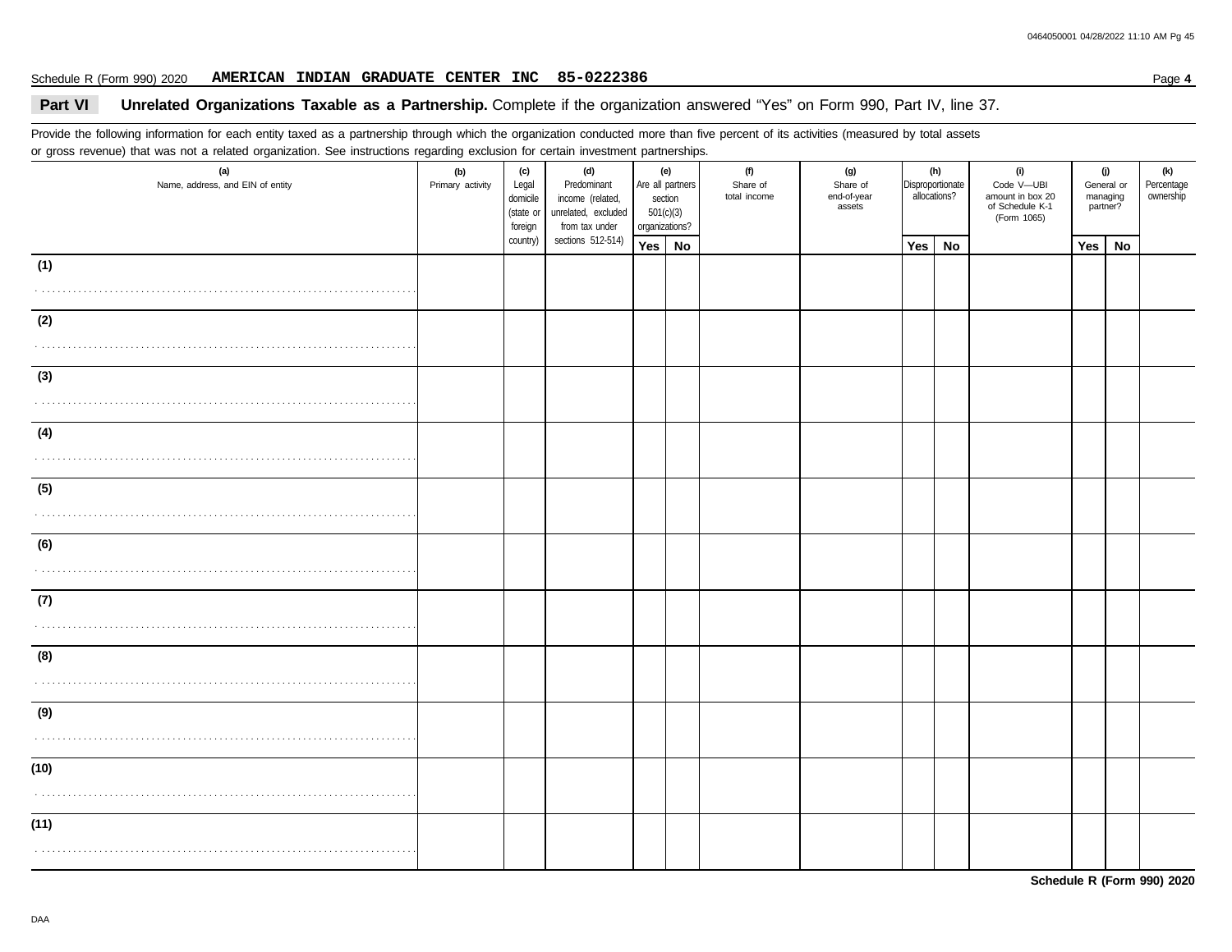Schedule R (Form 990) 2020 **AMERICAN INDIAN GRADUATE CENTER INC 85-0222386** Page **4**

## Part VI Unrelated Organizations Taxable as a Partnership. Complete if the organization answered "Yes" on Form 990, Part IV, line 37.

Provide the following information for each entity taxed as a partnership through which the organization conducted more than five percent of its activities (measured by total assets or gross revenue) that was not a related organization. See instructions regarding exclusion for certain investment partnerships.

| (a) Name, address, and EIN of entity | (b) Primary activity | (c) Legal domicile (state or foreign country) | (d) Predominant income (related, unrelated, excluded from tax under sections 512-514) | (e) Are all partners section 501(c)(3) organizations? | | (f) Share of total income | (g) Share of end-of-year assets | (h) Disproportionate allocations? | | (i) Code V—UBI amount in box 20 of Schedule K-1 (Form 1065) | (j) General or managing partner? | | (k) Percentage ownership |
|---|---|---|---|---|---|---|---|---|---|---|---|---|---|
| | | | | Yes | No | | | Yes | No | | Yes | No | |
| (1) | | | | | | | | | | | | | |
| (2) | | | | | | | | | | | | | |
| (3) | | | | | | | | | | | | | |
| (4) | | | | | | | | | | | | | |
| (5) | | | | | | | | | | | | | |
| (6) | | | | | | | | | | | | | |
| (7) | | | | | | | | | | | | | |
| (8) | | | | | | | | | | | | | |
| (9) | | | | | | | | | | | | | |
| (10) | | | | | | | | | | | | | |
| (11) | | | | | | | | | | | | | |

**Schedule R (Form 990) 2020**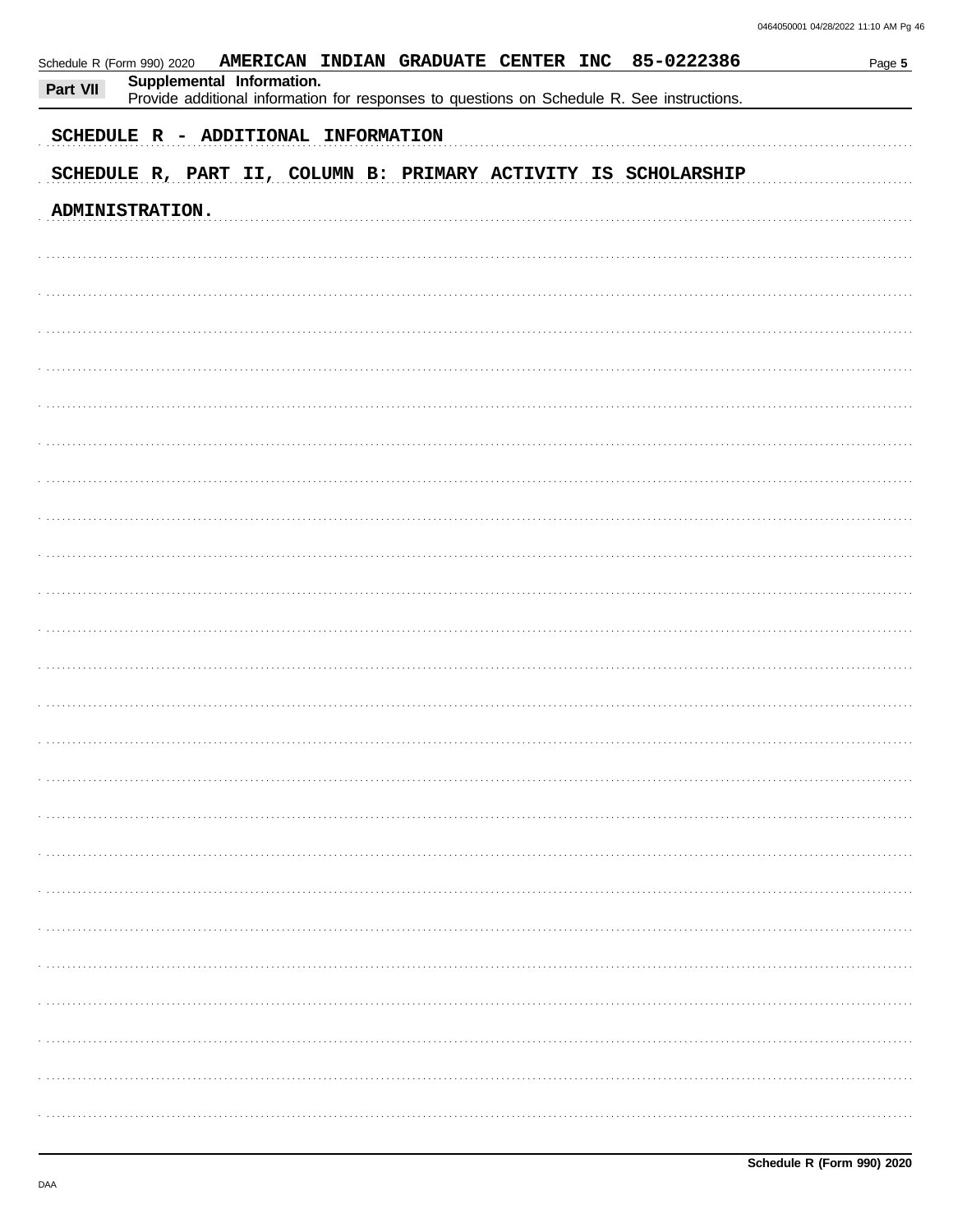Schedule R (Form 990) 2020 AMERICAN INDIAN GRADUATE CENTER INC 85-0222386

**Part VII Supplemental Information.**
Provide additional information for responses to questions on Schedule R. See instructions.

SCHEDULE R - ADDITIONAL INFORMATION

SCHEDULE R, PART II, COLUMN B: PRIMARY ACTIVITY IS SCHOLARSHIP ADMINISTRATION.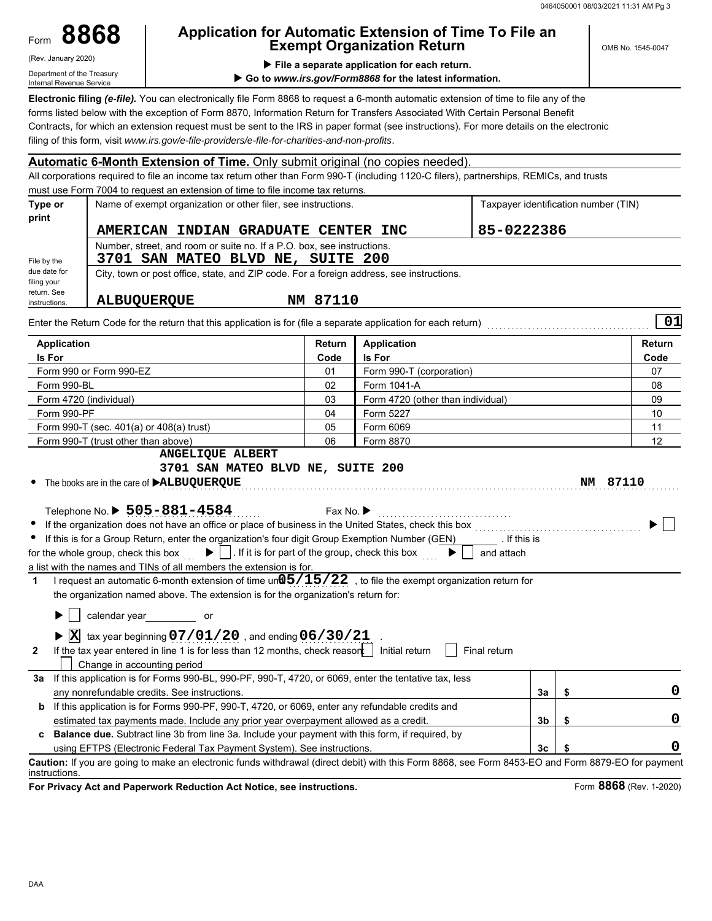Form **8868**

(Rev. January 2020)

Department of the Treasury
Internal Revenue Service

# Application for Automatic Extension of Time To File an Exempt Organization Return

▶ **File a separate application for each return.**

▶ **Go to *www.irs.gov/Form8868* for the latest information.**

OMB No. 1545-0047

**Electronic filing *(e-file).*** You can electronically file Form 8868 to request a 6-month automatic extension of time to file any of the forms listed below with the exception of Form 8870, Information Return for Transfers Associated With Certain Personal Benefit Contracts, for which an extension request must be sent to the IRS in paper format (see instructions). For more details on the electronic filing of this form, visit *www.irs.gov/e-file-providers/e-file-for-charities-and-non-profits*.

**Automatic 6-Month Extension of Time.** Only submit original (no copies needed).

All corporations required to file an income tax return other than Form 990-T (including 1120-C filers), partnerships, REMICs, and trusts must use Form 7004 to request an extension of time to file income tax returns.

| Type or print | Name of exempt organization or other filer, see instructions. | Taxpayer identification number (TIN) |
|---|---|---|
| | AMERICAN INDIAN GRADUATE CENTER INC | 85-0222386 |
| File by the due date for filing your return. See instructions. | Number, street, and room or suite no. If a P.O. box, see instructions. 3701 SAN MATEO BLVD NE, SUITE 200 | |
| | City, town or post office, state, and ZIP code. For a foreign address, see instructions. ALBUQUERQUE NM 87110 | |

Enter the Return Code for the return that this application is for (file a separate application for each return) **01**

| Application Is For | Return Code | Application Is For | Return Code |
|---|---|---|---|
| Form 990 or Form 990-EZ | 01 | Form 990-T (corporation) | 07 |
| Form 990-BL | 02 | Form 1041-A | 08 |
| Form 4720 (individual) | 03 | Form 4720 (other than individual) | 09 |
| Form 990-PF | 04 | Form 5227 | 10 |
| Form 990-T (sec. 401(a) or 408(a) trust) | 05 | Form 6069 | 11 |
| Form 990-T (trust other than above) | 06 | Form 8870 | 12 |

- The books are in the care of ▶ ANGELIQUE ALBERT 3701 SAN MATEO BLVD NE, SUITE 200 ALBUQUERQUE NM 87110

  Telephone No. ▶ 505-881-4584 Fax No. ▶

- If the organization does not have an office or place of business in the United States, check this box ▶ ☐
- If this is for a Group Return, enter the organization's four digit Group Exemption Number (GEN) ______ . If this is for the whole group, check this box ▶ ☐ . If it is for part of the group, check this box ▶ ☐ and attach a list with the names and TINs of all members the extension is for.

**1** I request an automatic 6-month extension of time until 05/15/22 , to file the exempt organization return for the organization named above. The extension is for the organization's return for:

▶ ☐ calendar year ______ or

▶ ☒ tax year beginning 07/01/20 , and ending 06/30/21 .

**2** If the tax year entered in line 1 is for less than 12 months, check reason: ☐ Initial return ☐ Final return ☐ Change in accounting period

| | | | |
|---|---|---|---|
| **3a** | If this application is for Forms 990-BL, 990-PF, 990-T, 4720, or 6069, enter the tentative tax, less any nonrefundable credits. See instructions. | 3a | $ 0 |
| **b** | If this application is for Forms 990-PF, 990-T, 4720, or 6069, enter any refundable credits and estimated tax payments made. Include any prior year overpayment allowed as a credit. | 3b | $ 0 |
| **c** | **Balance due.** Subtract line 3b from line 3a. Include your payment with this form, if required, by using EFTPS (Electronic Federal Tax Payment System). See instructions. | 3c | $ 0 |

**Caution:** If you are going to make an electronic funds withdrawal (direct debit) with this Form 8868, see Form 8453-EO and Form 8879-EO for payment instructions.

**For Privacy Act and Paperwork Reduction Act Notice, see instructions.** Form **8868** (Rev. 1-2020)

DAA